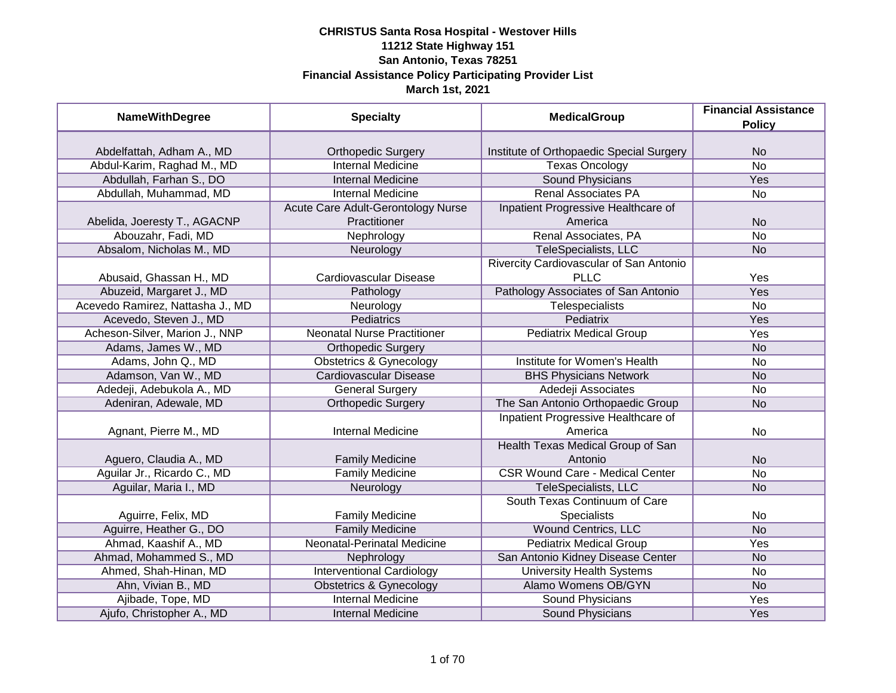**CHRISTUS Santa Rosa Hospital - Westover Hills**
**11212 State Highway 151**
**San Antonio, Texas 78251**
**Financial Assistance Policy Participating Provider List**
**March 1st, 2021**

| NameWithDegree | Specialty | MedicalGroup | Financial Assistance Policy |
|---|---|---|---|
| Abdelfattah, Adham A., MD | Orthopedic Surgery | Institute of Orthopaedic Special Surgery | No |
| Abdul-Karim, Raghad M., MD | Internal Medicine | Texas Oncology | No |
| Abdullah, Farhan S., DO | Internal Medicine | Sound Physicians | Yes |
| Abdullah, Muhammad, MD | Internal Medicine | Renal Associates PA | No |
| Abelida, Joeresty T., AGACNP | Acute Care Adult-Gerontology Nurse Practitioner | Inpatient Progressive Healthcare of America | No |
| Abouzahr, Fadi, MD | Nephrology | Renal Associates, PA | No |
| Absalom, Nicholas M., MD | Neurology | TeleSpecialists, LLC | No |
| Abusaid, Ghassan H., MD | Cardiovascular Disease | Rivercity Cardiovascular of San Antonio PLLC | Yes |
| Abuzeid, Margaret J., MD | Pathology | Pathology Associates of San Antonio | Yes |
| Acevedo Ramirez, Nattasha J., MD | Neurology | Telespecialists | No |
| Acevedo, Steven J., MD | Pediatrics | Pediatrix | Yes |
| Acheson-Silver, Marion J., NNP | Neonatal Nurse Practitioner | Pediatrix Medical Group | Yes |
| Adams, James W., MD | Orthopedic Surgery | | No |
| Adams, John Q., MD | Obstetrics & Gynecology | Institute for Women's Health | No |
| Adamson, Van W., MD | Cardiovascular Disease | BHS Physicians Network | No |
| Adedeji, Adebukola A., MD | General Surgery | Adedeji Associates | No |
| Adeniran, Adewale, MD | Orthopedic Surgery | The San Antonio Orthopaedic Group | No |
| Agnant, Pierre M., MD | Internal Medicine | Inpatient Progressive Healthcare of America | No |
| Aguero, Claudia A., MD | Family Medicine | Health Texas Medical Group of San Antonio | No |
| Aguilar Jr., Ricardo C., MD | Family Medicine | CSR Wound Care - Medical Center | No |
| Aguilar, Maria I., MD | Neurology | TeleSpecialists, LLC | No |
| Aguirre, Felix, MD | Family Medicine | South Texas Continuum of Care Specialists | No |
| Aguirre, Heather G., DO | Family Medicine | Wound Centrics, LLC | No |
| Ahmad, Kaashif A., MD | Neonatal-Perinatal Medicine | Pediatrix Medical Group | Yes |
| Ahmad, Mohammed S., MD | Nephrology | San Antonio Kidney Disease Center | No |
| Ahmed, Shah-Hinan, MD | Interventional Cardiology | University Health Systems | No |
| Ahn, Vivian B., MD | Obstetrics & Gynecology | Alamo Womens OB/GYN | No |
| Ajibade, Tope, MD | Internal Medicine | Sound Physicians | Yes |
| Ajufo, Christopher A., MD | Internal Medicine | Sound Physicians | Yes |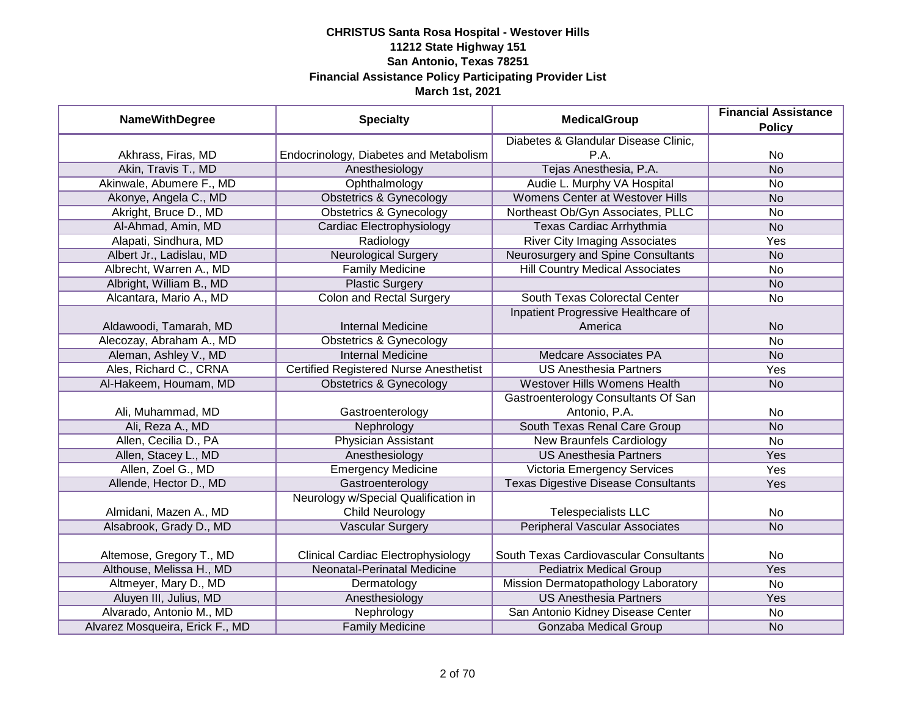**CHRISTUS Santa Rosa Hospital - Westover Hills**
**11212 State Highway 151**
**San Antonio, Texas 78251**
**Financial Assistance Policy Participating Provider List**
**March 1st, 2021**

| NameWithDegree | Specialty | MedicalGroup | Financial Assistance Policy |
|---|---|---|---|
| Akhrass, Firas, MD | Endocrinology, Diabetes and Metabolism | Diabetes & Glandular Disease Clinic, P.A. | No |
| Akin, Travis T., MD | Anesthesiology | Tejas Anesthesia, P.A. | No |
| Akinwale, Abumere F., MD | Ophthalmology | Audie L. Murphy VA Hospital | No |
| Akonye, Angela C., MD | Obstetrics & Gynecology | Womens Center at Westover Hills | No |
| Akright, Bruce D., MD | Obstetrics & Gynecology | Northeast Ob/Gyn Associates, PLLC | No |
| Al-Ahmad, Amin, MD | Cardiac Electrophysiology | Texas Cardiac Arrhythmia | No |
| Alapati, Sindhura, MD | Radiology | River City Imaging Associates | Yes |
| Albert Jr., Ladislau, MD | Neurological Surgery | Neurosurgery and Spine Consultants | No |
| Albrecht, Warren A., MD | Family Medicine | Hill Country Medical Associates | No |
| Albright, William B., MD | Plastic Surgery | | No |
| Alcantara, Mario A., MD | Colon and Rectal Surgery | South Texas Colorectal Center | No |
| Aldawoodi, Tamarah, MD | Internal Medicine | Inpatient Progressive Healthcare of America | No |
| Alecozay, Abraham A., MD | Obstetrics & Gynecology | | No |
| Aleman, Ashley V., MD | Internal Medicine | Medcare Associates PA | No |
| Ales, Richard C., CRNA | Certified Registered Nurse Anesthetist | US Anesthesia Partners | Yes |
| Al-Hakeem, Houmam, MD | Obstetrics & Gynecology | Westover Hills Womens Health | No |
| Ali, Muhammad, MD | Gastroenterology | Gastroenterology Consultants Of San Antonio, P.A. | No |
| Ali, Reza A., MD | Nephrology | South Texas Renal Care Group | No |
| Allen, Cecilia D., PA | Physician Assistant | New Braunfels Cardiology | No |
| Allen, Stacey L., MD | Anesthesiology | US Anesthesia Partners | Yes |
| Allen, Zoel G., MD | Emergency Medicine | Victoria Emergency Services | Yes |
| Allende, Hector D., MD | Gastroenterology | Texas Digestive Disease Consultants | Yes |
| Almidani, Mazen A., MD | Neurology w/Special Qualification in Child Neurology | Telespecialists LLC | No |
| Alsabrook, Grady D., MD | Vascular Surgery | Peripheral Vascular Associates | No |
| Altemose, Gregory T., MD | Clinical Cardiac Electrophysiology | South Texas Cardiovascular Consultants | No |
| Althouse, Melissa H., MD | Neonatal-Perinatal Medicine | Pediatrix Medical Group | Yes |
| Altmeyer, Mary D., MD | Dermatology | Mission Dermatopathology Laboratory | No |
| Aluyen III, Julius, MD | Anesthesiology | US Anesthesia Partners | Yes |
| Alvarado, Antonio M., MD | Nephrology | San Antonio Kidney Disease Center | No |
| Alvarez Mosqueira, Erick F., MD | Family Medicine | Gonzaba Medical Group | No |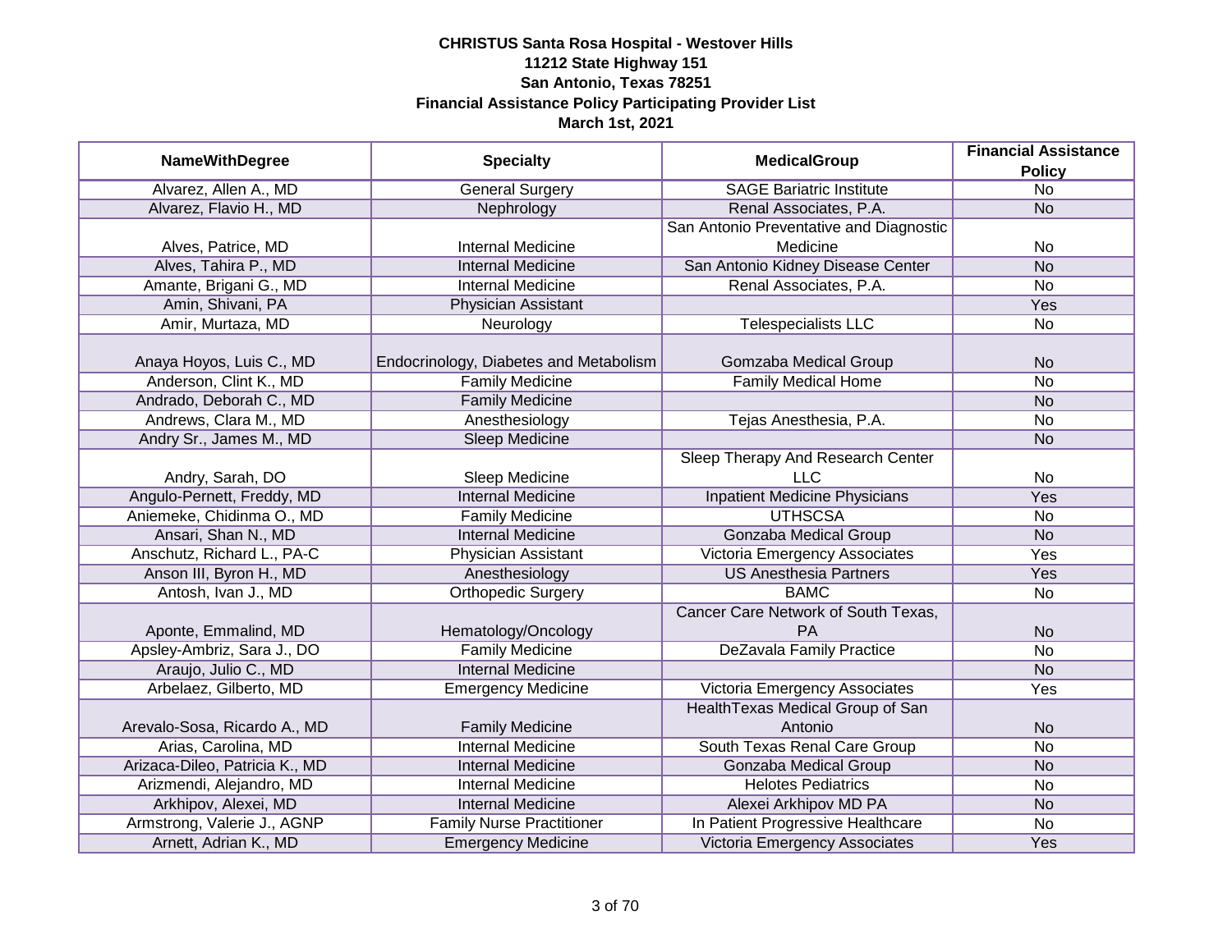**CHRISTUS Santa Rosa Hospital - Westover Hills**
**11212 State Highway 151**
**San Antonio, Texas 78251**
**Financial Assistance Policy Participating Provider List**
**March 1st, 2021**

| NameWithDegree | Specialty | MedicalGroup | Financial Assistance Policy |
|---|---|---|---|
| Alvarez, Allen A., MD | General Surgery | SAGE Bariatric Institute | No |
| Alvarez, Flavio H., MD | Nephrology | Renal Associates, P.A. | No |
| Alves, Patrice, MD | Internal Medicine | San Antonio Preventative and Diagnostic Medicine | No |
| Alves, Tahira P., MD | Internal Medicine | San Antonio Kidney Disease Center | No |
| Amante, Brigani G., MD | Internal Medicine | Renal Associates, P.A. | No |
| Amin, Shivani, PA | Physician Assistant | | Yes |
| Amir, Murtaza, MD | Neurology | Telespecialists LLC | No |
| Anaya Hoyos, Luis C., MD | Endocrinology, Diabetes and Metabolism | Gomzaba Medical Group | No |
| Anderson, Clint K., MD | Family Medicine | Family Medical Home | No |
| Andrado, Deborah C., MD | Family Medicine | | No |
| Andrews, Clara M., MD | Anesthesiology | Tejas Anesthesia, P.A. | No |
| Andry Sr., James M., MD | Sleep Medicine | | No |
| Andry, Sarah, DO | Sleep Medicine | Sleep Therapy And Research Center LLC | No |
| Angulo-Pernett, Freddy, MD | Internal Medicine | Inpatient Medicine Physicians | Yes |
| Aniemeke, Chidinma O., MD | Family Medicine | UTHSCSA | No |
| Ansari, Shan N., MD | Internal Medicine | Gonzaba Medical Group | No |
| Anschutz, Richard L., PA-C | Physician Assistant | Victoria Emergency Associates | Yes |
| Anson III, Byron H., MD | Anesthesiology | US Anesthesia Partners | Yes |
| Antosh, Ivan J., MD | Orthopedic Surgery | BAMC | No |
| Aponte, Emmalind, MD | Hematology/Oncology | Cancer Care Network of South Texas, PA | No |
| Apsley-Ambriz, Sara J., DO | Family Medicine | DeZavala Family Practice | No |
| Araujo, Julio C., MD | Internal Medicine | | No |
| Arbelaez, Gilberto, MD | Emergency Medicine | Victoria Emergency Associates | Yes |
| Arevalo-Sosa, Ricardo A., MD | Family Medicine | HealthTexas Medical Group of San Antonio | No |
| Arias, Carolina, MD | Internal Medicine | South Texas Renal Care Group | No |
| Arizaca-Dileo, Patricia K., MD | Internal Medicine | Gonzaba Medical Group | No |
| Arizmendi, Alejandro, MD | Internal Medicine | Helotes Pediatrics | No |
| Arkhipov, Alexei, MD | Internal Medicine | Alexei Arkhipov MD PA | No |
| Armstrong, Valerie J., AGNP | Family Nurse Practitioner | In Patient Progressive Healthcare | No |
| Arnett, Adrian K., MD | Emergency Medicine | Victoria Emergency Associates | Yes |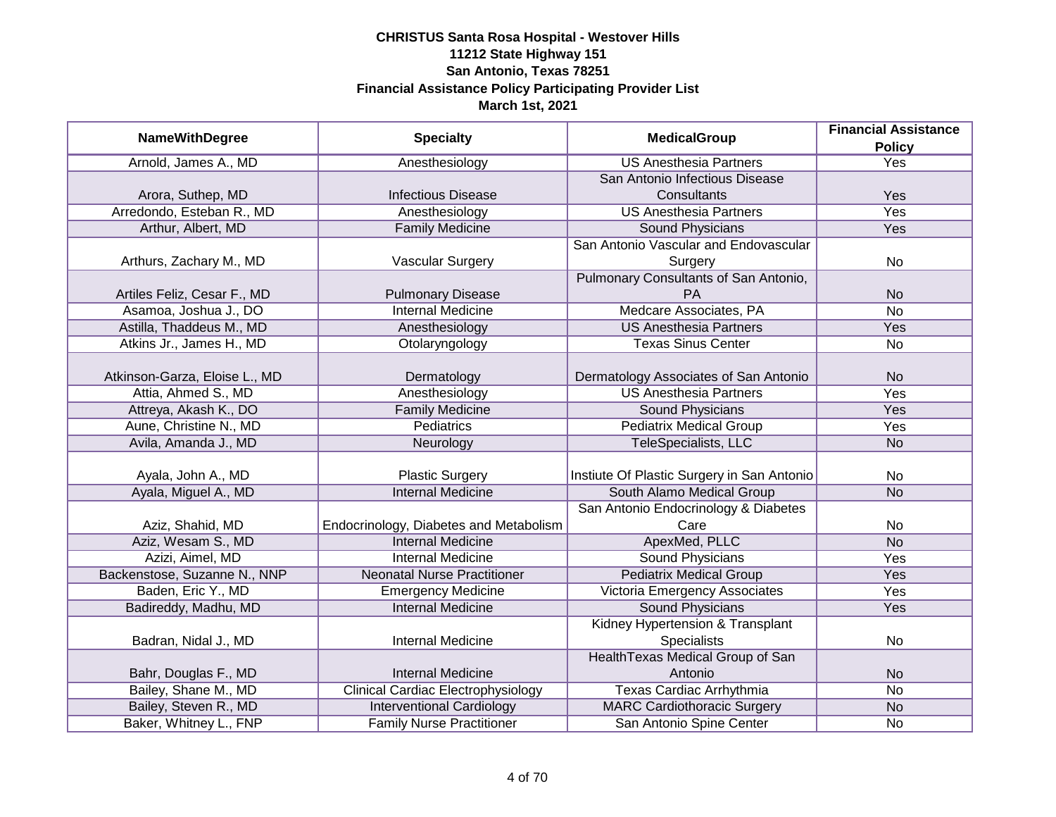**CHRISTUS Santa Rosa Hospital - Westover Hills**
**11212 State Highway 151**
**San Antonio, Texas 78251**
**Financial Assistance Policy Participating Provider List**
**March 1st, 2021**

| NameWithDegree | Specialty | MedicalGroup | Financial Assistance Policy |
|---|---|---|---|
| Arnold, James A., MD | Anesthesiology | US Anesthesia Partners | Yes |
| Arora, Suthep, MD | Infectious Disease | San Antonio Infectious Disease Consultants | Yes |
| Arredondo, Esteban R., MD | Anesthesiology | US Anesthesia Partners | Yes |
| Arthur, Albert, MD | Family Medicine | Sound Physicians | Yes |
| Arthurs, Zachary M., MD | Vascular Surgery | San Antonio Vascular and Endovascular Surgery | No |
| Artiles Feliz, Cesar F., MD | Pulmonary Disease | Pulmonary Consultants of San Antonio, PA | No |
| Asamoa, Joshua J., DO | Internal Medicine | Medcare Associates, PA | No |
| Astilla, Thaddeus M., MD | Anesthesiology | US Anesthesia Partners | Yes |
| Atkins Jr., James H., MD | Otolaryngology | Texas Sinus Center | No |
| Atkinson-Garza, Eloise L., MD | Dermatology | Dermatology Associates of San Antonio | No |
| Attia, Ahmed S., MD | Anesthesiology | US Anesthesia Partners | Yes |
| Attreya, Akash K., DO | Family Medicine | Sound Physicians | Yes |
| Aune, Christine N., MD | Pediatrics | Pediatrix Medical Group | Yes |
| Avila, Amanda J., MD | Neurology | TeleSpecialists, LLC | No |
| Ayala, John A., MD | Plastic Surgery | Instiute Of Plastic Surgery in San Antonio | No |
| Ayala, Miguel A., MD | Internal Medicine | South Alamo Medical Group | No |
| Aziz, Shahid, MD | Endocrinology, Diabetes and Metabolism | San Antonio Endocrinology & Diabetes Care | No |
| Aziz, Wesam S., MD | Internal Medicine | ApexMed, PLLC | No |
| Azizi, Aimel, MD | Internal Medicine | Sound Physicians | Yes |
| Backenstose, Suzanne N., NNP | Neonatal Nurse Practitioner | Pediatrix Medical Group | Yes |
| Baden, Eric Y., MD | Emergency Medicine | Victoria Emergency Associates | Yes |
| Badireddy, Madhu, MD | Internal Medicine | Sound Physicians | Yes |
| Badran, Nidal J., MD | Internal Medicine | Kidney Hypertension & Transplant Specialists | No |
| Bahr, Douglas F., MD | Internal Medicine | HealthTexas Medical Group of San Antonio | No |
| Bailey, Shane M., MD | Clinical Cardiac Electrophysiology | Texas Cardiac Arrhythmia | No |
| Bailey, Steven R., MD | Interventional Cardiology | MARC Cardiothoracic Surgery | No |
| Baker, Whitney L., FNP | Family Nurse Practitioner | San Antonio Spine Center | No |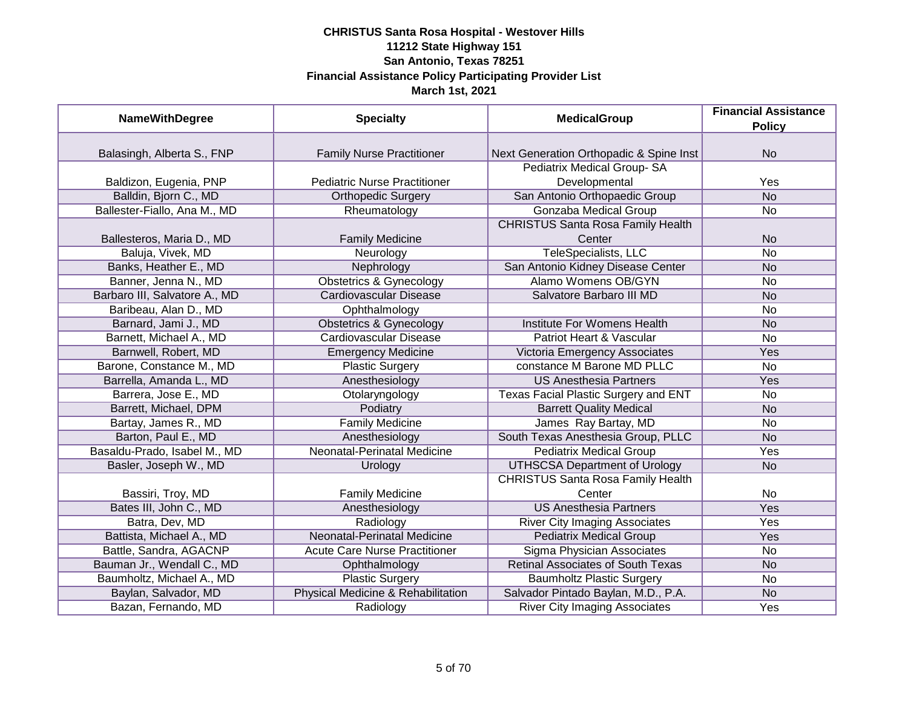**CHRISTUS Santa Rosa Hospital - Westover Hills**
**11212 State Highway 151**
**San Antonio, Texas 78251**
**Financial Assistance Policy Participating Provider List**
**March 1st, 2021**

| NameWithDegree | Specialty | MedicalGroup | Financial Assistance Policy |
|---|---|---|---|
| Balasingh, Alberta S., FNP | Family Nurse Practitioner | Next Generation Orthopadic & Spine Inst | No |
| Baldizon, Eugenia, PNP | Pediatric Nurse Practitioner | Pediatrix Medical Group- SA Developmental | Yes |
| Balldin, Bjorn C., MD | Orthopedic Surgery | San Antonio Orthopaedic Group | No |
| Ballester-Fiallo, Ana M., MD | Rheumatology | Gonzaba Medical Group | No |
| Ballesteros, Maria D., MD | Family Medicine | CHRISTUS Santa Rosa Family Health Center | No |
| Baluja, Vivek, MD | Neurology | TeleSpecialists, LLC | No |
| Banks, Heather E., MD | Nephrology | San Antonio Kidney Disease Center | No |
| Banner, Jenna N., MD | Obstetrics & Gynecology | Alamo Womens OB/GYN | No |
| Barbaro III, Salvatore A., MD | Cardiovascular Disease | Salvatore Barbaro III MD | No |
| Baribeau, Alan D., MD | Ophthalmology | | No |
| Barnard, Jami J., MD | Obstetrics & Gynecology | Institute For Womens Health | No |
| Barnett, Michael A., MD | Cardiovascular Disease | Patriot Heart & Vascular | No |
| Barnwell, Robert, MD | Emergency Medicine | Victoria Emergency Associates | Yes |
| Barone, Constance M., MD | Plastic Surgery | constance M Barone MD PLLC | No |
| Barrella, Amanda L., MD | Anesthesiology | US Anesthesia Partners | Yes |
| Barrera, Jose E., MD | Otolaryngology | Texas Facial Plastic Surgery and ENT | No |
| Barrett, Michael, DPM | Podiatry | Barrett Quality Medical | No |
| Bartay, James R., MD | Family Medicine | James Ray Bartay, MD | No |
| Barton, Paul E., MD | Anesthesiology | South Texas Anesthesia Group, PLLC | No |
| Basaldu-Prado, Isabel M., MD | Neonatal-Perinatal Medicine | Pediatrix Medical Group | Yes |
| Basler, Joseph W., MD | Urology | UTHSCSA Department of Urology | No |
| Bassiri, Troy, MD | Family Medicine | CHRISTUS Santa Rosa Family Health Center | No |
| Bates III, John C., MD | Anesthesiology | US Anesthesia Partners | Yes |
| Batra, Dev, MD | Radiology | River City Imaging Associates | Yes |
| Battista, Michael A., MD | Neonatal-Perinatal Medicine | Pediatrix Medical Group | Yes |
| Battle, Sandra, AGACNP | Acute Care Nurse Practitioner | Sigma Physician Associates | No |
| Bauman Jr., Wendall C., MD | Ophthalmology | Retinal Associates of South Texas | No |
| Baumholtz, Michael A., MD | Plastic Surgery | Baumholtz Plastic Surgery | No |
| Baylan, Salvador, MD | Physical Medicine & Rehabilitation | Salvador Pintado Baylan, M.D., P.A. | No |
| Bazan, Fernando, MD | Radiology | River City Imaging Associates | Yes |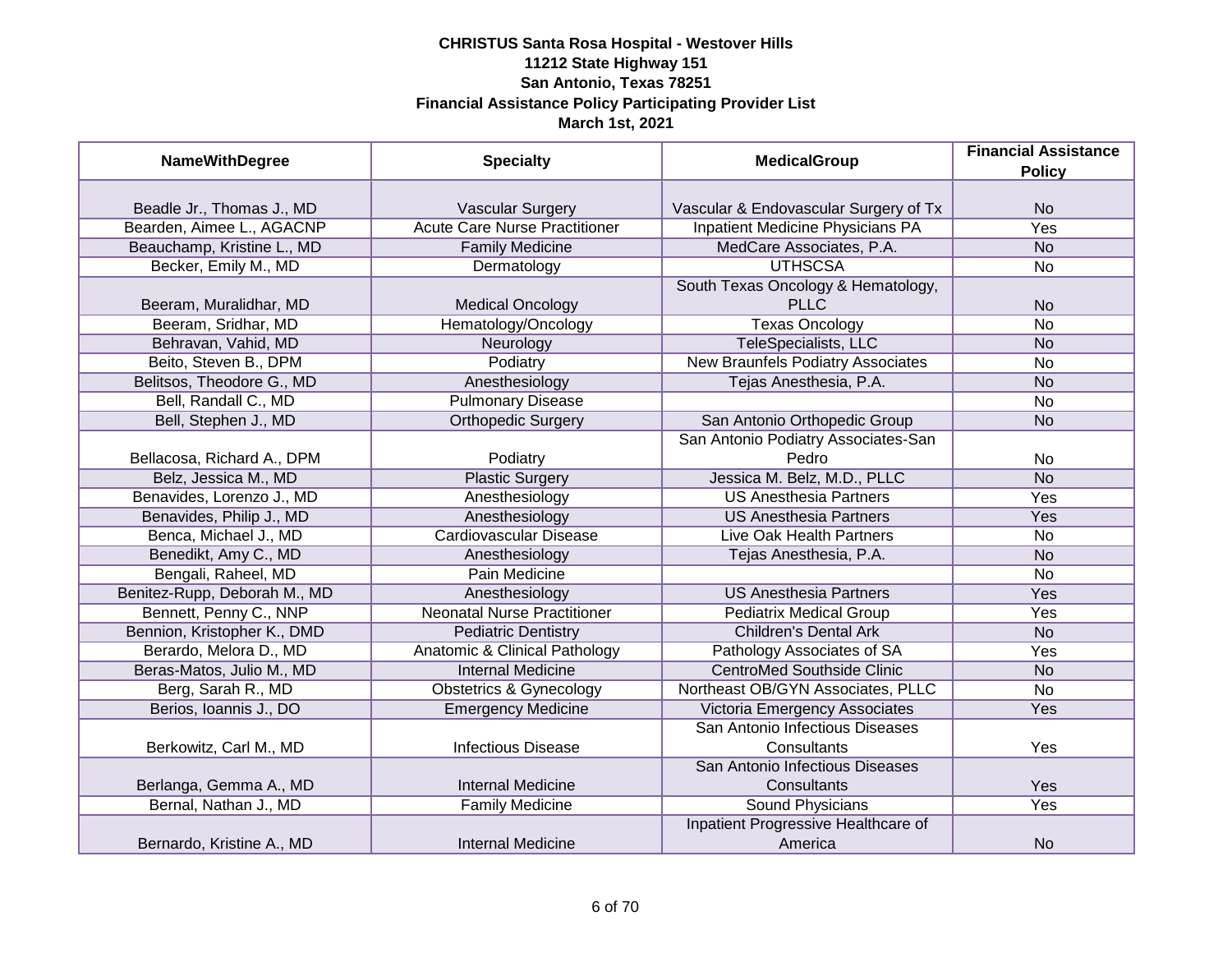**CHRISTUS Santa Rosa Hospital - Westover Hills**
**11212 State Highway 151**
**San Antonio, Texas 78251**
**Financial Assistance Policy Participating Provider List**
**March 1st, 2021**

| NameWithDegree | Specialty | MedicalGroup | Financial Assistance Policy |
|---|---|---|---|
| Beadle Jr., Thomas J., MD | Vascular Surgery | Vascular & Endovascular Surgery of Tx | No |
| Bearden, Aimee L., AGACNP | Acute Care Nurse Practitioner | Inpatient Medicine Physicians PA | Yes |
| Beauchamp, Kristine L., MD | Family Medicine | MedCare Associates, P.A. | No |
| Becker, Emily M., MD | Dermatology | UTHSCSA | No |
| Beeram, Muralidhar, MD | Medical Oncology | South Texas Oncology & Hematology, PLLC | No |
| Beeram, Sridhar, MD | Hematology/Oncology | Texas Oncology | No |
| Behravan, Vahid, MD | Neurology | TeleSpecialists, LLC | No |
| Beito, Steven B., DPM | Podiatry | New Braunfels Podiatry Associates | No |
| Belitsos, Theodore G., MD | Anesthesiology | Tejas Anesthesia, P.A. | No |
| Bell, Randall C., MD | Pulmonary Disease | | No |
| Bell, Stephen J., MD | Orthopedic Surgery | San Antonio Orthopedic Group | No |
| Bellacosa, Richard A., DPM | Podiatry | San Antonio Podiatry Associates-San Pedro | No |
| Belz, Jessica M., MD | Plastic Surgery | Jessica M. Belz, M.D., PLLC | No |
| Benavides, Lorenzo J., MD | Anesthesiology | US Anesthesia Partners | Yes |
| Benavides, Philip J., MD | Anesthesiology | US Anesthesia Partners | Yes |
| Benca, Michael J., MD | Cardiovascular Disease | Live Oak Health Partners | No |
| Benedikt, Amy C., MD | Anesthesiology | Tejas Anesthesia, P.A. | No |
| Bengali, Raheel, MD | Pain Medicine | | No |
| Benitez-Rupp, Deborah M., MD | Anesthesiology | US Anesthesia Partners | Yes |
| Bennett, Penny C., NNP | Neonatal Nurse Practitioner | Pediatrix Medical Group | Yes |
| Bennion, Kristopher K., DMD | Pediatric Dentistry | Children's Dental Ark | No |
| Berardo, Melora D., MD | Anatomic & Clinical Pathology | Pathology Associates of SA | Yes |
| Beras-Matos, Julio M., MD | Internal Medicine | CentroMed Southside Clinic | No |
| Berg, Sarah R., MD | Obstetrics & Gynecology | Northeast OB/GYN Associates, PLLC | No |
| Berios, Ioannis J., DO | Emergency Medicine | Victoria Emergency Associates | Yes |
| Berkowitz, Carl M., MD | Infectious Disease | San Antonio Infectious Diseases Consultants | Yes |
| Berlanga, Gemma A., MD | Internal Medicine | San Antonio Infectious Diseases Consultants | Yes |
| Bernal, Nathan J., MD | Family Medicine | Sound Physicians | Yes |
| Bernardo, Kristine A., MD | Internal Medicine | Inpatient Progressive Healthcare of America | No |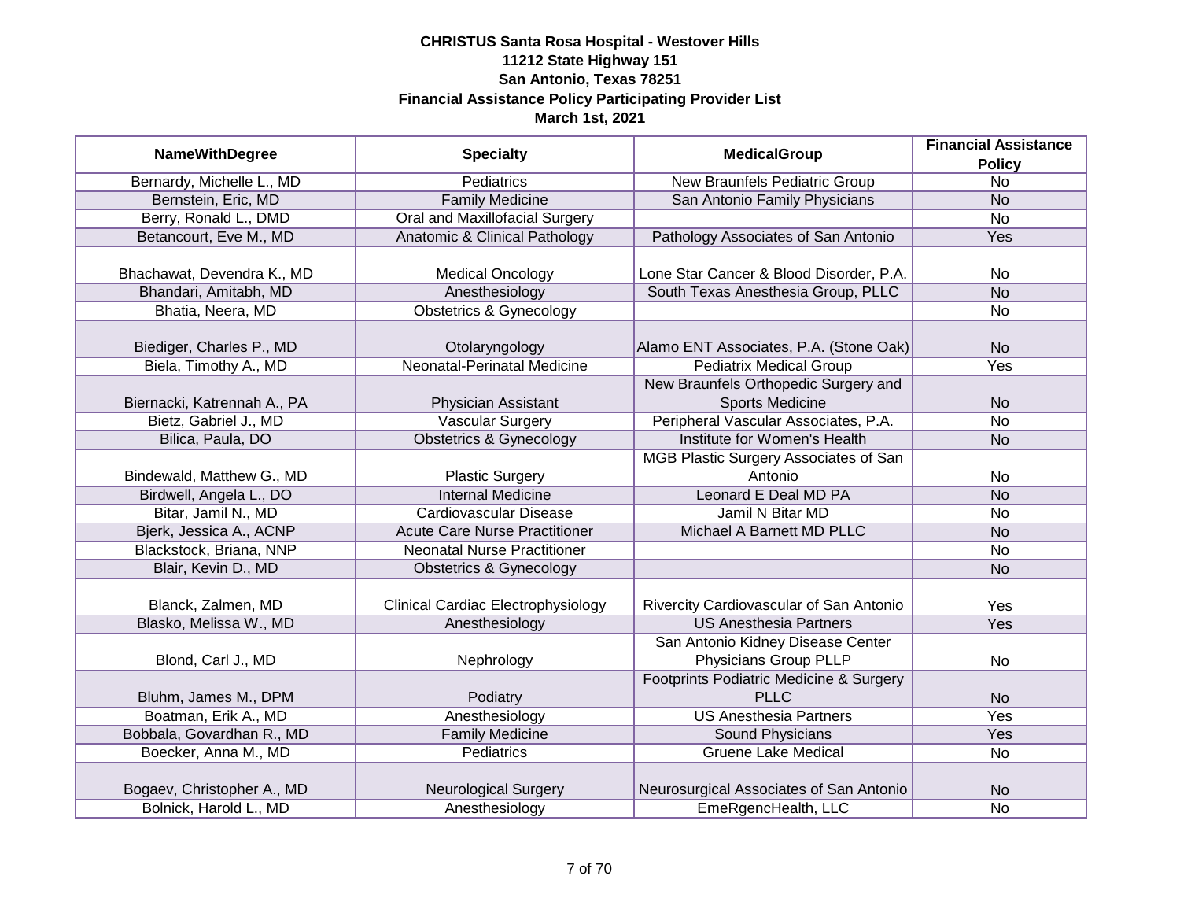**CHRISTUS Santa Rosa Hospital - Westover Hills**
**11212 State Highway 151**
**San Antonio, Texas 78251**
**Financial Assistance Policy Participating Provider List**
**March 1st, 2021**

| NameWithDegree | Specialty | MedicalGroup | Financial Assistance Policy |
|---|---|---|---|
| Bernardy, Michelle L., MD | Pediatrics | New Braunfels Pediatric Group | No |
| Bernstein, Eric, MD | Family Medicine | San Antonio Family Physicians | No |
| Berry, Ronald L., DMD | Oral and Maxillofacial Surgery | | No |
| Betancourt, Eve M., MD | Anatomic & Clinical Pathology | Pathology Associates of San Antonio | Yes |
| Bhachawat, Devendra K., MD | Medical Oncology | Lone Star Cancer & Blood Disorder, P.A. | No |
| Bhandari, Amitabh, MD | Anesthesiology | South Texas Anesthesia Group, PLLC | No |
| Bhatia, Neera, MD | Obstetrics & Gynecology | | No |
| Biediger, Charles P., MD | Otolaryngology | Alamo ENT Associates, P.A. (Stone Oak) | No |
| Biela, Timothy A., MD | Neonatal-Perinatal Medicine | Pediatrix Medical Group | Yes |
| Biernacki, Katrennah A., PA | Physician Assistant | New Braunfels Orthopedic Surgery and Sports Medicine | No |
| Bietz, Gabriel J., MD | Vascular Surgery | Peripheral Vascular Associates, P.A. | No |
| Bilica, Paula, DO | Obstetrics & Gynecology | Institute for Women's Health | No |
| Bindewald, Matthew G., MD | Plastic Surgery | MGB Plastic Surgery Associates of San Antonio | No |
| Birdwell, Angela L., DO | Internal Medicine | Leonard E Deal MD PA | No |
| Bitar, Jamil N., MD | Cardiovascular Disease | Jamil N Bitar MD | No |
| Bjerk, Jessica A., ACNP | Acute Care Nurse Practitioner | Michael A Barnett MD PLLC | No |
| Blackstock, Briana, NNP | Neonatal Nurse Practitioner | | No |
| Blair, Kevin D., MD | Obstetrics & Gynecology | | No |
| Blanck, Zalmen, MD | Clinical Cardiac Electrophysiology | Rivercity Cardiovascular of San Antonio | Yes |
| Blasko, Melissa W., MD | Anesthesiology | US Anesthesia Partners | Yes |
| Blond, Carl J., MD | Nephrology | San Antonio Kidney Disease Center Physicians Group PLLP | No |
| Bluhm, James M., DPM | Podiatry | Footprints Podiatric Medicine & Surgery PLLC | No |
| Boatman, Erik A., MD | Anesthesiology | US Anesthesia Partners | Yes |
| Bobbala, Govardhan R., MD | Family Medicine | Sound Physicians | Yes |
| Boecker, Anna M., MD | Pediatrics | Gruene Lake Medical | No |
| Bogaev, Christopher A., MD | Neurological Surgery | Neurosurgical Associates of San Antonio | No |
| Bolnick, Harold L., MD | Anesthesiology | EmeRgencHealth, LLC | No |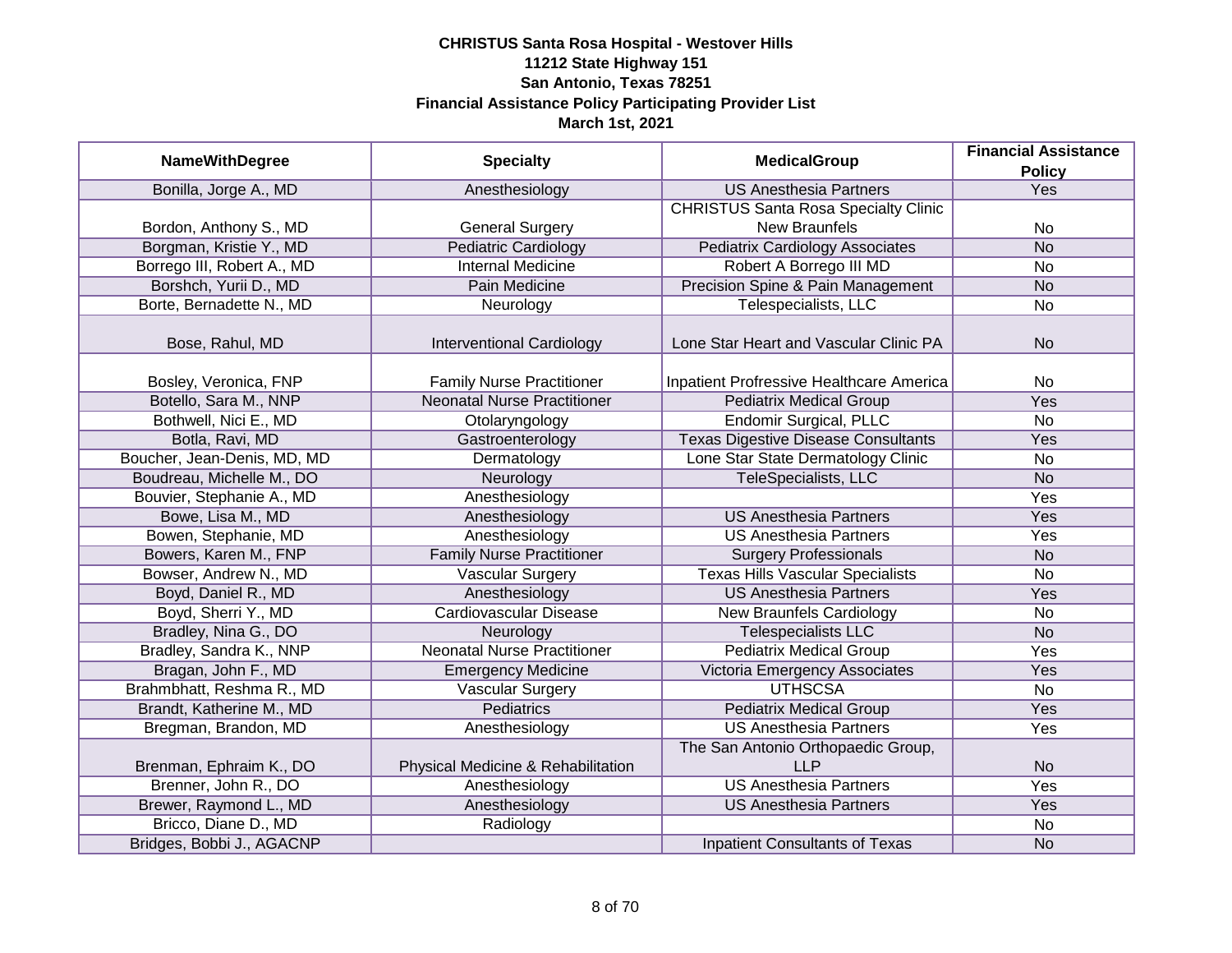**CHRISTUS Santa Rosa Hospital - Westover Hills**
**11212 State Highway 151**
**San Antonio, Texas 78251**
**Financial Assistance Policy Participating Provider List**
**March 1st, 2021**

| NameWithDegree | Specialty | MedicalGroup | Financial Assistance Policy |
|---|---|---|---|
| Bonilla, Jorge A., MD | Anesthesiology | US Anesthesia Partners | Yes |
| Bordon, Anthony S., MD | General Surgery | CHRISTUS Santa Rosa Specialty Clinic New Braunfels | No |
| Borgman, Kristie Y., MD | Pediatric Cardiology | Pediatrix Cardiology Associates | No |
| Borrego III, Robert A., MD | Internal Medicine | Robert A Borrego III MD | No |
| Borshch, Yurii D., MD | Pain Medicine | Precision Spine & Pain Management | No |
| Borte, Bernadette N., MD | Neurology | Telespecialists, LLC | No |
| Bose, Rahul, MD | Interventional Cardiology | Lone Star Heart and Vascular Clinic PA | No |
| Bosley, Veronica, FNP | Family Nurse Practitioner | Inpatient Profressive Healthcare America | No |
| Botello, Sara M., NNP | Neonatal Nurse Practitioner | Pediatrix Medical Group | Yes |
| Bothwell, Nici E., MD | Otolaryngology | Endomir Surgical, PLLC | No |
| Botla, Ravi, MD | Gastroenterology | Texas Digestive Disease Consultants | Yes |
| Boucher, Jean-Denis, MD, MD | Dermatology | Lone Star State Dermatology Clinic | No |
| Boudreau, Michelle M., DO | Neurology | TeleSpecialists, LLC | No |
| Bouvier, Stephanie A., MD | Anesthesiology | | Yes |
| Bowe, Lisa M., MD | Anesthesiology | US Anesthesia Partners | Yes |
| Bowen, Stephanie, MD | Anesthesiology | US Anesthesia Partners | Yes |
| Bowers, Karen M., FNP | Family Nurse Practitioner | Surgery Professionals | No |
| Bowser, Andrew N., MD | Vascular Surgery | Texas Hills Vascular Specialists | No |
| Boyd, Daniel R., MD | Anesthesiology | US Anesthesia Partners | Yes |
| Boyd, Sherri Y., MD | Cardiovascular Disease | New Braunfels Cardiology | No |
| Bradley, Nina G., DO | Neurology | Telespecialists LLC | No |
| Bradley, Sandra K., NNP | Neonatal Nurse Practitioner | Pediatrix Medical Group | Yes |
| Bragan, John F., MD | Emergency Medicine | Victoria Emergency Associates | Yes |
| Brahmbhatt, Reshma R., MD | Vascular Surgery | UTHSCSA | No |
| Brandt, Katherine M., MD | Pediatrics | Pediatrix Medical Group | Yes |
| Bregman, Brandon, MD | Anesthesiology | US Anesthesia Partners | Yes |
| Brenman, Ephraim K., DO | Physical Medicine & Rehabilitation | The San Antonio Orthopaedic Group, LLP | No |
| Brenner, John R., DO | Anesthesiology | US Anesthesia Partners | Yes |
| Brewer, Raymond L., MD | Anesthesiology | US Anesthesia Partners | Yes |
| Bricco, Diane D., MD | Radiology | | No |
| Bridges, Bobbi J., AGACNP | | Inpatient Consultants of Texas | No |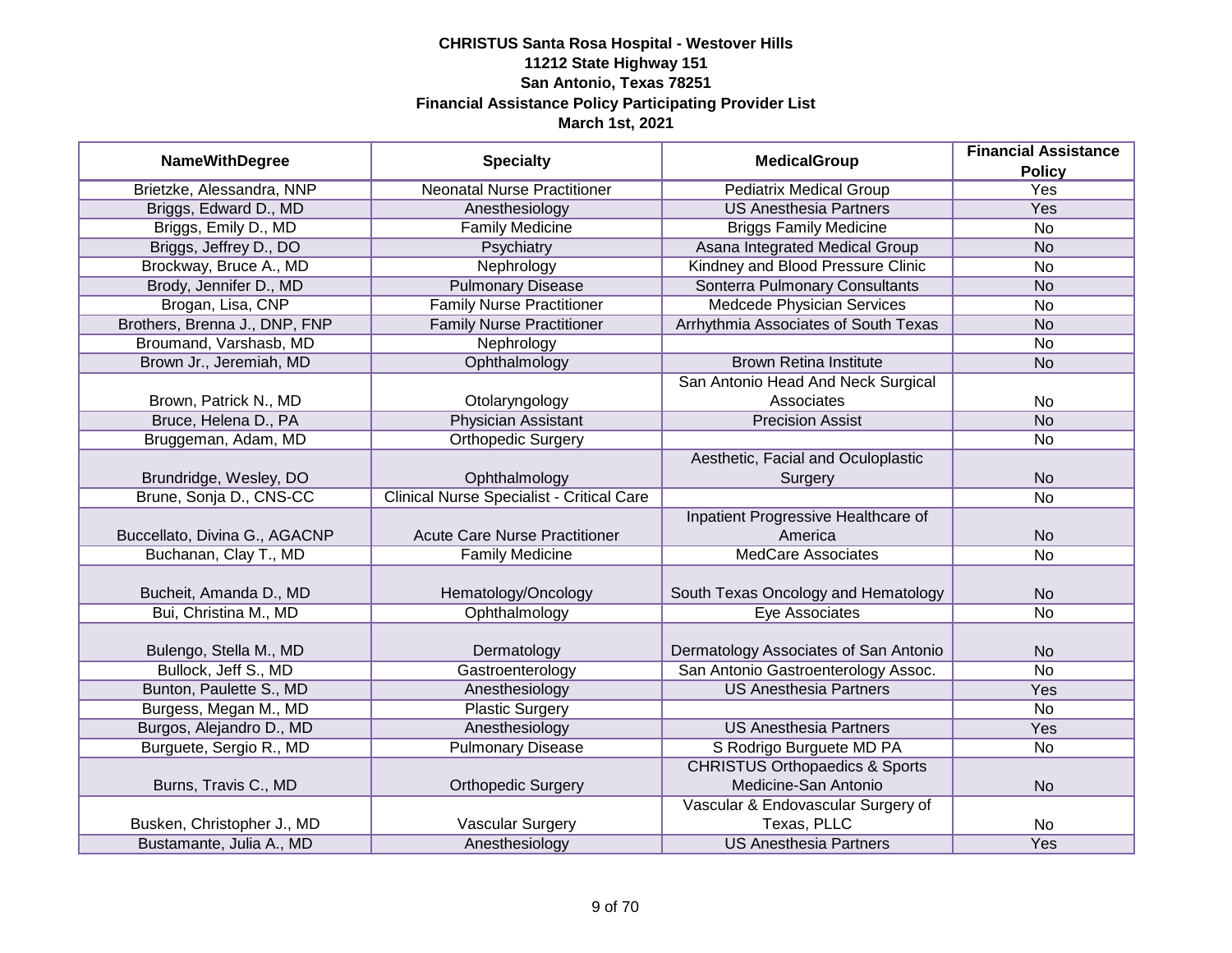**CHRISTUS Santa Rosa Hospital - Westover Hills**
**11212 State Highway 151**
**San Antonio, Texas 78251**
**Financial Assistance Policy Participating Provider List**
**March 1st, 2021**

| NameWithDegree | Specialty | MedicalGroup | Financial Assistance Policy |
|---|---|---|---|
| Brietzke, Alessandra, NNP | Neonatal Nurse Practitioner | Pediatrix Medical Group | Yes |
| Briggs, Edward D., MD | Anesthesiology | US Anesthesia Partners | Yes |
| Briggs, Emily D., MD | Family Medicine | Briggs Family Medicine | No |
| Briggs, Jeffrey D., DO | Psychiatry | Asana Integrated Medical Group | No |
| Brockway, Bruce A., MD | Nephrology | Kindney and Blood Pressure Clinic | No |
| Brody, Jennifer D., MD | Pulmonary Disease | Sonterra Pulmonary Consultants | No |
| Brogan, Lisa, CNP | Family Nurse Practitioner | Medcede Physician Services | No |
| Brothers, Brenna J., DNP, FNP | Family Nurse Practitioner | Arrhythmia Associates of South Texas | No |
| Broumand, Varshasb, MD | Nephrology | | No |
| Brown Jr., Jeremiah, MD | Ophthalmology | Brown Retina Institute | No |
| Brown, Patrick N., MD | Otolaryngology | San Antonio Head And Neck Surgical Associates | No |
| Bruce, Helena D., PA | Physician Assistant | Precision Assist | No |
| Bruggeman, Adam, MD | Orthopedic Surgery | | No |
| Brundridge, Wesley, DO | Ophthalmology | Aesthetic, Facial and Oculoplastic Surgery | No |
| Brune, Sonja D., CNS-CC | Clinical Nurse Specialist - Critical Care | | No |
| Buccellato, Divina G., AGACNP | Acute Care Nurse Practitioner | Inpatient Progressive Healthcare of America | No |
| Buchanan, Clay T., MD | Family Medicine | MedCare Associates | No |
| Bucheit, Amanda D., MD | Hematology/Oncology | South Texas Oncology and Hematology | No |
| Bui, Christina M., MD | Ophthalmology | Eye Associates | No |
| Bulengo, Stella M., MD | Dermatology | Dermatology Associates of San Antonio | No |
| Bullock, Jeff S., MD | Gastroenterology | San Antonio Gastroenterology Assoc. | No |
| Bunton, Paulette S., MD | Anesthesiology | US Anesthesia Partners | Yes |
| Burgess, Megan M., MD | Plastic Surgery | | No |
| Burgos, Alejandro D., MD | Anesthesiology | US Anesthesia Partners | Yes |
| Burguete, Sergio R., MD | Pulmonary Disease | S Rodrigo Burguete MD PA | No |
| Burns, Travis C., MD | Orthopedic Surgery | CHRISTUS Orthopaedics & Sports Medicine-San Antonio | No |
| Busken, Christopher J., MD | Vascular Surgery | Vascular & Endovascular Surgery of Texas, PLLC | No |
| Bustamante, Julia A., MD | Anesthesiology | US Anesthesia Partners | Yes |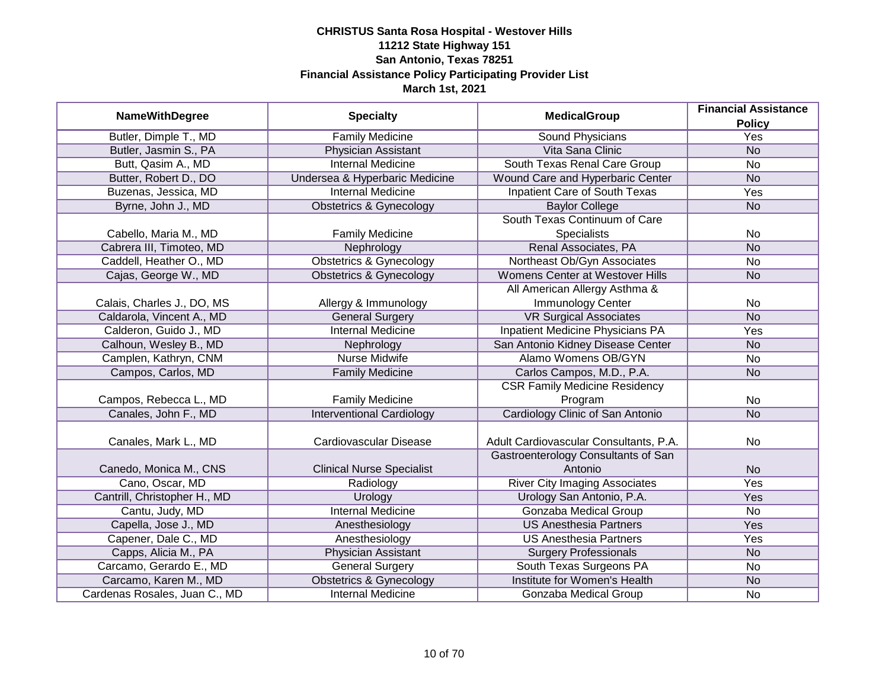**CHRISTUS Santa Rosa Hospital - Westover Hills**
**11212 State Highway 151**
**San Antonio, Texas 78251**
**Financial Assistance Policy Participating Provider List**
**March 1st, 2021**

| NameWithDegree | Specialty | MedicalGroup | Financial Assistance Policy |
|---|---|---|---|
| Butler, Dimple T., MD | Family Medicine | Sound Physicians | Yes |
| Butler, Jasmin S., PA | Physician Assistant | Vita Sana Clinic | No |
| Butt, Qasim A., MD | Internal Medicine | South Texas Renal Care Group | No |
| Butter, Robert D., DO | Undersea & Hyperbaric Medicine | Wound Care and Hyperbaric Center | No |
| Buzenas, Jessica, MD | Internal Medicine | Inpatient Care of South Texas | Yes |
| Byrne, John J., MD | Obstetrics & Gynecology | Baylor College | No |
| Cabello, Maria M., MD | Family Medicine | South Texas Continuum of Care Specialists | No |
| Cabrera III, Timoteo, MD | Nephrology | Renal Associates, PA | No |
| Caddell, Heather O., MD | Obstetrics & Gynecology | Northeast Ob/Gyn Associates | No |
| Cajas, George W., MD | Obstetrics & Gynecology | Womens Center at Westover Hills | No |
| Calais, Charles J., DO, MS | Allergy & Immunology | All American Allergy Asthma & Immunology Center | No |
| Caldarola, Vincent A., MD | General Surgery | VR Surgical Associates | No |
| Calderon, Guido J., MD | Internal Medicine | Inpatient Medicine Physicians PA | Yes |
| Calhoun, Wesley B., MD | Nephrology | San Antonio Kidney Disease Center | No |
| Camplen, Kathryn, CNM | Nurse Midwife | Alamo Womens OB/GYN | No |
| Campos, Carlos, MD | Family Medicine | Carlos Campos, M.D., P.A. | No |
| Campos, Rebecca L., MD | Family Medicine | CSR Family Medicine Residency Program | No |
| Canales, John F., MD | Interventional Cardiology | Cardiology Clinic of San Antonio | No |
| Canales, Mark L., MD | Cardiovascular Disease | Adult Cardiovascular Consultants, P.A. | No |
| Canedo, Monica M., CNS | Clinical Nurse Specialist | Gastroenterology Consultants of San Antonio | No |
| Cano, Oscar, MD | Radiology | River City Imaging Associates | Yes |
| Cantrill, Christopher H., MD | Urology | Urology San Antonio, P.A. | Yes |
| Cantu, Judy, MD | Internal Medicine | Gonzaba Medical Group | No |
| Capella, Jose J., MD | Anesthesiology | US Anesthesia Partners | Yes |
| Capener, Dale C., MD | Anesthesiology | US Anesthesia Partners | Yes |
| Capps, Alicia M., PA | Physician Assistant | Surgery Professionals | No |
| Carcamo, Gerardo E., MD | General Surgery | South Texas Surgeons PA | No |
| Carcamo, Karen M., MD | Obstetrics & Gynecology | Institute for Women's Health | No |
| Cardenas Rosales, Juan C., MD | Internal Medicine | Gonzaba Medical Group | No |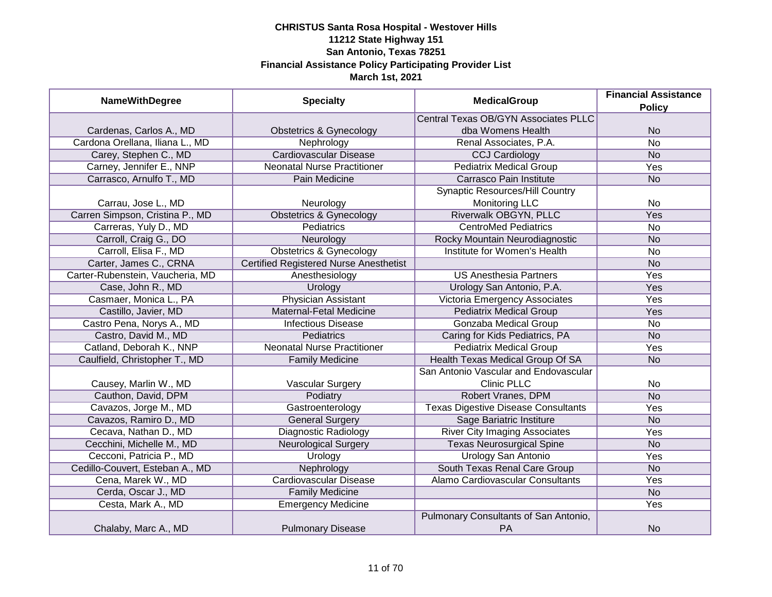**CHRISTUS Santa Rosa Hospital - Westover Hills**
**11212 State Highway 151**
**San Antonio, Texas 78251**
**Financial Assistance Policy Participating Provider List**
**March 1st, 2021**

| NameWithDegree | Specialty | MedicalGroup | Financial Assistance Policy |
|---|---|---|---|
| Cardenas, Carlos A., MD | Obstetrics & Gynecology | Central Texas OB/GYN Associates PLLC dba Womens Health | No |
| Cardona Orellana, Iliana L., MD | Nephrology | Renal Associates, P.A. | No |
| Carey, Stephen C., MD | Cardiovascular Disease | CCJ Cardiology | No |
| Carney, Jennifer E., NNP | Neonatal Nurse Practitioner | Pediatrix Medical Group | Yes |
| Carrasco, Arnulfo T., MD | Pain Medicine | Carrasco Pain Institute | No |
| Carrau, Jose L., MD | Neurology | Synaptic Resources/Hill Country Monitoring LLC | No |
| Carren Simpson, Cristina P., MD | Obstetrics & Gynecology | Riverwalk OBGYN, PLLC | Yes |
| Carreras, Yuly D., MD | Pediatrics | CentroMed Pediatrics | No |
| Carroll, Craig G., DO | Neurology | Rocky Mountain Neurodiagnostic | No |
| Carroll, Elisa F., MD | Obstetrics & Gynecology | Institute for Women's Health | No |
| Carter, James C., CRNA | Certified Registered Nurse Anesthetist | | No |
| Carter-Rubenstein, Vaucheria, MD | Anesthesiology | US Anesthesia Partners | Yes |
| Case, John R., MD | Urology | Urology San Antonio, P.A. | Yes |
| Casmaer, Monica L., PA | Physician Assistant | Victoria Emergency Associates | Yes |
| Castillo, Javier, MD | Maternal-Fetal Medicine | Pediatrix Medical Group | Yes |
| Castro Pena, Norys A., MD | Infectious Disease | Gonzaba Medical Group | No |
| Castro, David M., MD | Pediatrics | Caring for Kids Pediatrics, PA | No |
| Catland, Deborah K., NNP | Neonatal Nurse Practitioner | Pediatrix Medical Group | Yes |
| Caulfield, Christopher T., MD | Family Medicine | Health Texas Medical Group Of SA | No |
| Causey, Marlin W., MD | Vascular Surgery | San Antonio Vascular and Endovascular Clinic PLLC | No |
| Cauthon, David, DPM | Podiatry | Robert Vranes, DPM | No |
| Cavazos, Jorge M., MD | Gastroenterology | Texas Digestive Disease Consultants | Yes |
| Cavazos, Ramiro D., MD | General Surgery | Sage Bariatric Institute | No |
| Cecava, Nathan D., MD | Diagnostic Radiology | River City Imaging Associates | Yes |
| Cecchini, Michelle M., MD | Neurological Surgery | Texas Neurosurgical Spine | No |
| Cecconi, Patricia P., MD | Urology | Urology San Antonio | Yes |
| Cedillo-Couvert, Esteban A., MD | Nephrology | South Texas Renal Care Group | No |
| Cena, Marek W., MD | Cardiovascular Disease | Alamo Cardiovascular Consultants | Yes |
| Cerda, Oscar J., MD | Family Medicine | | No |
| Cesta, Mark A., MD | Emergency Medicine | | Yes |
| Chalaby, Marc A., MD | Pulmonary Disease | Pulmonary Consultants of San Antonio, PA | No |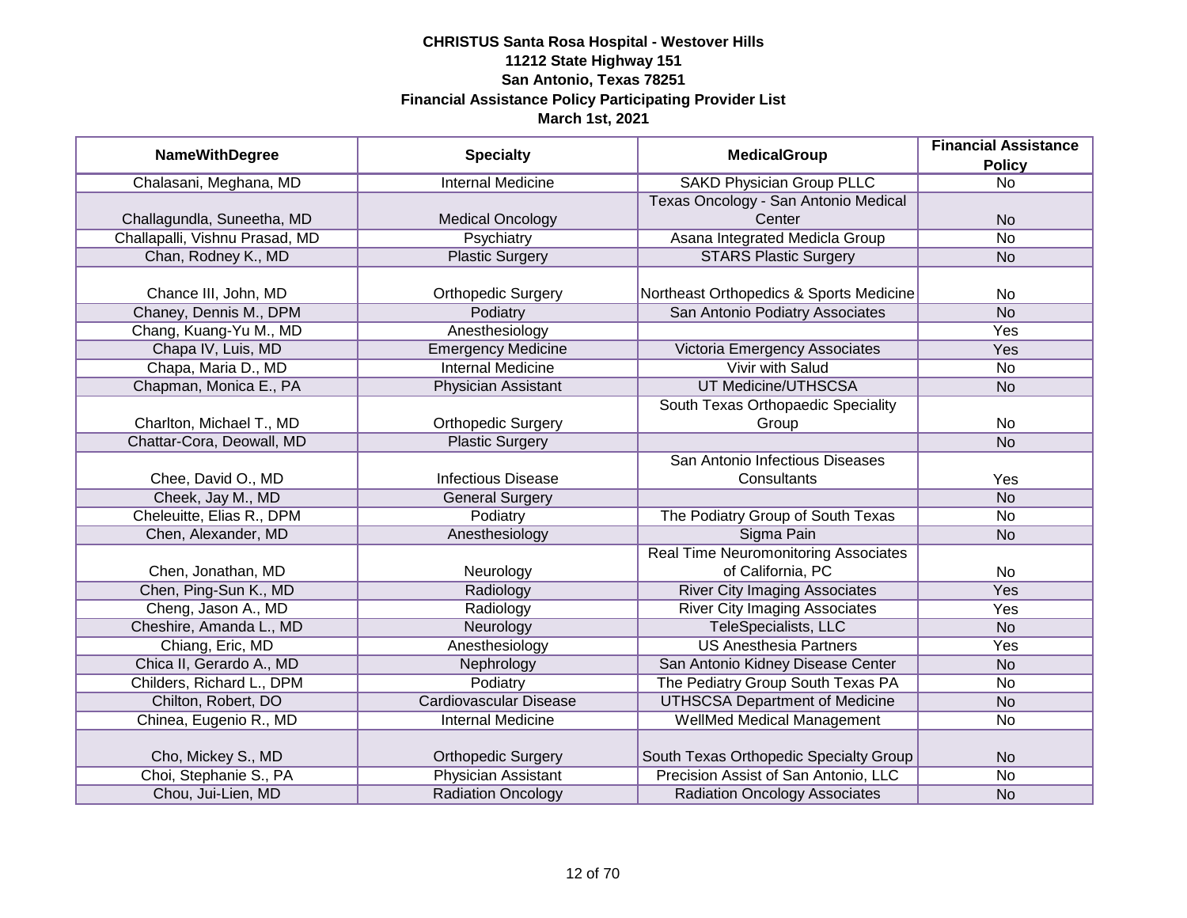**CHRISTUS Santa Rosa Hospital - Westover Hills**
**11212 State Highway 151**
**San Antonio, Texas 78251**
**Financial Assistance Policy Participating Provider List**
**March 1st, 2021**

| NameWithDegree | Specialty | MedicalGroup | Financial Assistance Policy |
|---|---|---|---|
| Chalasani, Meghana, MD | Internal Medicine | SAKD Physician Group PLLC | No |
| Challagundla, Suneetha, MD | Medical Oncology | Texas Oncology - San Antonio Medical Center | No |
| Challapalli, Vishnu Prasad, MD | Psychiatry | Asana Integrated Medicla Group | No |
| Chan, Rodney K., MD | Plastic Surgery | STARS Plastic Surgery | No |
| Chance III, John, MD | Orthopedic Surgery | Northeast Orthopedics & Sports Medicine | No |
| Chaney, Dennis M., DPM | Podiatry | San Antonio Podiatry Associates | No |
| Chang, Kuang-Yu M., MD | Anesthesiology | | Yes |
| Chapa IV, Luis, MD | Emergency Medicine | Victoria Emergency Associates | Yes |
| Chapa, Maria D., MD | Internal Medicine | Vivir with Salud | No |
| Chapman, Monica E., PA | Physician Assistant | UT Medicine/UTHSCSA | No |
| Charlton, Michael T., MD | Orthopedic Surgery | South Texas Orthopaedic Speciality Group | No |
| Chattar-Cora, Deowall, MD | Plastic Surgery | | No |
| Chee, David O., MD | Infectious Disease | San Antonio Infectious Diseases Consultants | Yes |
| Cheek, Jay M., MD | General Surgery | | No |
| Cheleuitte, Elias R., DPM | Podiatry | The Podiatry Group of South Texas | No |
| Chen, Alexander, MD | Anesthesiology | Sigma Pain | No |
| Chen, Jonathan, MD | Neurology | Real Time Neuromonitoring Associates of California, PC | No |
| Chen, Ping-Sun K., MD | Radiology | River City Imaging Associates | Yes |
| Cheng, Jason A., MD | Radiology | River City Imaging Associates | Yes |
| Cheshire, Amanda L., MD | Neurology | TeleSpecialists, LLC | No |
| Chiang, Eric, MD | Anesthesiology | US Anesthesia Partners | Yes |
| Chica II, Gerardo A., MD | Nephrology | San Antonio Kidney Disease Center | No |
| Childers, Richard L., DPM | Podiatry | The Pediatry Group South Texas PA | No |
| Chilton, Robert, DO | Cardiovascular Disease | UTHSCSA Department of Medicine | No |
| Chinea, Eugenio R., MD | Internal Medicine | WellMed Medical Management | No |
| Cho, Mickey S., MD | Orthopedic Surgery | South Texas Orthopedic Specialty Group | No |
| Choi, Stephanie S., PA | Physician Assistant | Precision Assist of San Antonio, LLC | No |
| Chou, Jui-Lien, MD | Radiation Oncology | Radiation Oncology Associates | No |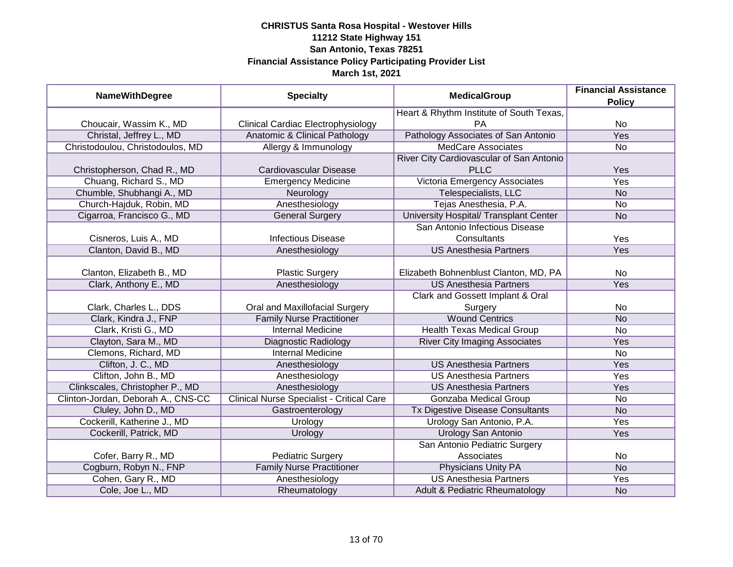**CHRISTUS Santa Rosa Hospital - Westover Hills**
**11212 State Highway 151**
**San Antonio, Texas 78251**
**Financial Assistance Policy Participating Provider List**
**March 1st, 2021**

| NameWithDegree | Specialty | MedicalGroup | Financial Assistance Policy |
|---|---|---|---|
| Choucair, Wassim K., MD | Clinical Cardiac Electrophysiology | Heart & Rhythm Institute of South Texas, PA | No |
| Christal, Jeffrey L., MD | Anatomic & Clinical Pathology | Pathology Associates of San Antonio | Yes |
| Christodoulou, Christodoulos, MD | Allergy & Immunology | MedCare Associates | No |
| Christopherson, Chad R., MD | Cardiovascular Disease | River City Cardiovascular of San Antonio PLLC | Yes |
| Chuang, Richard S., MD | Emergency Medicine | Victoria Emergency Associates | Yes |
| Chumble, Shubhangi A., MD | Neurology | Telespecialists, LLC | No |
| Church-Hajduk, Robin, MD | Anesthesiology | Tejas Anesthesia, P.A. | No |
| Cigarroa, Francisco G., MD | General Surgery | University Hospital/ Transplant Center | No |
| Cisneros, Luis A., MD | Infectious Disease | San Antonio Infectious Disease Consultants | Yes |
| Clanton, David B., MD | Anesthesiology | US Anesthesia Partners | Yes |
| Clanton, Elizabeth B., MD | Plastic Surgery | Elizabeth Bohnenblust Clanton, MD, PA | No |
| Clark, Anthony E., MD | Anesthesiology | US Anesthesia Partners | Yes |
| Clark, Charles L., DDS | Oral and Maxillofacial Surgery | Clark and Gossett Implant & Oral Surgery | No |
| Clark, Kindra J., FNP | Family Nurse Practitioner | Wound Centrics | No |
| Clark, Kristi G., MD | Internal Medicine | Health Texas Medical Group | No |
| Clayton, Sara M., MD | Diagnostic Radiology | River City Imaging Associates | Yes |
| Clemons, Richard, MD | Internal Medicine | | No |
| Clifton, J. C., MD | Anesthesiology | US Anesthesia Partners | Yes |
| Clifton, John B., MD | Anesthesiology | US Anesthesia Partners | Yes |
| Clinkscales, Christopher P., MD | Anesthesiology | US Anesthesia Partners | Yes |
| Clinton-Jordan, Deborah A., CNS-CC | Clinical Nurse Specialist - Critical Care | Gonzaba Medical Group | No |
| Cluley, John D., MD | Gastroenterology | Tx Digestive Disease Consultants | No |
| Cockerill, Katherine J., MD | Urology | Urology San Antonio, P.A. | Yes |
| Cockerill, Patrick, MD | Urology | Urology San Antonio | Yes |
| Cofer, Barry R., MD | Pediatric Surgery | San Antonio Pediatric Surgery Associates | No |
| Cogburn, Robyn N., FNP | Family Nurse Practitioner | Physicians Unity PA | No |
| Cohen, Gary R., MD | Anesthesiology | US Anesthesia Partners | Yes |
| Cole, Joe L., MD | Rheumatology | Adult & Pediatric Rheumatology | No |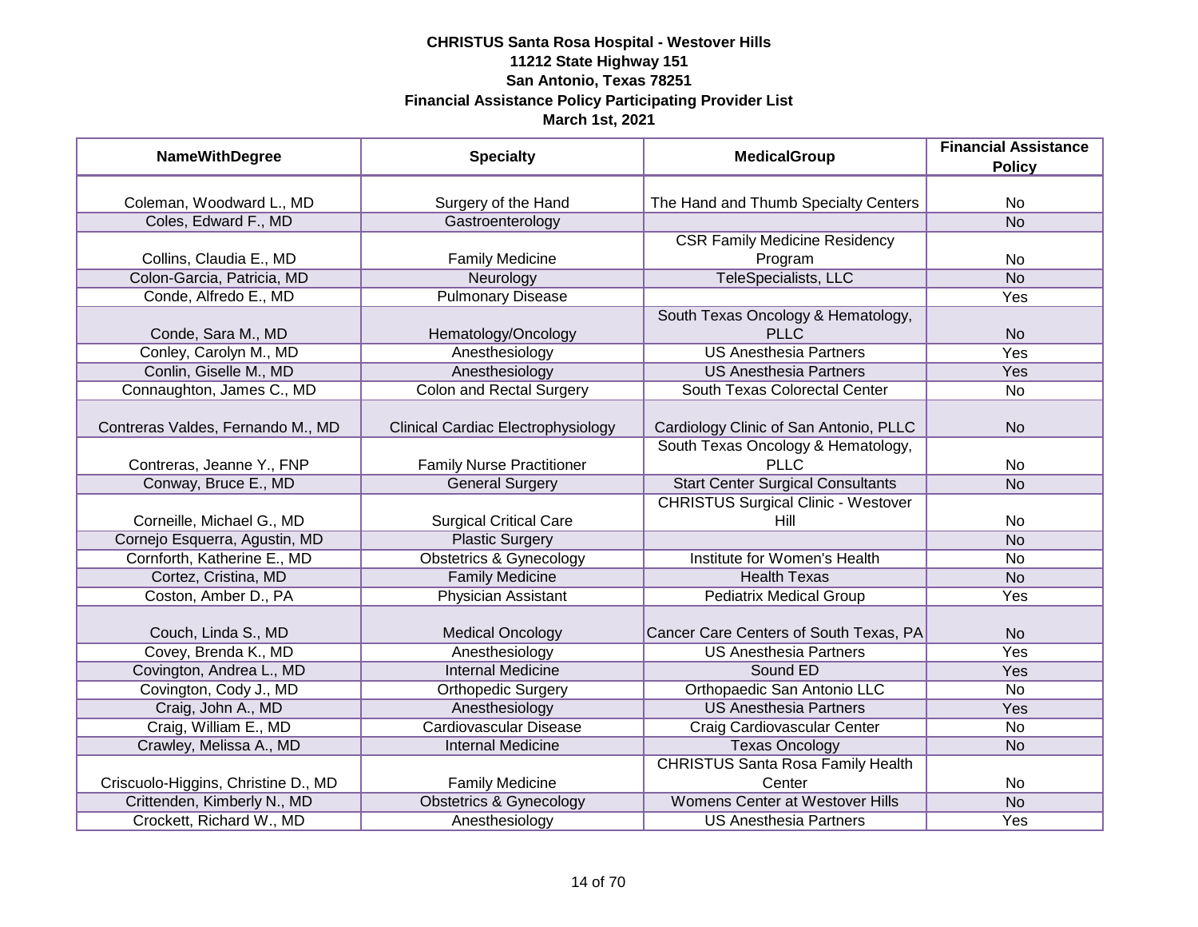**CHRISTUS Santa Rosa Hospital - Westover Hills**
**11212 State Highway 151**
**San Antonio, Texas 78251**
**Financial Assistance Policy Participating Provider List**
**March 1st, 2021**

| NameWithDegree | Specialty | MedicalGroup | Financial Assistance Policy |
|---|---|---|---|
| Coleman, Woodward L., MD | Surgery of the Hand | The Hand and Thumb Specialty Centers | No |
| Coles, Edward F., MD | Gastroenterology | | No |
| Collins, Claudia E., MD | Family Medicine | CSR Family Medicine Residency Program | No |
| Colon-Garcia, Patricia, MD | Neurology | TeleSpecialists, LLC | No |
| Conde, Alfredo E., MD | Pulmonary Disease | | Yes |
| Conde, Sara M., MD | Hematology/Oncology | South Texas Oncology & Hematology, PLLC | No |
| Conley, Carolyn M., MD | Anesthesiology | US Anesthesia Partners | Yes |
| Conlin, Giselle M., MD | Anesthesiology | US Anesthesia Partners | Yes |
| Connaughton, James C., MD | Colon and Rectal Surgery | South Texas Colorectal Center | No |
| Contreras Valdes, Fernando M., MD | Clinical Cardiac Electrophysiology | Cardiology Clinic of San Antonio, PLLC | No |
| Contreras, Jeanne Y., FNP | Family Nurse Practitioner | South Texas Oncology & Hematology, PLLC | No |
| Conway, Bruce E., MD | General Surgery | Start Center Surgical Consultants | No |
| Corneille, Michael G., MD | Surgical Critical Care | CHRISTUS Surgical Clinic - Westover Hill | No |
| Cornejo Esquerra, Agustin, MD | Plastic Surgery | | No |
| Cornforth, Katherine E., MD | Obstetrics & Gynecology | Institute for Women's Health | No |
| Cortez, Cristina, MD | Family Medicine | Health Texas | No |
| Coston, Amber D., PA | Physician Assistant | Pediatrix Medical Group | Yes |
| Couch, Linda S., MD | Medical Oncology | Cancer Care Centers of South Texas, PA | No |
| Covey, Brenda K., MD | Anesthesiology | US Anesthesia Partners | Yes |
| Covington, Andrea L., MD | Internal Medicine | Sound ED | Yes |
| Covington, Cody J., MD | Orthopedic Surgery | Orthopaedic San Antonio LLC | No |
| Craig, John A., MD | Anesthesiology | US Anesthesia Partners | Yes |
| Craig, William E., MD | Cardiovascular Disease | Craig Cardiovascular Center | No |
| Crawley, Melissa A., MD | Internal Medicine | Texas Oncology | No |
| Criscuolo-Higgins, Christine D., MD | Family Medicine | CHRISTUS Santa Rosa Family Health Center | No |
| Crittenden, Kimberly N., MD | Obstetrics & Gynecology | Womens Center at Westover Hills | No |
| Crockett, Richard W., MD | Anesthesiology | US Anesthesia Partners | Yes |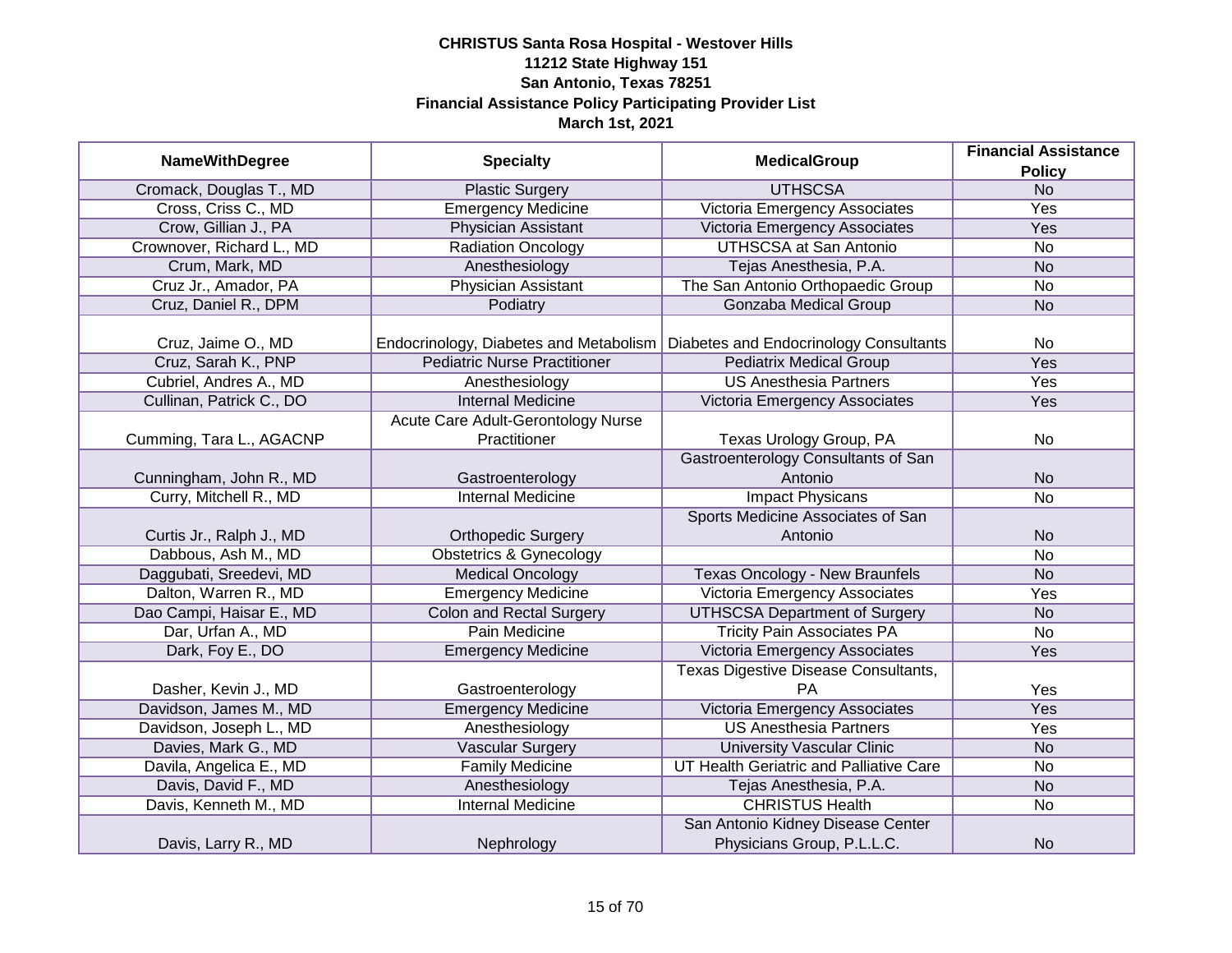**CHRISTUS Santa Rosa Hospital - Westover Hills**
**11212 State Highway 151**
**San Antonio, Texas 78251**
**Financial Assistance Policy Participating Provider List**
**March 1st, 2021**

| NameWithDegree | Specialty | MedicalGroup | Financial Assistance Policy |
|---|---|---|---|
| Cromack, Douglas T., MD | Plastic Surgery | UTHSCSA | No |
| Cross, Criss C., MD | Emergency Medicine | Victoria Emergency Associates | Yes |
| Crow, Gillian J., PA | Physician Assistant | Victoria Emergency Associates | Yes |
| Crownover, Richard L., MD | Radiation Oncology | UTHSCSA at San Antonio | No |
| Crum, Mark, MD | Anesthesiology | Tejas Anesthesia, P.A. | No |
| Cruz Jr., Amador, PA | Physician Assistant | The San Antonio Orthopaedic Group | No |
| Cruz, Daniel R., DPM | Podiatry | Gonzaba Medical Group | No |
| Cruz, Jaime O., MD | Endocrinology, Diabetes and Metabolism | Diabetes and Endocrinology Consultants | No |
| Cruz, Sarah K., PNP | Pediatric Nurse Practitioner | Pediatrix Medical Group | Yes |
| Cubriel, Andres A., MD | Anesthesiology | US Anesthesia Partners | Yes |
| Cullinan, Patrick C., DO | Internal Medicine | Victoria Emergency Associates | Yes |
| Cumming, Tara L., AGACNP | Acute Care Adult-Gerontology Nurse Practitioner | Texas Urology Group, PA | No |
| Cunningham, John R., MD | Gastroenterology | Gastroenterology Consultants of San Antonio | No |
| Curry, Mitchell R., MD | Internal Medicine | Impact Physicans | No |
| Curtis Jr., Ralph J., MD | Orthopedic Surgery | Sports Medicine Associates of San Antonio | No |
| Dabbous, Ash M., MD | Obstetrics & Gynecology | | No |
| Daggubati, Sreedevi, MD | Medical Oncology | Texas Oncology - New Braunfels | No |
| Dalton, Warren R., MD | Emergency Medicine | Victoria Emergency Associates | Yes |
| Dao Campi, Haisar E., MD | Colon and Rectal Surgery | UTHSCSA Department of Surgery | No |
| Dar, Urfan A., MD | Pain Medicine | Tricity Pain Associates PA | No |
| Dark, Foy E., DO | Emergency Medicine | Victoria Emergency Associates | Yes |
| Dasher, Kevin J., MD | Gastroenterology | Texas Digestive Disease Consultants, PA | Yes |
| Davidson, James M., MD | Emergency Medicine | Victoria Emergency Associates | Yes |
| Davidson, Joseph L., MD | Anesthesiology | US Anesthesia Partners | Yes |
| Davies, Mark G., MD | Vascular Surgery | University Vascular Clinic | No |
| Davila, Angelica E., MD | Family Medicine | UT Health Geriatric and Palliative Care | No |
| Davis, David F., MD | Anesthesiology | Tejas Anesthesia, P.A. | No |
| Davis, Kenneth M., MD | Internal Medicine | CHRISTUS Health | No |
| Davis, Larry R., MD | Nephrology | San Antonio Kidney Disease Center Physicians Group, P.L.L.C. | No |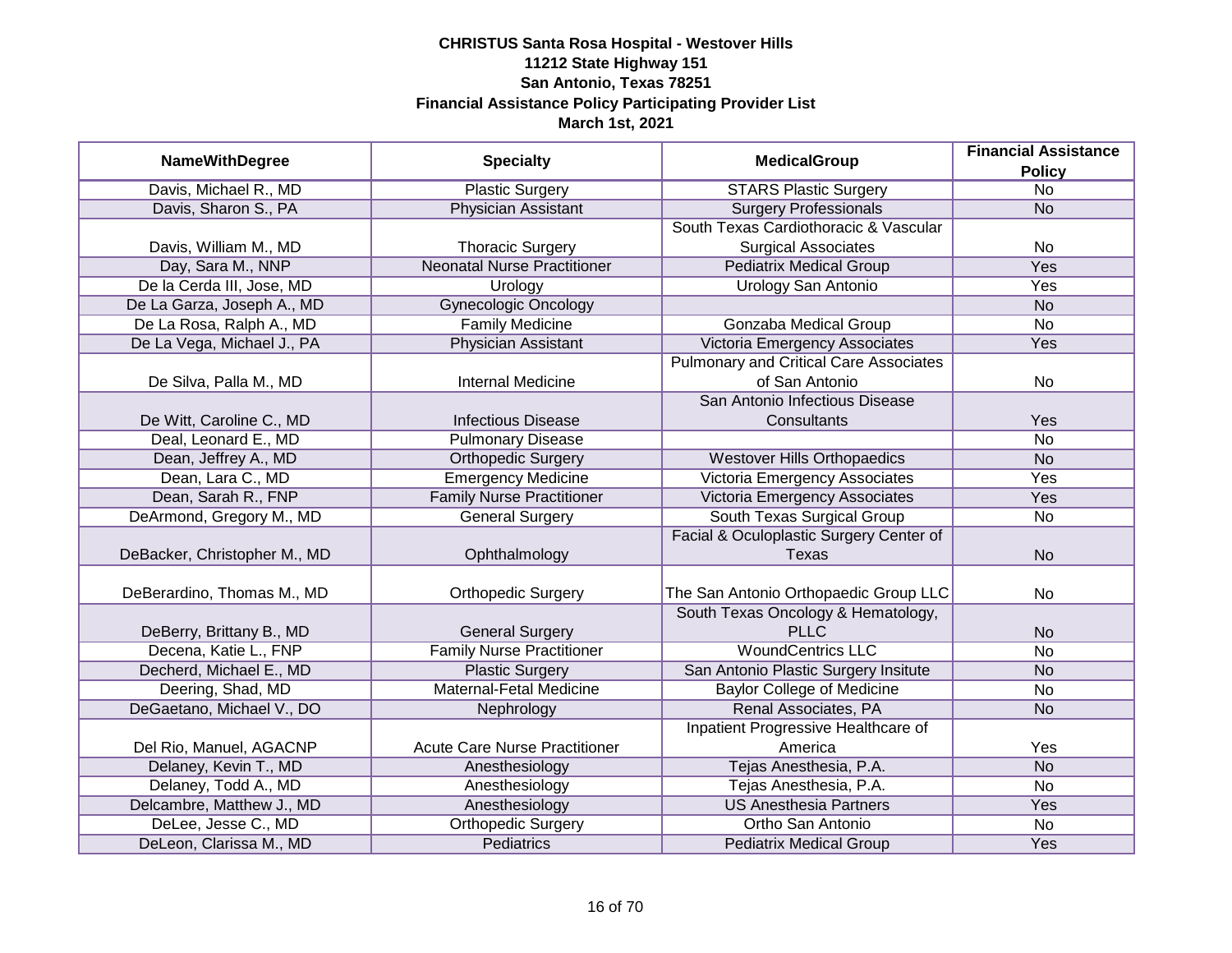**CHRISTUS Santa Rosa Hospital - Westover Hills**
**11212 State Highway 151**
**San Antonio, Texas 78251**
**Financial Assistance Policy Participating Provider List**
**March 1st, 2021**

| NameWithDegree | Specialty | MedicalGroup | Financial Assistance Policy |
|---|---|---|---|
| Davis, Michael R., MD | Plastic Surgery | STARS Plastic Surgery | No |
| Davis, Sharon S., PA | Physician Assistant | Surgery Professionals | No |
| Davis, William M., MD | Thoracic Surgery | South Texas Cardiothoracic & Vascular Surgical Associates | No |
| Day, Sara M., NNP | Neonatal Nurse Practitioner | Pediatrix Medical Group | Yes |
| De la Cerda III, Jose, MD | Urology | Urology San Antonio | Yes |
| De La Garza, Joseph A., MD | Gynecologic Oncology | | No |
| De La Rosa, Ralph A., MD | Family Medicine | Gonzaba Medical Group | No |
| De La Vega, Michael J., PA | Physician Assistant | Victoria Emergency Associates | Yes |
| De Silva, Palla M., MD | Internal Medicine | Pulmonary and Critical Care Associates of San Antonio | No |
| De Witt, Caroline C., MD | Infectious Disease | San Antonio Infectious Disease Consultants | Yes |
| Deal, Leonard E., MD | Pulmonary Disease | | No |
| Dean, Jeffrey A., MD | Orthopedic Surgery | Westover Hills Orthopaedics | No |
| Dean, Lara C., MD | Emergency Medicine | Victoria Emergency Associates | Yes |
| Dean, Sarah R., FNP | Family Nurse Practitioner | Victoria Emergency Associates | Yes |
| DeArmond, Gregory M., MD | General Surgery | South Texas Surgical Group | No |
| DeBacker, Christopher M., MD | Ophthalmology | Facial & Oculoplastic Surgery Center of Texas | No |
| DeBerardino, Thomas M., MD | Orthopedic Surgery | The San Antonio Orthopaedic Group LLC | No |
| DeBerry, Brittany B., MD | General Surgery | South Texas Oncology & Hematology, PLLC | No |
| Decena, Katie L., FNP | Family Nurse Practitioner | WoundCentrics LLC | No |
| Decherd, Michael E., MD | Plastic Surgery | San Antonio Plastic Surgery Insitute | No |
| Deering, Shad, MD | Maternal-Fetal Medicine | Baylor College of Medicine | No |
| DeGaetano, Michael V., DO | Nephrology | Renal Associates, PA | No |
| Del Rio, Manuel, AGACNP | Acute Care Nurse Practitioner | Inpatient Progressive Healthcare of America | Yes |
| Delaney, Kevin T., MD | Anesthesiology | Tejas Anesthesia, P.A. | No |
| Delaney, Todd A., MD | Anesthesiology | Tejas Anesthesia, P.A. | No |
| Delcambre, Matthew J., MD | Anesthesiology | US Anesthesia Partners | Yes |
| DeLee, Jesse C., MD | Orthopedic Surgery | Ortho San Antonio | No |
| DeLeon, Clarissa M., MD | Pediatrics | Pediatrix Medical Group | Yes |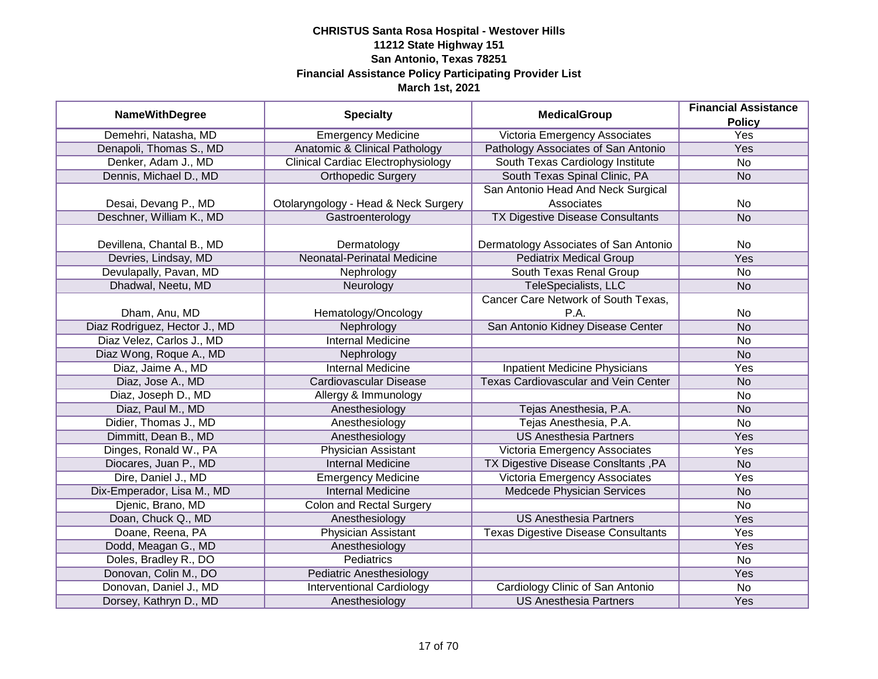**CHRISTUS Santa Rosa Hospital - Westover Hills**
**11212 State Highway 151**
**San Antonio, Texas 78251**
**Financial Assistance Policy Participating Provider List**
**March 1st, 2021**

| NameWithDegree | Specialty | MedicalGroup | Financial Assistance Policy |
|---|---|---|---|
| Demehri, Natasha, MD | Emergency Medicine | Victoria Emergency Associates | Yes |
| Denapoli, Thomas S., MD | Anatomic & Clinical Pathology | Pathology Associates of San Antonio | Yes |
| Denker, Adam J., MD | Clinical Cardiac Electrophysiology | South Texas Cardiology Institute | No |
| Dennis, Michael D., MD | Orthopedic Surgery | South Texas Spinal Clinic, PA | No |
| Desai, Devang P., MD | Otolaryngology - Head & Neck Surgery | San Antonio Head And Neck Surgical Associates | No |
| Deschner, William K., MD | Gastroenterology | TX Digestive Disease Consultants | No |
| Devillena, Chantal B., MD | Dermatology | Dermatology Associates of San Antonio | No |
| Devries, Lindsay, MD | Neonatal-Perinatal Medicine | Pediatrix Medical Group | Yes |
| Devulapally, Pavan, MD | Nephrology | South Texas Renal Group | No |
| Dhadwal, Neetu, MD | Neurology | TeleSpecialists, LLC | No |
| Dham, Anu, MD | Hematology/Oncology | Cancer Care Network of South Texas, P.A. | No |
| Diaz Rodriguez, Hector J., MD | Nephrology | San Antonio Kidney Disease Center | No |
| Diaz Velez, Carlos J., MD | Internal Medicine | | No |
| Diaz Wong, Roque A., MD | Nephrology | | No |
| Diaz, Jaime A., MD | Internal Medicine | Inpatient Medicine Physicians | Yes |
| Diaz, Jose A., MD | Cardiovascular Disease | Texas Cardiovascular and Vein Center | No |
| Diaz, Joseph D., MD | Allergy & Immunology | | No |
| Diaz, Paul M., MD | Anesthesiology | Tejas Anesthesia, P.A. | No |
| Didier, Thomas J., MD | Anesthesiology | Tejas Anesthesia, P.A. | No |
| Dimmitt, Dean B., MD | Anesthesiology | US Anesthesia Partners | Yes |
| Dinges, Ronald W., PA | Physician Assistant | Victoria Emergency Associates | Yes |
| Diocares, Juan P., MD | Internal Medicine | TX Digestive Disease Consltants ,PA | No |
| Dire, Daniel J., MD | Emergency Medicine | Victoria Emergency Associates | Yes |
| Dix-Emperador, Lisa M., MD | Internal Medicine | Medcede Physician Services | No |
| Djenic, Brano, MD | Colon and Rectal Surgery | | No |
| Doan, Chuck Q., MD | Anesthesiology | US Anesthesia Partners | Yes |
| Doane, Reena, PA | Physician Assistant | Texas Digestive Disease Consultants | Yes |
| Dodd, Meagan G., MD | Anesthesiology | | Yes |
| Doles, Bradley R., DO | Pediatrics | | No |
| Donovan, Colin M., DO | Pediatric Anesthesiology | | Yes |
| Donovan, Daniel J., MD | Interventional Cardiology | Cardiology Clinic of San Antonio | No |
| Dorsey, Kathryn D., MD | Anesthesiology | US Anesthesia Partners | Yes |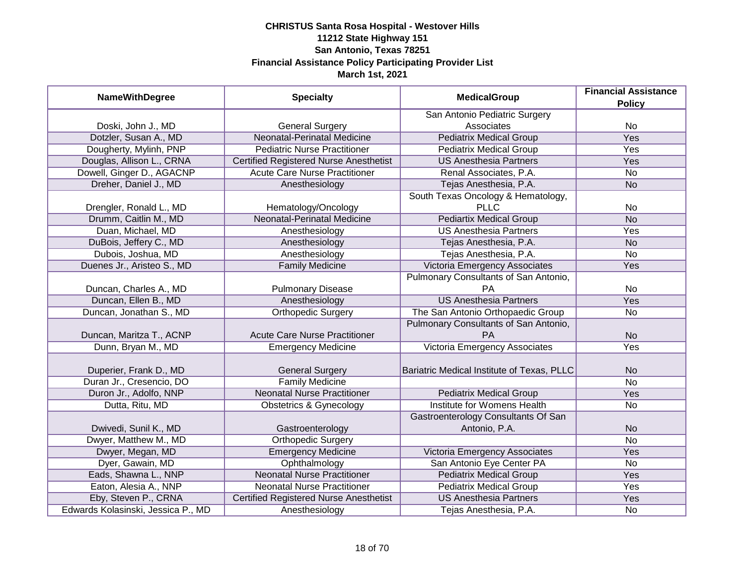# CHRISTUS Santa Rosa Hospital - Westover Hills
## 11212 State Highway 151
## San Antonio, Texas 78251
## Financial Assistance Policy Participating Provider List
## March 1st, 2021

| NameWithDegree | Specialty | MedicalGroup | Financial Assistance Policy |
|---|---|---|---|
| Doski, John J., MD | General Surgery | San Antonio Pediatric Surgery Associates | No |
| Dotzler, Susan A., MD | Neonatal-Perinatal Medicine | Pediatrix Medical Group | Yes |
| Dougherty, Mylinh, PNP | Pediatric Nurse Practitioner | Pediatrix Medical Group | Yes |
| Douglas, Allison L., CRNA | Certified Registered Nurse Anesthetist | US Anesthesia Partners | Yes |
| Dowell, Ginger D., AGACNP | Acute Care Nurse Practitioner | Renal Associates, P.A. | No |
| Dreher, Daniel J., MD | Anesthesiology | Tejas Anesthesia, P.A. | No |
| Drengler, Ronald L., MD | Hematology/Oncology | South Texas Oncology & Hematology, PLLC | No |
| Drumm, Caitlin M., MD | Neonatal-Perinatal Medicine | Pediartix Medical Group | No |
| Duan, Michael, MD | Anesthesiology | US Anesthesia Partners | Yes |
| DuBois, Jeffery C., MD | Anesthesiology | Tejas Anesthesia, P.A. | No |
| Dubois, Joshua, MD | Anesthesiology | Tejas Anesthesia, P.A. | No |
| Duenes Jr., Aristeo S., MD | Family Medicine | Victoria Emergency Associates | Yes |
| Duncan, Charles A., MD | Pulmonary Disease | Pulmonary Consultants of San Antonio, PA | No |
| Duncan, Ellen B., MD | Anesthesiology | US Anesthesia Partners | Yes |
| Duncan, Jonathan S., MD | Orthopedic Surgery | The San Antonio Orthopaedic Group | No |
| Duncan, Maritza T., ACNP | Acute Care Nurse Practitioner | Pulmonary Consultants of San Antonio, PA | No |
| Dunn, Bryan M., MD | Emergency Medicine | Victoria Emergency Associates | Yes |
| Duperier, Frank D., MD | General Surgery | Bariatric Medical Institute of Texas, PLLC | No |
| Duran Jr., Cresencio, DO | Family Medicine | | No |
| Duron Jr., Adolfo, NNP | Neonatal Nurse Practitioner | Pediatrix Medical Group | Yes |
| Dutta, Ritu, MD | Obstetrics & Gynecology | Institute for Womens Health | No |
| Dwivedi, Sunil K., MD | Gastroenterology | Gastroenterology Consultants Of San Antonio, P.A. | No |
| Dwyer, Matthew M., MD | Orthopedic Surgery | | No |
| Dwyer, Megan, MD | Emergency Medicine | Victoria Emergency Associates | Yes |
| Dyer, Gawain, MD | Ophthalmology | San Antonio Eye Center PA | No |
| Eads, Shawna L., NNP | Neonatal Nurse Practitioner | Pediatrix Medical Group | Yes |
| Eaton, Alesia A., NNP | Neonatal Nurse Practitioner | Pediatrix Medical Group | Yes |
| Eby, Steven P., CRNA | Certified Registered Nurse Anesthetist | US Anesthesia Partners | Yes |
| Edwards Kolasinski, Jessica P., MD | Anesthesiology | Tejas Anesthesia, P.A. | No |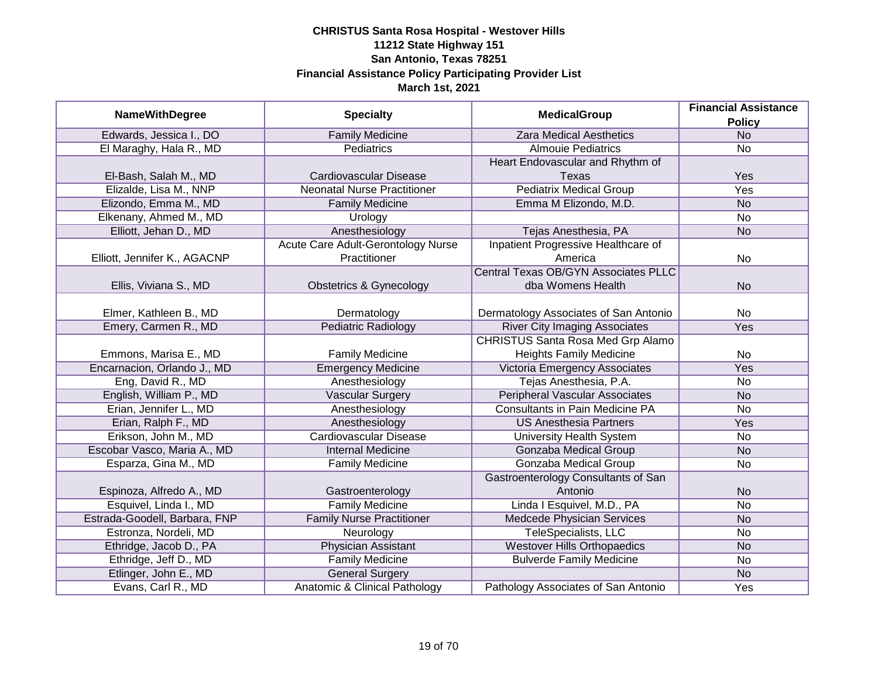**CHRISTUS Santa Rosa Hospital - Westover Hills**
**11212 State Highway 151**
**San Antonio, Texas 78251**
**Financial Assistance Policy Participating Provider List**
**March 1st, 2021**

| NameWithDegree | Specialty | MedicalGroup | Financial Assistance Policy |
|---|---|---|---|
| Edwards, Jessica I., DO | Family Medicine | Zara Medical Aesthetics | No |
| El Maraghy, Hala R., MD | Pediatrics | Almouie Pediatrics | No |
| El-Bash, Salah M., MD | Cardiovascular Disease | Heart Endovascular and Rhythm of Texas | Yes |
| Elizalde, Lisa M., NNP | Neonatal Nurse Practitioner | Pediatrix Medical Group | Yes |
| Elizondo, Emma M., MD | Family Medicine | Emma M Elizondo, M.D. | No |
| Elkenany, Ahmed M., MD | Urology | | No |
| Elliott, Jehan D., MD | Anesthesiology | Tejas Anesthesia, PA | No |
| Elliott, Jennifer K., AGACNP | Acute Care Adult-Gerontology Nurse Practitioner | Inpatient Progressive Healthcare of America | No |
| Ellis, Viviana S., MD | Obstetrics & Gynecology | Central Texas OB/GYN Associates PLLC dba Womens Health | No |
| Elmer, Kathleen B., MD | Dermatology | Dermatology Associates of San Antonio | No |
| Emery, Carmen R., MD | Pediatric Radiology | River City Imaging Associates | Yes |
| Emmons, Marisa E., MD | Family Medicine | CHRISTUS Santa Rosa Med Grp Alamo Heights Family Medicine | No |
| Encarnacion, Orlando J., MD | Emergency Medicine | Victoria Emergency Associates | Yes |
| Eng, David R., MD | Anesthesiology | Tejas Anesthesia, P.A. | No |
| English, William P., MD | Vascular Surgery | Peripheral Vascular Associates | No |
| Erian, Jennifer L., MD | Anesthesiology | Consultants in Pain Medicine PA | No |
| Erian, Ralph F., MD | Anesthesiology | US Anesthesia Partners | Yes |
| Erikson, John M., MD | Cardiovascular Disease | University Health System | No |
| Escobar Vasco, Maria A., MD | Internal Medicine | Gonzaba Medical Group | No |
| Esparza, Gina M., MD | Family Medicine | Gonzaba Medical Group | No |
| Espinoza, Alfredo A., MD | Gastroenterology | Gastroenterology Consultants of San Antonio | No |
| Esquivel, Linda I., MD | Family Medicine | Linda I Esquivel, M.D., PA | No |
| Estrada-Goodell, Barbara, FNP | Family Nurse Practitioner | Medcede Physician Services | No |
| Estronza, Nordeli, MD | Neurology | TeleSpecialists, LLC | No |
| Ethridge, Jacob D., PA | Physician Assistant | Westover Hills Orthopaedics | No |
| Ethridge, Jeff D., MD | Family Medicine | Bulverde Family Medicine | No |
| Etlinger, John E., MD | General Surgery | | No |
| Evans, Carl R., MD | Anatomic & Clinical Pathology | Pathology Associates of San Antonio | Yes |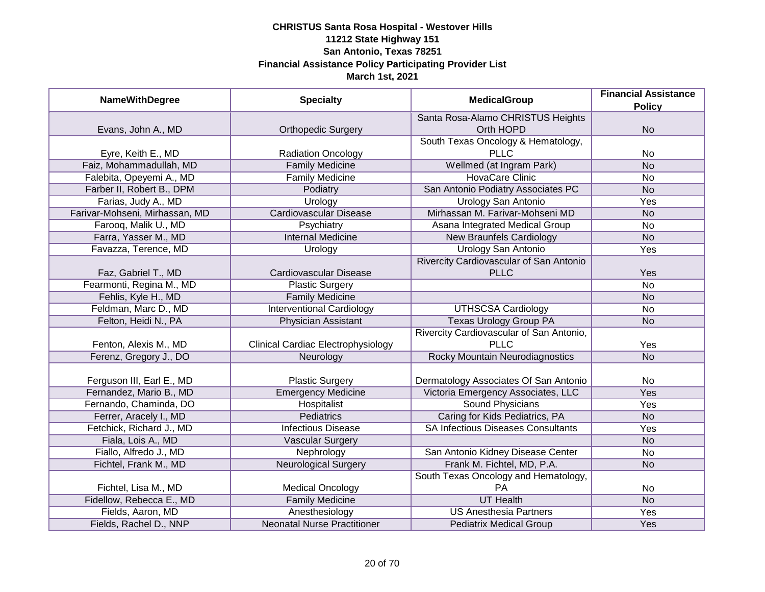**CHRISTUS Santa Rosa Hospital - Westover Hills**
**11212 State Highway 151**
**San Antonio, Texas 78251**
**Financial Assistance Policy Participating Provider List**
**March 1st, 2021**

| NameWithDegree | Specialty | MedicalGroup | Financial Assistance Policy |
|---|---|---|---|
| Evans, John A., MD | Orthopedic Surgery | Santa Rosa-Alamo CHRISTUS Heights Orth HOPD | No |
| Eyre, Keith E., MD | Radiation Oncology | South Texas Oncology & Hematology, PLLC | No |
| Faiz, Mohammadullah, MD | Family Medicine | Wellmed (at Ingram Park) | No |
| Falebita, Opeyemi A., MD | Family Medicine | HovaCare Clinic | No |
| Farber II, Robert B., DPM | Podiatry | San Antonio Podiatry Associates PC | No |
| Farias, Judy A., MD | Urology | Urology San Antonio | Yes |
| Farivar-Mohseni, Mirhassan, MD | Cardiovascular Disease | Mirhassan M. Farivar-Mohseni MD | No |
| Farooq, Malik U., MD | Psychiatry | Asana Integrated Medical Group | No |
| Farra, Yasser M., MD | Internal Medicine | New Braunfels Cardiology | No |
| Favazza, Terence, MD | Urology | Urology San Antonio | Yes |
| Faz, Gabriel T., MD | Cardiovascular Disease | Rivercity Cardiovascular of San Antonio PLLC | Yes |
| Fearmonti, Regina M., MD | Plastic Surgery | | No |
| Fehlis, Kyle H., MD | Family Medicine | | No |
| Feldman, Marc D., MD | Interventional Cardiology | UTHSCSA Cardiology | No |
| Felton, Heidi N., PA | Physician Assistant | Texas Urology Group PA | No |
| Fenton, Alexis M., MD | Clinical Cardiac Electrophysiology | Rivercity Cardiovascular of San Antonio, PLLC | Yes |
| Ferenz, Gregory J., DO | Neurology | Rocky Mountain Neurodiagnostics | No |
| Ferguson III, Earl E., MD | Plastic Surgery | Dermatology Associates Of San Antonio | No |
| Fernandez, Mario B., MD | Emergency Medicine | Victoria Emergency Associates, LLC | Yes |
| Fernando, Chaminda, DO | Hospitalist | Sound Physicians | Yes |
| Ferrer, Aracely I., MD | Pediatrics | Caring for Kids Pediatrics, PA | No |
| Fetchick, Richard J., MD | Infectious Disease | SA Infectious Diseases Consultants | Yes |
| Fiala, Lois A., MD | Vascular Surgery | | No |
| Fiallo, Alfredo J., MD | Nephrology | San Antonio Kidney Disease Center | No |
| Fichtel, Frank M., MD | Neurological Surgery | Frank M. Fichtel, MD, P.A. | No |
| Fichtel, Lisa M., MD | Medical Oncology | South Texas Oncology and Hematology, PA | No |
| Fidellow, Rebecca E., MD | Family Medicine | UT Health | No |
| Fields, Aaron, MD | Anesthesiology | US Anesthesia Partners | Yes |
| Fields, Rachel D., NNP | Neonatal Nurse Practitioner | Pediatrix Medical Group | Yes |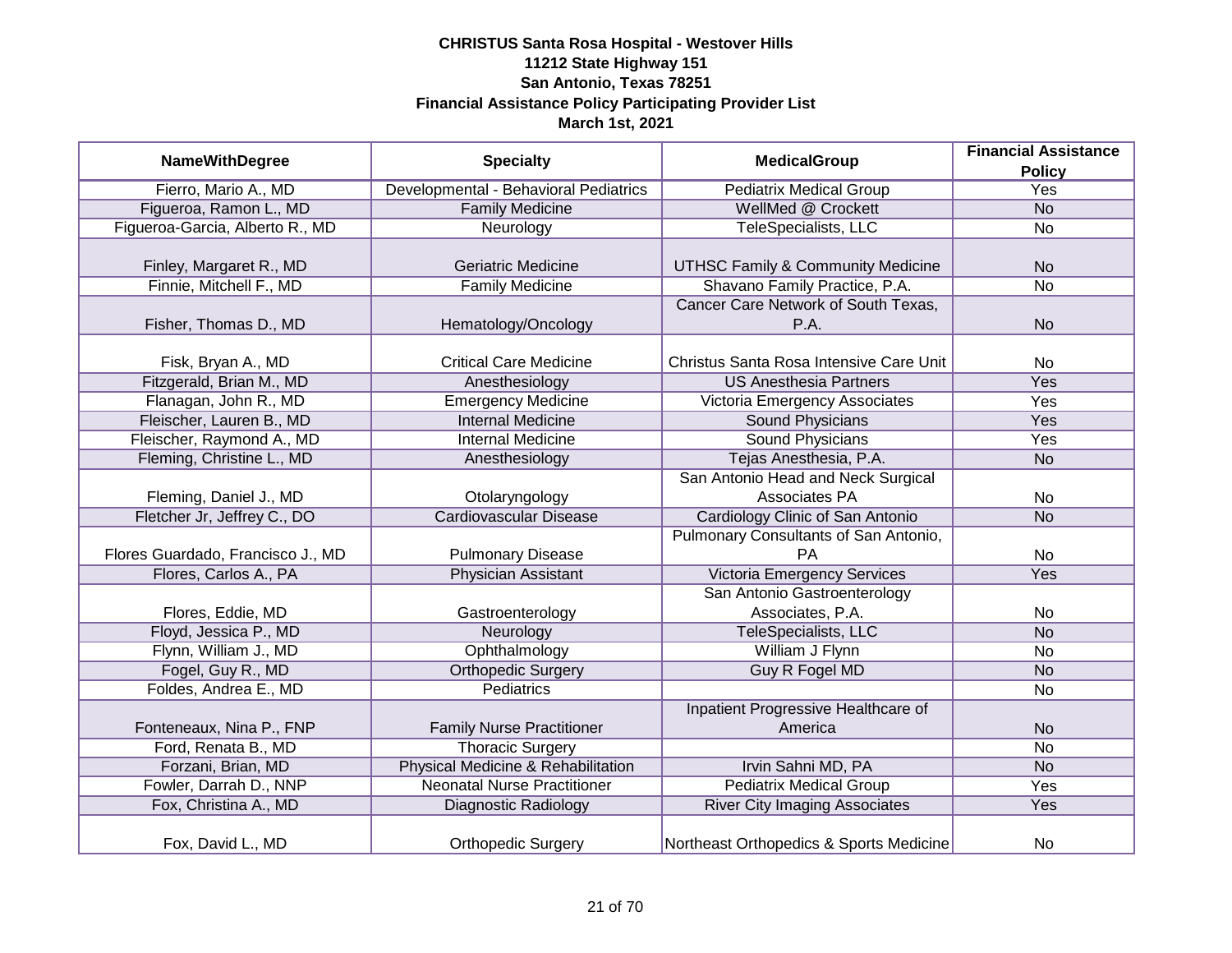**CHRISTUS Santa Rosa Hospital - Westover Hills**
**11212 State Highway 151**
**San Antonio, Texas 78251**
**Financial Assistance Policy Participating Provider List**
**March 1st, 2021**

| NameWithDegree | Specialty | MedicalGroup | Financial Assistance Policy |
|---|---|---|---|
| Fierro, Mario A., MD | Developmental - Behavioral Pediatrics | Pediatrix Medical Group | Yes |
| Figueroa, Ramon L., MD | Family Medicine | WellMed @ Crockett | No |
| Figueroa-Garcia, Alberto R., MD | Neurology | TeleSpecialists, LLC | No |
| Finley, Margaret R., MD | Geriatric Medicine | UTHSC Family & Community Medicine | No |
| Finnie, Mitchell F., MD | Family Medicine | Shavano Family Practice, P.A. | No |
| Fisher, Thomas D., MD | Hematology/Oncology | Cancer Care Network of South Texas, P.A. | No |
| Fisk, Bryan A., MD | Critical Care Medicine | Christus Santa Rosa Intensive Care Unit | No |
| Fitzgerald, Brian M., MD | Anesthesiology | US Anesthesia Partners | Yes |
| Flanagan, John R., MD | Emergency Medicine | Victoria Emergency Associates | Yes |
| Fleischer, Lauren B., MD | Internal Medicine | Sound Physicians | Yes |
| Fleischer, Raymond A., MD | Internal Medicine | Sound Physicians | Yes |
| Fleming, Christine L., MD | Anesthesiology | Tejas Anesthesia, P.A. | No |
| Fleming, Daniel J., MD | Otolaryngology | San Antonio Head and Neck Surgical Associates PA | No |
| Fletcher Jr, Jeffrey C., DO | Cardiovascular Disease | Cardiology Clinic of San Antonio | No |
| Flores Guardado, Francisco J., MD | Pulmonary Disease | Pulmonary Consultants of San Antonio, PA | No |
| Flores, Carlos A., PA | Physician Assistant | Victoria Emergency Services | Yes |
| Flores, Eddie, MD | Gastroenterology | San Antonio Gastroenterology Associates, P.A. | No |
| Floyd, Jessica P., MD | Neurology | TeleSpecialists, LLC | No |
| Flynn, William J., MD | Ophthalmology | William J Flynn | No |
| Fogel, Guy R., MD | Orthopedic Surgery | Guy R Fogel MD | No |
| Foldes, Andrea E., MD | Pediatrics | | No |
| Fonteneaux, Nina P., FNP | Family Nurse Practitioner | Inpatient Progressive Healthcare of America | No |
| Ford, Renata B., MD | Thoracic Surgery | | No |
| Forzani, Brian, MD | Physical Medicine & Rehabilitation | Irvin Sahni MD, PA | No |
| Fowler, Darrah D., NNP | Neonatal Nurse Practitioner | Pediatrix Medical Group | Yes |
| Fox, Christina A., MD | Diagnostic Radiology | River City Imaging Associates | Yes |
| Fox, David L., MD | Orthopedic Surgery | Northeast Orthopedics & Sports Medicine | No |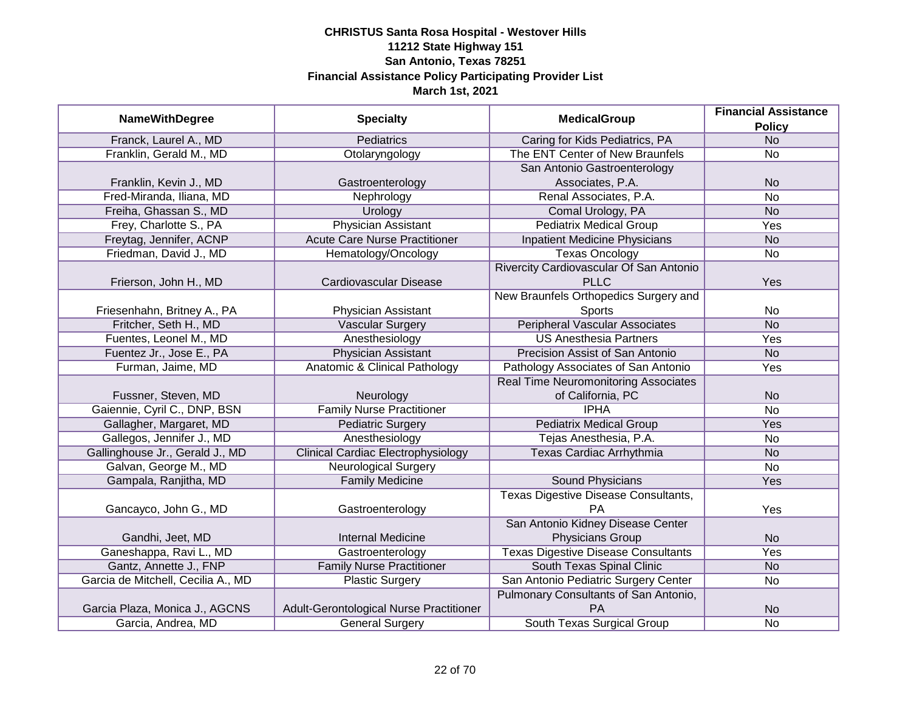**CHRISTUS Santa Rosa Hospital - Westover Hills**
**11212 State Highway 151**
**San Antonio, Texas 78251**
**Financial Assistance Policy Participating Provider List**
**March 1st, 2021**

| NameWithDegree | Specialty | MedicalGroup | Financial Assistance Policy |
|---|---|---|---|
| Franck, Laurel A., MD | Pediatrics | Caring for Kids Pediatrics, PA | No |
| Franklin, Gerald M., MD | Otolaryngology | The ENT Center of New Braunfels | No |
| Franklin, Kevin J., MD | Gastroenterology | San Antonio Gastroenterology Associates, P.A. | No |
| Fred-Miranda, Iliana, MD | Nephrology | Renal Associates, P.A. | No |
| Freiha, Ghassan S., MD | Urology | Comal Urology, PA | No |
| Frey, Charlotte S., PA | Physician Assistant | Pediatrix Medical Group | Yes |
| Freytag, Jennifer, ACNP | Acute Care Nurse Practitioner | Inpatient Medicine Physicians | No |
| Friedman, David J., MD | Hematology/Oncology | Texas Oncology | No |
| Frierson, John H., MD | Cardiovascular Disease | Rivercity Cardiovascular Of San Antonio PLLC | Yes |
| Friesenhahn, Britney A., PA | Physician Assistant | New Braunfels Orthopedics Surgery and Sports | No |
| Fritcher, Seth H., MD | Vascular Surgery | Peripheral Vascular Associates | No |
| Fuentes, Leonel M., MD | Anesthesiology | US Anesthesia Partners | Yes |
| Fuentez Jr., Jose E., PA | Physician Assistant | Precision Assist of San Antonio | No |
| Furman, Jaime, MD | Anatomic & Clinical Pathology | Pathology Associates of San Antonio | Yes |
| Fussner, Steven, MD | Neurology | Real Time Neuromonitoring Associates of California, PC | No |
| Gaiennie, Cyril C., DNP, BSN | Family Nurse Practitioner | IPHA | No |
| Gallagher, Margaret, MD | Pediatric Surgery | Pediatrix Medical Group | Yes |
| Gallegos, Jennifer J., MD | Anesthesiology | Tejas Anesthesia, P.A. | No |
| Gallinghouse Jr., Gerald J., MD | Clinical Cardiac Electrophysiology | Texas Cardiac Arrhythmia | No |
| Galvan, George M., MD | Neurological Surgery | | No |
| Gampala, Ranjitha, MD | Family Medicine | Sound Physicians | Yes |
| Gancayco, John G., MD | Gastroenterology | Texas Digestive Disease Consultants, PA | Yes |
| Gandhi, Jeet, MD | Internal Medicine | San Antonio Kidney Disease Center Physicians Group | No |
| Ganeshappa, Ravi L., MD | Gastroenterology | Texas Digestive Disease Consultants | Yes |
| Gantz, Annette J., FNP | Family Nurse Practitioner | South Texas Spinal Clinic | No |
| Garcia de Mitchell, Cecilia A., MD | Plastic Surgery | San Antonio Pediatric Surgery Center | No |
| Garcia Plaza, Monica J., AGCNS | Adult-Gerontological Nurse Practitioner | Pulmonary Consultants of San Antonio, PA | No |
| Garcia, Andrea, MD | General Surgery | South Texas Surgical Group | No |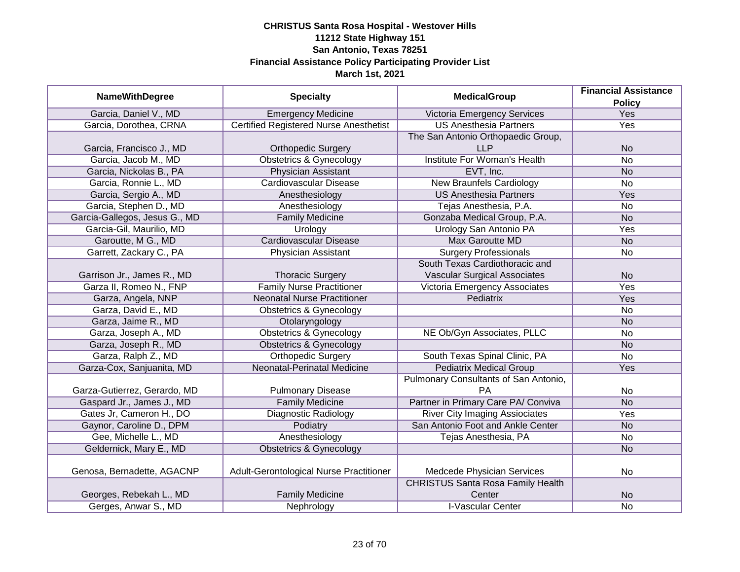**CHRISTUS Santa Rosa Hospital - Westover Hills**
**11212 State Highway 151**
**San Antonio, Texas 78251**
**Financial Assistance Policy Participating Provider List**
**March 1st, 2021**

| NameWithDegree | Specialty | MedicalGroup | Financial Assistance Policy |
|---|---|---|---|
| Garcia, Daniel V., MD | Emergency Medicine | Victoria Emergency Services | Yes |
| Garcia, Dorothea, CRNA | Certified Registered Nurse Anesthetist | US Anesthesia Partners | Yes |
| Garcia, Francisco J., MD | Orthopedic Surgery | The San Antonio Orthopaedic Group, LLP | No |
| Garcia, Jacob M., MD | Obstetrics & Gynecology | Institute For Woman's Health | No |
| Garcia, Nickolas B., PA | Physician Assistant | EVT, Inc. | No |
| Garcia, Ronnie L., MD | Cardiovascular Disease | New Braunfels Cardiology | No |
| Garcia, Sergio A., MD | Anesthesiology | US Anesthesia Partners | Yes |
| Garcia, Stephen D., MD | Anesthesiology | Tejas Anesthesia, P.A. | No |
| Garcia-Gallegos, Jesus G., MD | Family Medicine | Gonzaba Medical Group, P.A. | No |
| Garcia-Gil, Maurilio, MD | Urology | Urology San Antonio PA | Yes |
| Garoutte, M G., MD | Cardiovascular Disease | Max Garoutte MD | No |
| Garrett, Zackary C., PA | Physician Assistant | Surgery Professionals | No |
| Garrison Jr., James R., MD | Thoracic Surgery | South Texas Cardiothoracic and Vascular Surgical Associates | No |
| Garza II, Romeo N., FNP | Family Nurse Practitioner | Victoria Emergency Associates | Yes |
| Garza, Angela, NNP | Neonatal Nurse Practitioner | Pediatrix | Yes |
| Garza, David E., MD | Obstetrics & Gynecology | | No |
| Garza, Jaime R., MD | Otolaryngology | | No |
| Garza, Joseph A., MD | Obstetrics & Gynecology | NE Ob/Gyn Associates, PLLC | No |
| Garza, Joseph R., MD | Obstetrics & Gynecology | | No |
| Garza, Ralph Z., MD | Orthopedic Surgery | South Texas Spinal Clinic, PA | No |
| Garza-Cox, Sanjuanita, MD | Neonatal-Perinatal Medicine | Pediatrix Medical Group | Yes |
| Garza-Gutierrez, Gerardo, MD | Pulmonary Disease | Pulmonary Consultants of San Antonio, PA | No |
| Gaspard Jr., James J., MD | Family Medicine | Partner in Primary Care PA/ Conviva | No |
| Gates Jr, Cameron H., DO | Diagnostic Radiology | River City Imaging Assiociates | Yes |
| Gaynor, Caroline D., DPM | Podiatry | San Antonio Foot and Ankle Center | No |
| Gee, Michelle L., MD | Anesthesiology | Tejas Anesthesia, PA | No |
| Geldernick, Mary E., MD | Obstetrics & Gynecology | | No |
| Genosa, Bernadette, AGACNP | Adult-Gerontological Nurse Practitioner | Medcede Physician Services | No |
| Georges, Rebekah L., MD | Family Medicine | CHRISTUS Santa Rosa Family Health Center | No |
| Gerges, Anwar S., MD | Nephrology | I-Vascular Center | No |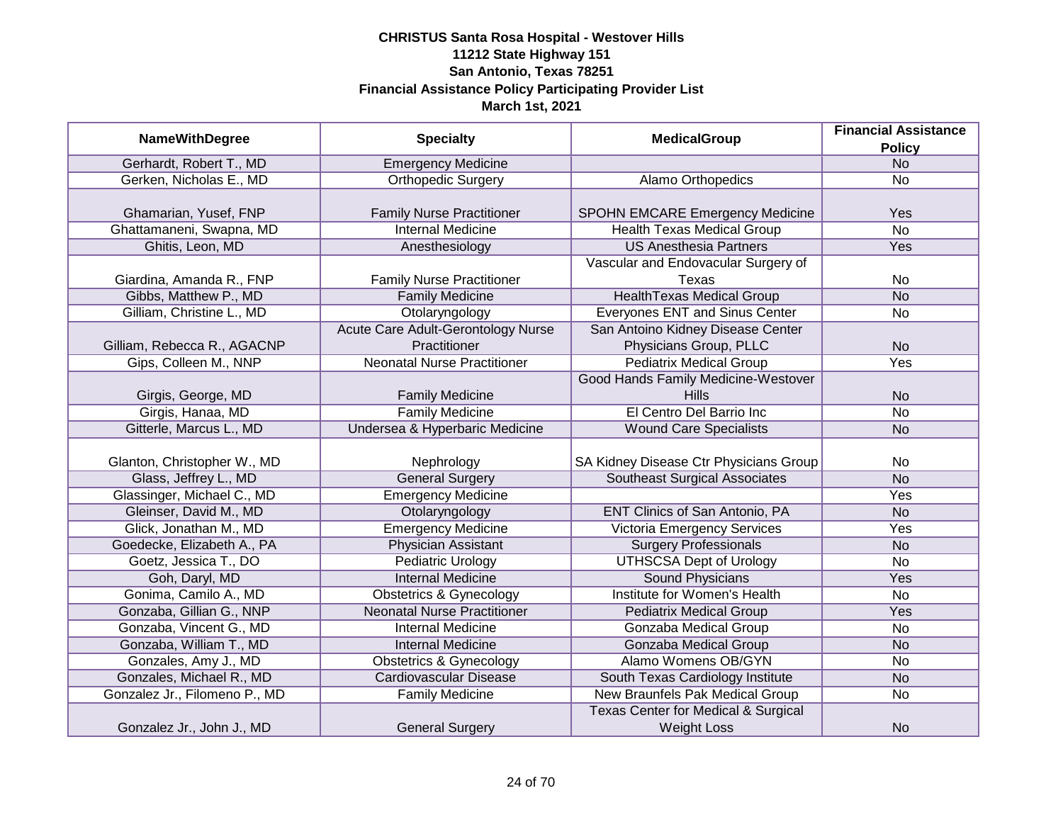**CHRISTUS Santa Rosa Hospital - Westover Hills**
**11212 State Highway 151**
**San Antonio, Texas 78251**
**Financial Assistance Policy Participating Provider List**
**March 1st, 2021**

| NameWithDegree | Specialty | MedicalGroup | Financial Assistance Policy |
|---|---|---|---|
| Gerhardt, Robert T., MD | Emergency Medicine | | No |
| Gerken, Nicholas E., MD | Orthopedic Surgery | Alamo Orthopedics | No |
| Ghamarian, Yusef, FNP | Family Nurse Practitioner | SPOHN EMCARE Emergency Medicine | Yes |
| Ghattamaneni, Swapna, MD | Internal Medicine | Health Texas Medical Group | No |
| Ghitis, Leon, MD | Anesthesiology | US Anesthesia Partners | Yes |
| Giardina, Amanda R., FNP | Family Nurse Practitioner | Vascular and Endovacular Surgery of Texas | No |
| Gibbs, Matthew P., MD | Family Medicine | HealthTexas Medical Group | No |
| Gilliam, Christine L., MD | Otolaryngology | Everyones ENT and Sinus Center | No |
| Gilliam, Rebecca R., AGACNP | Acute Care Adult-Gerontology Nurse Practitioner | San Antoino Kidney Disease Center Physicians Group, PLLC | No |
| Gips, Colleen M., NNP | Neonatal Nurse Practitioner | Pediatrix Medical Group | Yes |
| Girgis, George, MD | Family Medicine | Good Hands Family Medicine-Westover Hills | No |
| Girgis, Hanaa, MD | Family Medicine | El Centro Del Barrio Inc | No |
| Gitterle, Marcus L., MD | Undersea & Hyperbaric Medicine | Wound Care Specialists | No |
| Glanton, Christopher W., MD | Nephrology | SA Kidney Disease Ctr Physicians Group | No |
| Glass, Jeffrey L., MD | General Surgery | Southeast Surgical Associates | No |
| Glassinger, Michael C., MD | Emergency Medicine | | Yes |
| Gleinser, David M., MD | Otolaryngology | ENT Clinics of San Antonio, PA | No |
| Glick, Jonathan M., MD | Emergency Medicine | Victoria Emergency Services | Yes |
| Goedecke, Elizabeth A., PA | Physician Assistant | Surgery Professionals | No |
| Goetz, Jessica T., DO | Pediatric Urology | UTHSCSA Dept of Urology | No |
| Goh, Daryl, MD | Internal Medicine | Sound Physicians | Yes |
| Gonima, Camilo A., MD | Obstetrics & Gynecology | Institute for Women's Health | No |
| Gonzaba, Gillian G., NNP | Neonatal Nurse Practitioner | Pediatrix Medical Group | Yes |
| Gonzaba, Vincent G., MD | Internal Medicine | Gonzaba Medical Group | No |
| Gonzaba, William T., MD | Internal Medicine | Gonzaba Medical Group | No |
| Gonzales, Amy J., MD | Obstetrics & Gynecology | Alamo Womens OB/GYN | No |
| Gonzales, Michael R., MD | Cardiovascular Disease | South Texas Cardiology Institute | No |
| Gonzalez Jr., Filomeno P., MD | Family Medicine | New Braunfels Pak Medical Group | No |
| Gonzalez Jr., John J., MD | General Surgery | Texas Center for Medical & Surgical Weight Loss | No |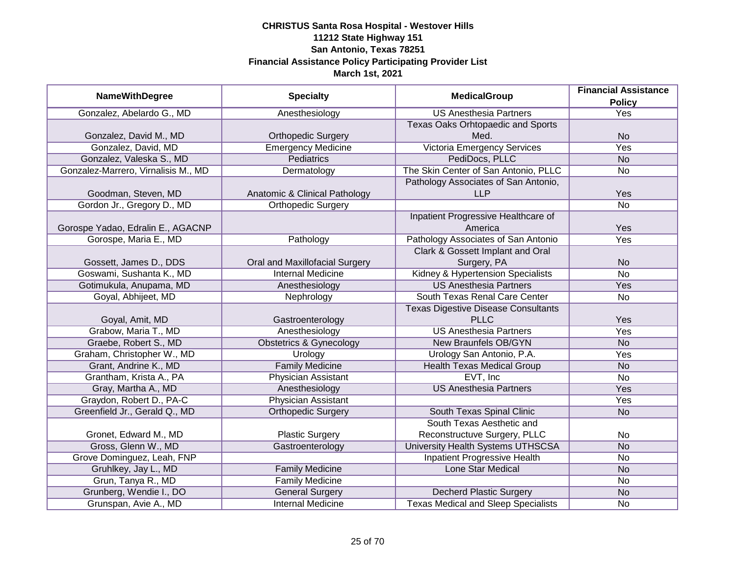**CHRISTUS Santa Rosa Hospital - Westover Hills**
**11212 State Highway 151**
**San Antonio, Texas 78251**
**Financial Assistance Policy Participating Provider List**
**March 1st, 2021**

| NameWithDegree | Specialty | MedicalGroup | Financial Assistance Policy |
|---|---|---|---|
| Gonzalez, Abelardo G., MD | Anesthesiology | US Anesthesia Partners | Yes |
| Gonzalez, David M., MD | Orthopedic Surgery | Texas Oaks Orhtopaedic and Sports Med. | No |
| Gonzalez, David, MD | Emergency Medicine | Victoria Emergency Services | Yes |
| Gonzalez, Valeska S., MD | Pediatrics | PediDocs, PLLC | No |
| Gonzalez-Marrero, Virnalisis M., MD | Dermatology | The Skin Center of San Antonio, PLLC | No |
| Goodman, Steven, MD | Anatomic & Clinical Pathology | Pathology Associates of San Antonio, LLP | Yes |
| Gordon Jr., Gregory D., MD | Orthopedic Surgery | | No |
| Gorospe Yadao, Edralin E., AGACNP | | Inpatient Progressive Healthcare of America | Yes |
| Gorospe, Maria E., MD | Pathology | Pathology Associates of San Antonio | Yes |
| Gossett, James D., DDS | Oral and Maxillofacial Surgery | Clark & Gossett Implant and Oral Surgery, PA | No |
| Goswami, Sushanta K., MD | Internal Medicine | Kidney & Hypertension Specialists | No |
| Gotimukula, Anupama, MD | Anesthesiology | US Anesthesia Partners | Yes |
| Goyal, Abhijeet, MD | Nephrology | South Texas Renal Care Center | No |
| Goyal, Amit, MD | Gastroenterology | Texas Digestive Disease Consultants PLLC | Yes |
| Grabow, Maria T., MD | Anesthesiology | US Anesthesia Partners | Yes |
| Graebe, Robert S., MD | Obstetrics & Gynecology | New Braunfels OB/GYN | No |
| Graham, Christopher W., MD | Urology | Urology San Antonio, P.A. | Yes |
| Grant, Andrine K., MD | Family Medicine | Health Texas Medical Group | No |
| Grantham, Krista A., PA | Physician Assistant | EVT, Inc | No |
| Gray, Martha A., MD | Anesthesiology | US Anesthesia Partners | Yes |
| Graydon, Robert D., PA-C | Physician Assistant | | Yes |
| Greenfield Jr., Gerald Q., MD | Orthopedic Surgery | South Texas Spinal Clinic | No |
| Gronet, Edward M., MD | Plastic Surgery | South Texas Aesthetic and Reconstructuve Surgery, PLLC | No |
| Gross, Glenn W., MD | Gastroenterology | University Health Systems UTHSCSA | No |
| Grove Dominguez, Leah, FNP | | Inpatient Progressive Health | No |
| Gruhlkey, Jay L., MD | Family Medicine | Lone Star Medical | No |
| Grun, Tanya R., MD | Family Medicine | | No |
| Grunberg, Wendie I., DO | General Surgery | Decherd Plastic Surgery | No |
| Grunspan, Avie A., MD | Internal Medicine | Texas Medical and Sleep Specialists | No |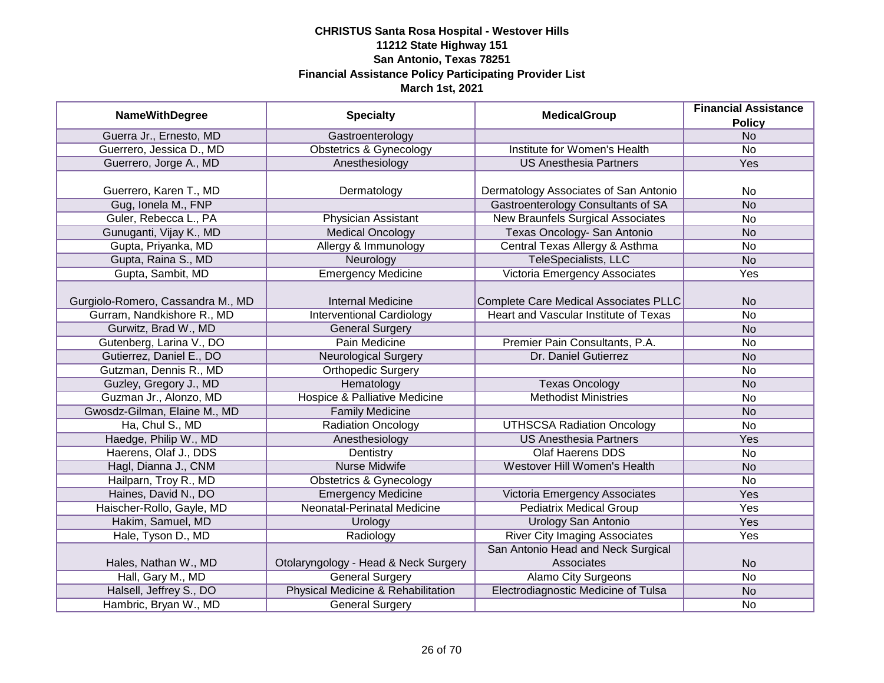**CHRISTUS Santa Rosa Hospital - Westover Hills**
**11212 State Highway 151**
**San Antonio, Texas 78251**
**Financial Assistance Policy Participating Provider List**
**March 1st, 2021**

| NameWithDegree | Specialty | MedicalGroup | Financial Assistance Policy |
|---|---|---|---|
| Guerra Jr., Ernesto, MD | Gastroenterology | | No |
| Guerrero, Jessica D., MD | Obstetrics & Gynecology | Institute for Women's Health | No |
| Guerrero, Jorge A., MD | Anesthesiology | US Anesthesia Partners | Yes |
| Guerrero, Karen T., MD | Dermatology | Dermatology Associates of San Antonio | No |
| Gug, Ionela M., FNP | | Gastroenterology Consultants of SA | No |
| Guler, Rebecca L., PA | Physician Assistant | New Braunfels Surgical Associates | No |
| Gunuganti, Vijay K., MD | Medical Oncology | Texas Oncology- San Antonio | No |
| Gupta, Priyanka, MD | Allergy & Immunology | Central Texas Allergy & Asthma | No |
| Gupta, Raina S., MD | Neurology | TeleSpecialists, LLC | No |
| Gupta, Sambit, MD | Emergency Medicine | Victoria Emergency Associates | Yes |
| Gurgiolo-Romero, Cassandra M., MD | Internal Medicine | Complete Care Medical Associates PLLC | No |
| Gurram, Nandkishore R., MD | Interventional Cardiology | Heart and Vascular Institute of Texas | No |
| Gurwitz, Brad W., MD | General Surgery | | No |
| Gutenberg, Larina V., DO | Pain Medicine | Premier Pain Consultants, P.A. | No |
| Gutierrez, Daniel E., DO | Neurological Surgery | Dr. Daniel Gutierrez | No |
| Gutzman, Dennis R., MD | Orthopedic Surgery | | No |
| Guzley, Gregory J., MD | Hematology | Texas Oncology | No |
| Guzman Jr., Alonzo, MD | Hospice & Palliative Medicine | Methodist Ministries | No |
| Gwosdz-Gilman, Elaine M., MD | Family Medicine | | No |
| Ha, Chul S., MD | Radiation Oncology | UTHSCSA Radiation Oncology | No |
| Haedge, Philip W., MD | Anesthesiology | US Anesthesia Partners | Yes |
| Haerens, Olaf J., DDS | Dentistry | Olaf Haerens DDS | No |
| Hagl, Dianna J., CNM | Nurse Midwife | Westover Hill Women's Health | No |
| Hailparn, Troy R., MD | Obstetrics & Gynecology | | No |
| Haines, David N., DO | Emergency Medicine | Victoria Emergency Associates | Yes |
| Haischer-Rollo, Gayle, MD | Neonatal-Perinatal Medicine | Pediatrix Medical Group | Yes |
| Hakim, Samuel, MD | Urology | Urology San Antonio | Yes |
| Hale, Tyson D., MD | Radiology | River City Imaging Associates | Yes |
| Hales, Nathan W., MD | Otolaryngology - Head & Neck Surgery | San Antonio Head and Neck Surgical Associates | No |
| Hall, Gary M., MD | General Surgery | Alamo City Surgeons | No |
| Halsell, Jeffrey S., DO | Physical Medicine & Rehabilitation | Electrodiagnostic Medicine of Tulsa | No |
| Hambric, Bryan W., MD | General Surgery | | No |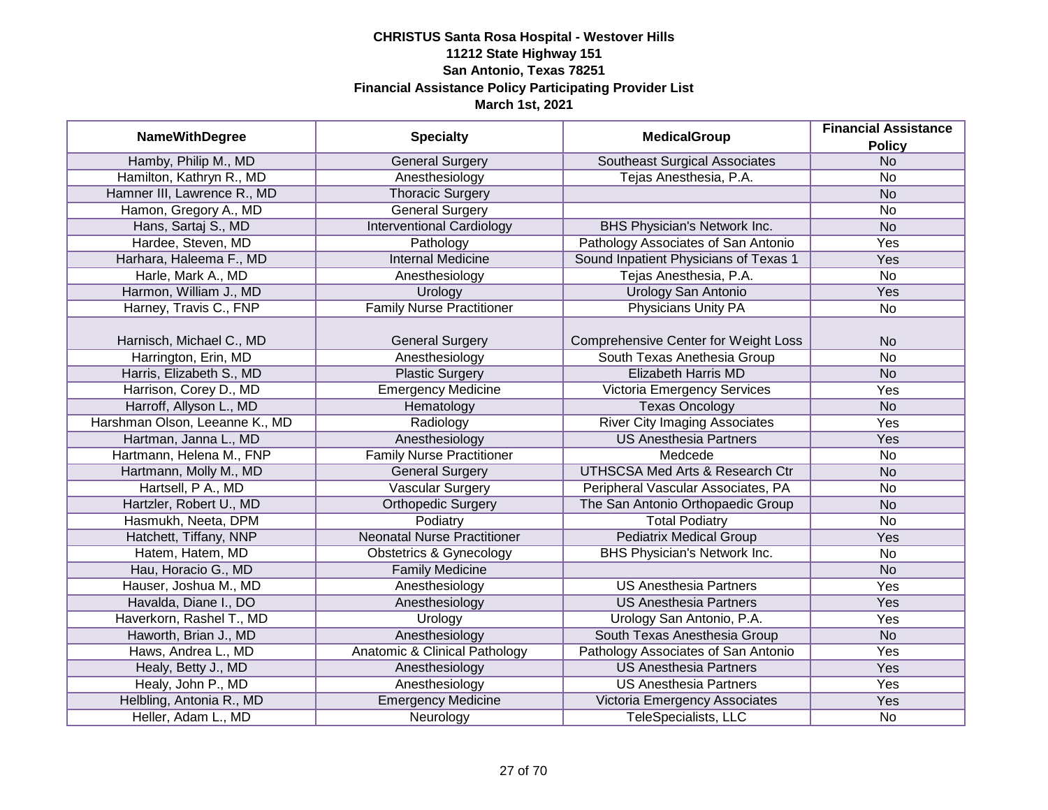**CHRISTUS Santa Rosa Hospital - Westover Hills**
**11212 State Highway 151**
**San Antonio, Texas 78251**
**Financial Assistance Policy Participating Provider List**
**March 1st, 2021**

| NameWithDegree | Specialty | MedicalGroup | Financial Assistance Policy |
|---|---|---|---|
| Hamby, Philip M., MD | General Surgery | Southeast Surgical Associates | No |
| Hamilton, Kathryn R., MD | Anesthesiology | Tejas Anesthesia, P.A. | No |
| Hamner III, Lawrence R., MD | Thoracic Surgery | | No |
| Hamon, Gregory A., MD | General Surgery | | No |
| Hans, Sartaj S., MD | Interventional Cardiology | BHS Physician's Network Inc. | No |
| Hardee, Steven, MD | Pathology | Pathology Associates of San Antonio | Yes |
| Harhara, Haleema F., MD | Internal Medicine | Sound Inpatient Physicians of Texas 1 | Yes |
| Harle, Mark A., MD | Anesthesiology | Tejas Anesthesia, P.A. | No |
| Harmon, William J., MD | Urology | Urology San Antonio | Yes |
| Harney, Travis C., FNP | Family Nurse Practitioner | Physicians Unity PA | No |
| Harnisch, Michael C., MD | General Surgery | Comprehensive Center for Weight Loss | No |
| Harrington, Erin, MD | Anesthesiology | South Texas Anethesia Group | No |
| Harris, Elizabeth S., MD | Plastic Surgery | Elizabeth Harris MD | No |
| Harrison, Corey D., MD | Emergency Medicine | Victoria Emergency Services | Yes |
| Harroff, Allyson L., MD | Hematology | Texas Oncology | No |
| Harshman Olson, Leeanne K., MD | Radiology | River City Imaging Associates | Yes |
| Hartman, Janna L., MD | Anesthesiology | US Anesthesia Partners | Yes |
| Hartmann, Helena M., FNP | Family Nurse Practitioner | Medcede | No |
| Hartmann, Molly M., MD | General Surgery | UTHSCSA Med Arts & Research Ctr | No |
| Hartsell, P A., MD | Vascular Surgery | Peripheral Vascular Associates, PA | No |
| Hartzler, Robert U., MD | Orthopedic Surgery | The San Antonio Orthopaedic Group | No |
| Hasmukh, Neeta, DPM | Podiatry | Total Podiatry | No |
| Hatchett, Tiffany, NNP | Neonatal Nurse Practitioner | Pediatrix Medical Group | Yes |
| Hatem, Hatem, MD | Obstetrics & Gynecology | BHS Physician's Network Inc. | No |
| Hau, Horacio G., MD | Family Medicine | | No |
| Hauser, Joshua M., MD | Anesthesiology | US Anesthesia Partners | Yes |
| Havalda, Diane I., DO | Anesthesiology | US Anesthesia Partners | Yes |
| Haverkorn, Rashel T., MD | Urology | Urology San Antonio, P.A. | Yes |
| Haworth, Brian J., MD | Anesthesiology | South Texas Anesthesia Group | No |
| Haws, Andrea L., MD | Anatomic & Clinical Pathology | Pathology Associates of San Antonio | Yes |
| Healy, Betty J., MD | Anesthesiology | US Anesthesia Partners | Yes |
| Healy, John P., MD | Anesthesiology | US Anesthesia Partners | Yes |
| Helbling, Antonia R., MD | Emergency Medicine | Victoria Emergency Associates | Yes |
| Heller, Adam L., MD | Neurology | TeleSpecialists, LLC | No |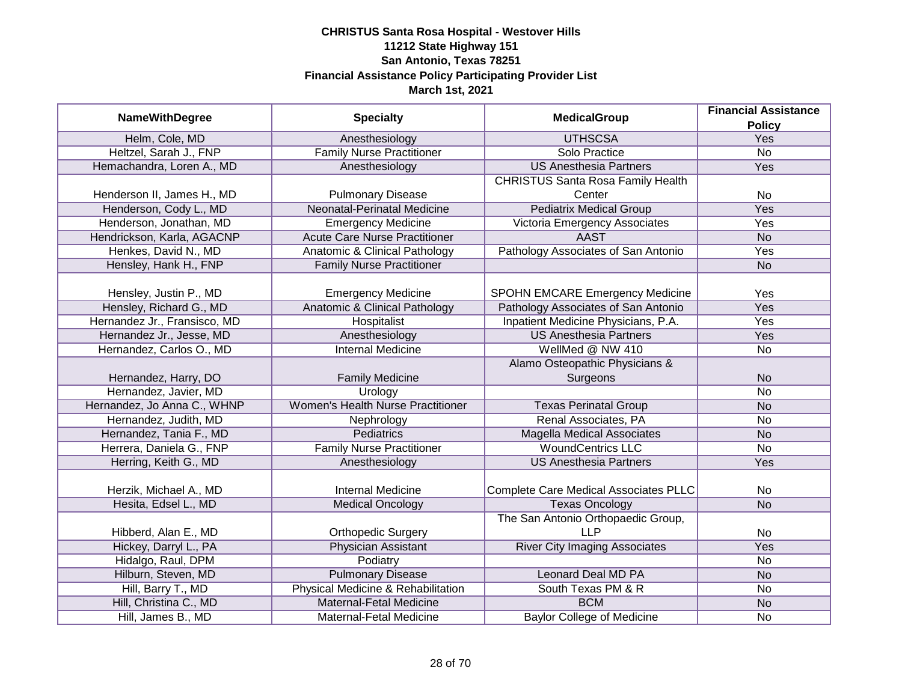**CHRISTUS Santa Rosa Hospital - Westover Hills**
**11212 State Highway 151**
**San Antonio, Texas 78251**
**Financial Assistance Policy Participating Provider List**
**March 1st, 2021**

| NameWithDegree | Specialty | MedicalGroup | Financial Assistance Policy |
|---|---|---|---|
| Helm, Cole, MD | Anesthesiology | UTHSCSA | Yes |
| Heltzel, Sarah J., FNP | Family Nurse Practitioner | Solo Practice | No |
| Hemachandra, Loren A., MD | Anesthesiology | US Anesthesia Partners | Yes |
| Henderson II, James H., MD | Pulmonary Disease | CHRISTUS Santa Rosa Family Health Center | No |
| Henderson, Cody L., MD | Neonatal-Perinatal Medicine | Pediatrix Medical Group | Yes |
| Henderson, Jonathan, MD | Emergency Medicine | Victoria Emergency Associates | Yes |
| Hendrickson, Karla, AGACNP | Acute Care Nurse Practitioner | AAST | No |
| Henkes, David N., MD | Anatomic & Clinical Pathology | Pathology Associates of San Antonio | Yes |
| Hensley, Hank H., FNP | Family Nurse Practitioner | | No |
| Hensley, Justin P., MD | Emergency Medicine | SPOHN EMCARE Emergency Medicine | Yes |
| Hensley, Richard G., MD | Anatomic & Clinical Pathology | Pathology Associates of San Antonio | Yes |
| Hernandez Jr., Fransisco, MD | Hospitalist | Inpatient Medicine Physicians, P.A. | Yes |
| Hernandez Jr., Jesse, MD | Anesthesiology | US Anesthesia Partners | Yes |
| Hernandez, Carlos O., MD | Internal Medicine | WellMed @ NW 410 | No |
| Hernandez, Harry, DO | Family Medicine | Alamo Osteopathic Physicians & Surgeons | No |
| Hernandez, Javier, MD | Urology | | No |
| Hernandez, Jo Anna C., WHNP | Women's Health Nurse Practitioner | Texas Perinatal Group | No |
| Hernandez, Judith, MD | Nephrology | Renal Associates, PA | No |
| Hernandez, Tania F., MD | Pediatrics | Magella Medical Associates | No |
| Herrera, Daniela G., FNP | Family Nurse Practitioner | WoundCentrics LLC | No |
| Herring, Keith G., MD | Anesthesiology | US Anesthesia Partners | Yes |
| Herzik, Michael A., MD | Internal Medicine | Complete Care Medical Associates PLLC | No |
| Hesita, Edsel L., MD | Medical Oncology | Texas Oncology | No |
| Hibberd, Alan E., MD | Orthopedic Surgery | The San Antonio Orthopaedic Group, LLP | No |
| Hickey, Darryl L., PA | Physician Assistant | River City Imaging Associates | Yes |
| Hidalgo, Raul, DPM | Podiatry | | No |
| Hilburn, Steven, MD | Pulmonary Disease | Leonard Deal MD PA | No |
| Hill, Barry T., MD | Physical Medicine & Rehabilitation | South Texas PM & R | No |
| Hill, Christina C., MD | Maternal-Fetal Medicine | BCM | No |
| Hill, James B., MD | Maternal-Fetal Medicine | Baylor College of Medicine | No |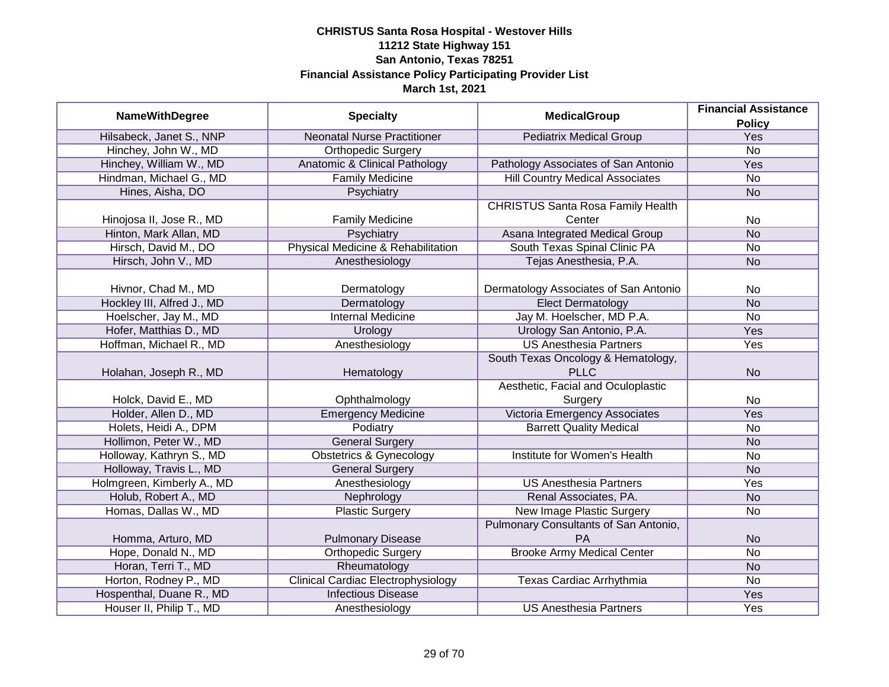**CHRISTUS Santa Rosa Hospital - Westover Hills**
**11212 State Highway 151**
**San Antonio, Texas 78251**
**Financial Assistance Policy Participating Provider List**
**March 1st, 2021**

| NameWithDegree | Specialty | MedicalGroup | Financial Assistance Policy |
|---|---|---|---|
| Hilsabeck, Janet S., NNP | Neonatal Nurse Practitioner | Pediatrix Medical Group | Yes |
| Hinchey, John W., MD | Orthopedic Surgery | | No |
| Hinchey, William W., MD | Anatomic & Clinical Pathology | Pathology Associates of San Antonio | Yes |
| Hindman, Michael G., MD | Family Medicine | Hill Country Medical Associates | No |
| Hines, Aisha, DO | Psychiatry | | No |
| Hinojosa II, Jose R., MD | Family Medicine | CHRISTUS Santa Rosa Family Health Center | No |
| Hinton, Mark Allan, MD | Psychiatry | Asana Integrated Medical Group | No |
| Hirsch, David M., DO | Physical Medicine & Rehabilitation | South Texas Spinal Clinic PA | No |
| Hirsch, John V., MD | Anesthesiology | Tejas Anesthesia, P.A. | No |
| Hivnor, Chad M., MD | Dermatology | Dermatology Associates of San Antonio | No |
| Hockley III, Alfred J., MD | Dermatology | Elect Dermatology | No |
| Hoelscher, Jay M., MD | Internal Medicine | Jay M. Hoelscher, MD P.A. | No |
| Hofer, Matthias D., MD | Urology | Urology San Antonio, P.A. | Yes |
| Hoffman, Michael R., MD | Anesthesiology | US Anesthesia Partners | Yes |
| Holahan, Joseph R., MD | Hematology | South Texas Oncology & Hematology, PLLC | No |
| Holck, David E., MD | Ophthalmology | Aesthetic, Facial and Oculoplastic Surgery | No |
| Holder, Allen D., MD | Emergency Medicine | Victoria Emergency Associates | Yes |
| Holets, Heidi A., DPM | Podiatry | Barrett Quality Medical | No |
| Hollimon, Peter W., MD | General Surgery | | No |
| Holloway, Kathryn S., MD | Obstetrics & Gynecology | Institute for Women's Health | No |
| Holloway, Travis L., MD | General Surgery | | No |
| Holmgreen, Kimberly A., MD | Anesthesiology | US Anesthesia Partners | Yes |
| Holub, Robert A., MD | Nephrology | Renal Associates, PA. | No |
| Homas, Dallas W., MD | Plastic Surgery | New Image Plastic Surgery | No |
| Homma, Arturo, MD | Pulmonary Disease | Pulmonary Consultants of San Antonio, PA | No |
| Hope, Donald N., MD | Orthopedic Surgery | Brooke Army Medical Center | No |
| Horan, Terri T., MD | Rheumatology | | No |
| Horton, Rodney P., MD | Clinical Cardiac Electrophysiology | Texas Cardiac Arrhythmia | No |
| Hospenthal, Duane R., MD | Infectious Disease | | Yes |
| Houser II, Philip T., MD | Anesthesiology | US Anesthesia Partners | Yes |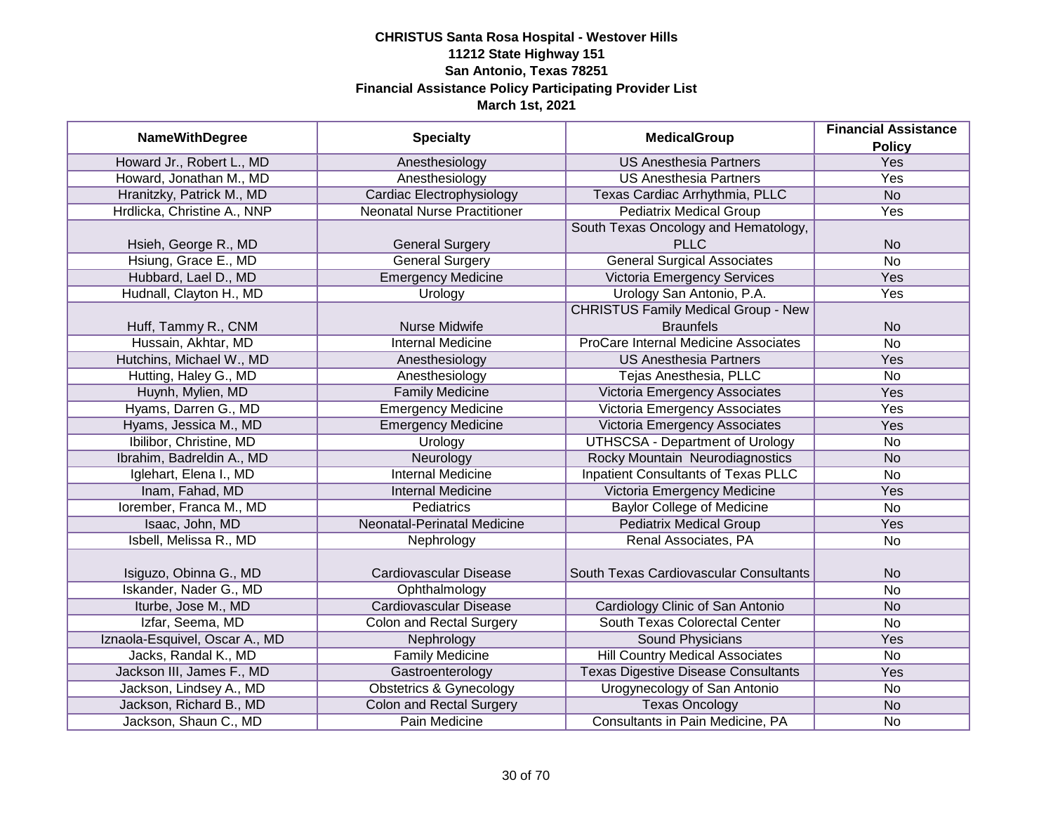**CHRISTUS Santa Rosa Hospital - Westover Hills**
**11212 State Highway 151**
**San Antonio, Texas 78251**
**Financial Assistance Policy Participating Provider List**
**March 1st, 2021**

| NameWithDegree | Specialty | MedicalGroup | Financial Assistance Policy |
|---|---|---|---|
| Howard Jr., Robert L., MD | Anesthesiology | US Anesthesia Partners | Yes |
| Howard, Jonathan M., MD | Anesthesiology | US Anesthesia Partners | Yes |
| Hranitzky, Patrick M., MD | Cardiac Electrophysiology | Texas Cardiac Arrhythmia, PLLC | No |
| Hrdlicka, Christine A., NNP | Neonatal Nurse Practitioner | Pediatrix Medical Group | Yes |
| Hsieh, George R., MD | General Surgery | South Texas Oncology and Hematology, PLLC | No |
| Hsiung, Grace E., MD | General Surgery | General Surgical Associates | No |
| Hubbard, Lael D., MD | Emergency Medicine | Victoria Emergency Services | Yes |
| Hudnall, Clayton H., MD | Urology | Urology San Antonio, P.A. | Yes |
| Huff, Tammy R., CNM | Nurse Midwife | CHRISTUS Family Medical Group - New Braunfels | No |
| Hussain, Akhtar, MD | Internal Medicine | ProCare Internal Medicine Associates | No |
| Hutchins, Michael W., MD | Anesthesiology | US Anesthesia Partners | Yes |
| Hutting, Haley G., MD | Anesthesiology | Tejas Anesthesia, PLLC | No |
| Huynh, Mylien, MD | Family Medicine | Victoria Emergency Associates | Yes |
| Hyams, Darren G., MD | Emergency Medicine | Victoria Emergency Associates | Yes |
| Hyams, Jessica M., MD | Emergency Medicine | Victoria Emergency Associates | Yes |
| Ibilibor, Christine, MD | Urology | UTHSCSA - Department of Urology | No |
| Ibrahim, Badreldin A., MD | Neurology | Rocky Mountain Neurodiagnostics | No |
| Iglehart, Elena I., MD | Internal Medicine | Inpatient Consultants of Texas PLLC | No |
| Inam, Fahad, MD | Internal Medicine | Victoria Emergency Medicine | Yes |
| Iorember, Franca M., MD | Pediatrics | Baylor College of Medicine | No |
| Isaac, John, MD | Neonatal-Perinatal Medicine | Pediatrix Medical Group | Yes |
| Isbell, Melissa R., MD | Nephrology | Renal Associates, PA | No |
| Isiguzo, Obinna G., MD | Cardiovascular Disease | South Texas Cardiovascular Consultants | No |
| Iskander, Nader G., MD | Ophthalmology | | No |
| Iturbe, Jose M., MD | Cardiovascular Disease | Cardiology Clinic of San Antonio | No |
| Izfar, Seema, MD | Colon and Rectal Surgery | South Texas Colorectal Center | No |
| Iznaola-Esquivel, Oscar A., MD | Nephrology | Sound Physicians | Yes |
| Jacks, Randal K., MD | Family Medicine | Hill Country Medical Associates | No |
| Jackson III, James F., MD | Gastroenterology | Texas Digestive Disease Consultants | Yes |
| Jackson, Lindsey A., MD | Obstetrics & Gynecology | Urogynecology of San Antonio | No |
| Jackson, Richard B., MD | Colon and Rectal Surgery | Texas Oncology | No |
| Jackson, Shaun C., MD | Pain Medicine | Consultants in Pain Medicine, PA | No |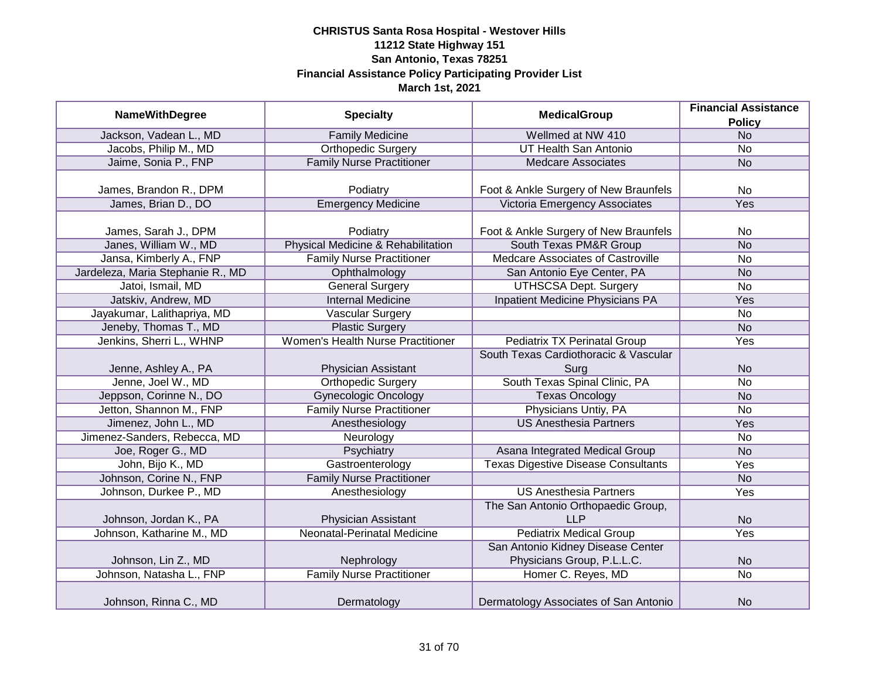**CHRISTUS Santa Rosa Hospital - Westover Hills**
**11212 State Highway 151**
**San Antonio, Texas 78251**
**Financial Assistance Policy Participating Provider List**
**March 1st, 2021**

| NameWithDegree | Specialty | MedicalGroup | Financial Assistance Policy |
|---|---|---|---|
| Jackson, Vadean L., MD | Family Medicine | Wellmed at NW 410 | No |
| Jacobs, Philip M., MD | Orthopedic Surgery | UT Health San Antonio | No |
| Jaime, Sonia P., FNP | Family Nurse Practitioner | Medcare Associates | No |
| James, Brandon R., DPM | Podiatry | Foot & Ankle Surgery of New Braunfels | No |
| James, Brian D., DO | Emergency Medicine | Victoria Emergency Associates | Yes |
| James, Sarah J., DPM | Podiatry | Foot & Ankle Surgery of New Braunfels | No |
| Janes, William W., MD | Physical Medicine & Rehabilitation | South Texas PM&R Group | No |
| Jansa, Kimberly A., FNP | Family Nurse Practitioner | Medcare Associates of Castroville | No |
| Jardeleza, Maria Stephanie R., MD | Ophthalmology | San Antonio Eye Center, PA | No |
| Jatoi, Ismail, MD | General Surgery | UTHSCSA Dept. Surgery | No |
| Jatskiv, Andrew, MD | Internal Medicine | Inpatient Medicine Physicians PA | Yes |
| Jayakumar, Lalithapriya, MD | Vascular Surgery | | No |
| Jeneby, Thomas T., MD | Plastic Surgery | | No |
| Jenkins, Sherri L., WHNP | Women's Health Nurse Practitioner | Pediatrix TX Perinatal Group | Yes |
| Jenne, Ashley A., PA | Physician Assistant | South Texas Cardiothoracic & Vascular Surg | No |
| Jenne, Joel W., MD | Orthopedic Surgery | South Texas Spinal Clinic, PA | No |
| Jeppson, Corinne N., DO | Gynecologic Oncology | Texas Oncology | No |
| Jetton, Shannon M., FNP | Family Nurse Practitioner | Physicians Untiy, PA | No |
| Jimenez, John L., MD | Anesthesiology | US Anesthesia Partners | Yes |
| Jimenez-Sanders, Rebecca, MD | Neurology | | No |
| Joe, Roger G., MD | Psychiatry | Asana Integrated Medical Group | No |
| John, Bijo K., MD | Gastroenterology | Texas Digestive Disease Consultants | Yes |
| Johnson, Corine N., FNP | Family Nurse Practitioner | | No |
| Johnson, Durkee P., MD | Anesthesiology | US Anesthesia Partners | Yes |
| Johnson, Jordan K., PA | Physician Assistant | The San Antonio Orthopaedic Group, LLP | No |
| Johnson, Katharine M., MD | Neonatal-Perinatal Medicine | Pediatrix Medical Group | Yes |
| Johnson, Lin Z., MD | Nephrology | San Antonio Kidney Disease Center Physicians Group, P.L.L.C. | No |
| Johnson, Natasha L., FNP | Family Nurse Practitioner | Homer C. Reyes, MD | No |
| Johnson, Rinna C., MD | Dermatology | Dermatology Associates of San Antonio | No |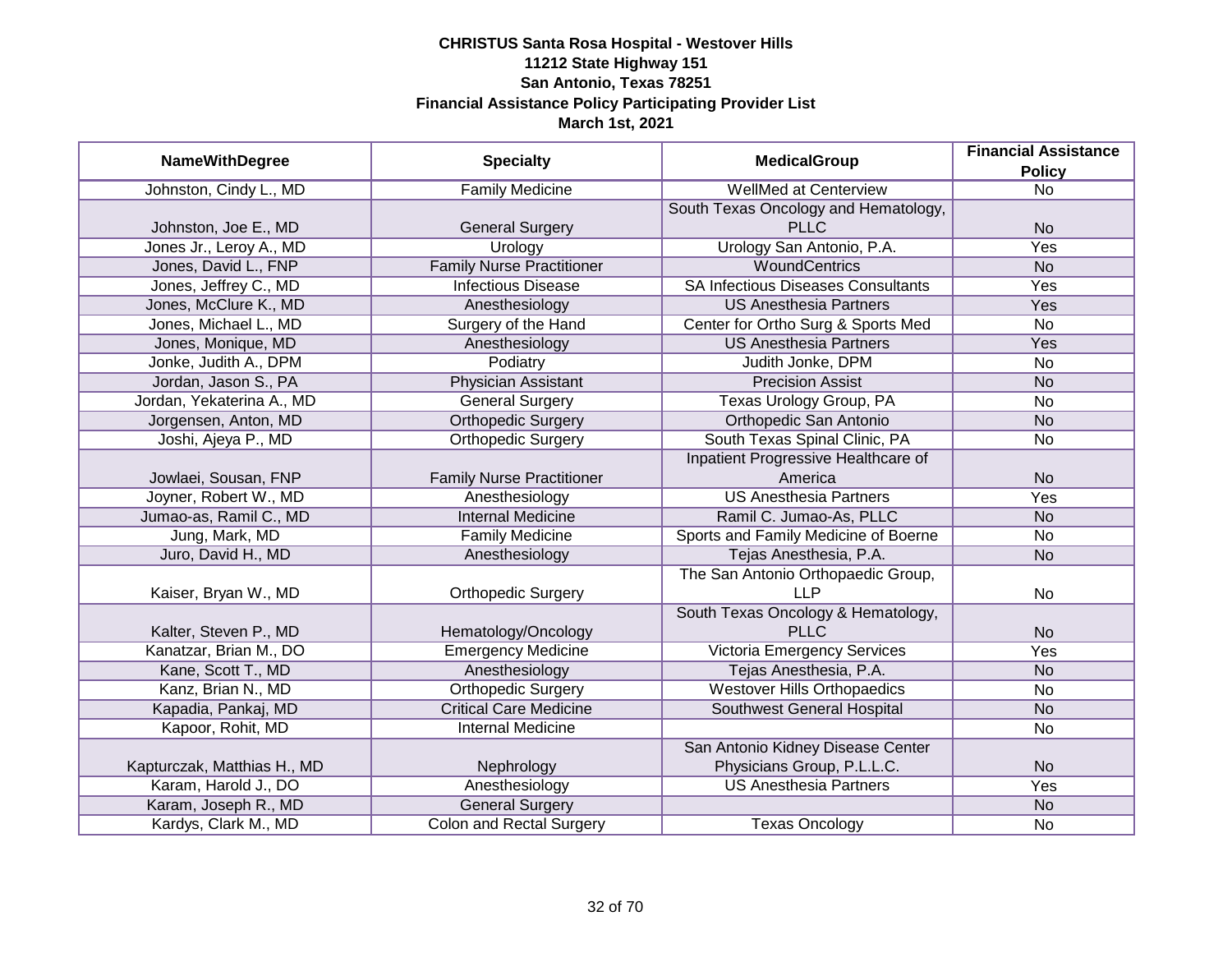**CHRISTUS Santa Rosa Hospital - Westover Hills**
**11212 State Highway 151**
**San Antonio, Texas 78251**
**Financial Assistance Policy Participating Provider List**
**March 1st, 2021**

| NameWithDegree | Specialty | MedicalGroup | Financial Assistance Policy |
|---|---|---|---|
| Johnston, Cindy L., MD | Family Medicine | WellMed at Centerview | No |
| Johnston, Joe E., MD | General Surgery | South Texas Oncology and Hematology, PLLC | No |
| Jones Jr., Leroy A., MD | Urology | Urology San Antonio, P.A. | Yes |
| Jones, David L., FNP | Family Nurse Practitioner | WoundCentrics | No |
| Jones, Jeffrey C., MD | Infectious Disease | SA Infectious Diseases Consultants | Yes |
| Jones, McClure K., MD | Anesthesiology | US Anesthesia Partners | Yes |
| Jones, Michael L., MD | Surgery of the Hand | Center for Ortho Surg & Sports Med | No |
| Jones, Monique, MD | Anesthesiology | US Anesthesia Partners | Yes |
| Jonke, Judith A., DPM | Podiatry | Judith Jonke, DPM | No |
| Jordan, Jason S., PA | Physician Assistant | Precision Assist | No |
| Jordan, Yekaterina A., MD | General Surgery | Texas Urology Group, PA | No |
| Jorgensen, Anton, MD | Orthopedic Surgery | Orthopedic San Antonio | No |
| Joshi, Ajeya P., MD | Orthopedic Surgery | South Texas Spinal Clinic, PA | No |
| Jowlaei, Sousan, FNP | Family Nurse Practitioner | Inpatient Progressive Healthcare of America | No |
| Joyner, Robert W., MD | Anesthesiology | US Anesthesia Partners | Yes |
| Jumao-as, Ramil C., MD | Internal Medicine | Ramil C. Jumao-As, PLLC | No |
| Jung, Mark, MD | Family Medicine | Sports and Family Medicine of Boerne | No |
| Juro, David H., MD | Anesthesiology | Tejas Anesthesia, P.A. | No |
| Kaiser, Bryan W., MD | Orthopedic Surgery | The San Antonio Orthopaedic Group, LLP | No |
| Kalter, Steven P., MD | Hematology/Oncology | South Texas Oncology & Hematology, PLLC | No |
| Kanatzar, Brian M., DO | Emergency Medicine | Victoria Emergency Services | Yes |
| Kane, Scott T., MD | Anesthesiology | Tejas Anesthesia, P.A. | No |
| Kanz, Brian N., MD | Orthopedic Surgery | Westover Hills Orthopaedics | No |
| Kapadia, Pankaj, MD | Critical Care Medicine | Southwest General Hospital | No |
| Kapoor, Rohit, MD | Internal Medicine | | No |
| Kapturczak, Matthias H., MD | Nephrology | San Antonio Kidney Disease Center Physicians Group, P.L.L.C. | No |
| Karam, Harold J., DO | Anesthesiology | US Anesthesia Partners | Yes |
| Karam, Joseph R., MD | General Surgery | | No |
| Kardys, Clark M., MD | Colon and Rectal Surgery | Texas Oncology | No |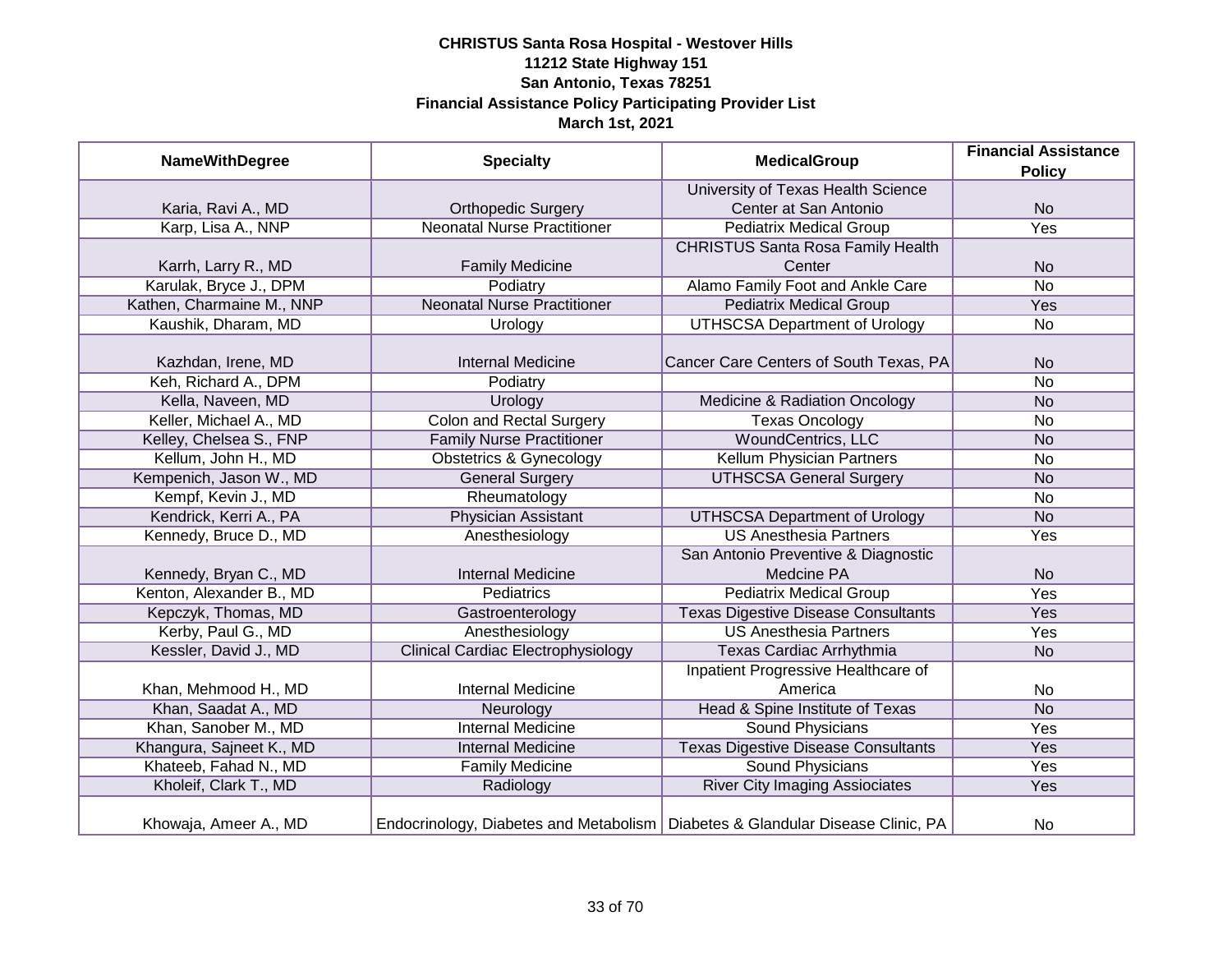**CHRISTUS Santa Rosa Hospital - Westover Hills**
**11212 State Highway 151**
**San Antonio, Texas 78251**
**Financial Assistance Policy Participating Provider List**
**March 1st, 2021**

| NameWithDegree | Specialty | MedicalGroup | Financial Assistance Policy |
|---|---|---|---|
| Karia, Ravi A., MD | Orthopedic Surgery | University of Texas Health Science Center at San Antonio | No |
| Karp, Lisa A., NNP | Neonatal Nurse Practitioner | Pediatrix Medical Group | Yes |
| Karrh, Larry R., MD | Family Medicine | CHRISTUS Santa Rosa Family Health Center | No |
| Karulak, Bryce J., DPM | Podiatry | Alamo Family Foot and Ankle Care | No |
| Kathen, Charmaine M., NNP | Neonatal Nurse Practitioner | Pediatrix Medical Group | Yes |
| Kaushik, Dharam, MD | Urology | UTHSCSA Department of Urology | No |
| Kazhdan, Irene, MD | Internal Medicine | Cancer Care Centers of South Texas, PA | No |
| Keh, Richard A., DPM | Podiatry | | No |
| Kella, Naveen, MD | Urology | Medicine & Radiation Oncology | No |
| Keller, Michael A., MD | Colon and Rectal Surgery | Texas Oncology | No |
| Kelley, Chelsea S., FNP | Family Nurse Practitioner | WoundCentrics, LLC | No |
| Kellum, John H., MD | Obstetrics & Gynecology | Kellum Physician Partners | No |
| Kempenich, Jason W., MD | General Surgery | UTHSCSA General Surgery | No |
| Kempf, Kevin J., MD | Rheumatology | | No |
| Kendrick, Kerri A., PA | Physician Assistant | UTHSCSA Department of Urology | No |
| Kennedy, Bruce D., MD | Anesthesiology | US Anesthesia Partners | Yes |
| Kennedy, Bryan C., MD | Internal Medicine | San Antonio Preventive & Diagnostic Medcine PA | No |
| Kenton, Alexander B., MD | Pediatrics | Pediatrix Medical Group | Yes |
| Kepczyk, Thomas, MD | Gastroenterology | Texas Digestive Disease Consultants | Yes |
| Kerby, Paul G., MD | Anesthesiology | US Anesthesia Partners | Yes |
| Kessler, David J., MD | Clinical Cardiac Electrophysiology | Texas Cardiac Arrhythmia | No |
| Khan, Mehmood H., MD | Internal Medicine | Inpatient Progressive Healthcare of America | No |
| Khan, Saadat A., MD | Neurology | Head & Spine Institute of Texas | No |
| Khan, Sanober M., MD | Internal Medicine | Sound Physicians | Yes |
| Khangura, Sajneet K., MD | Internal Medicine | Texas Digestive Disease Consultants | Yes |
| Khateeb, Fahad N., MD | Family Medicine | Sound Physicians | Yes |
| Kholeif, Clark T., MD | Radiology | River City Imaging Asissociates | Yes |
| Khowaja, Ameer A., MD | Endocrinology, Diabetes and Metabolism | Diabetes & Glandular Disease Clinic, PA | No |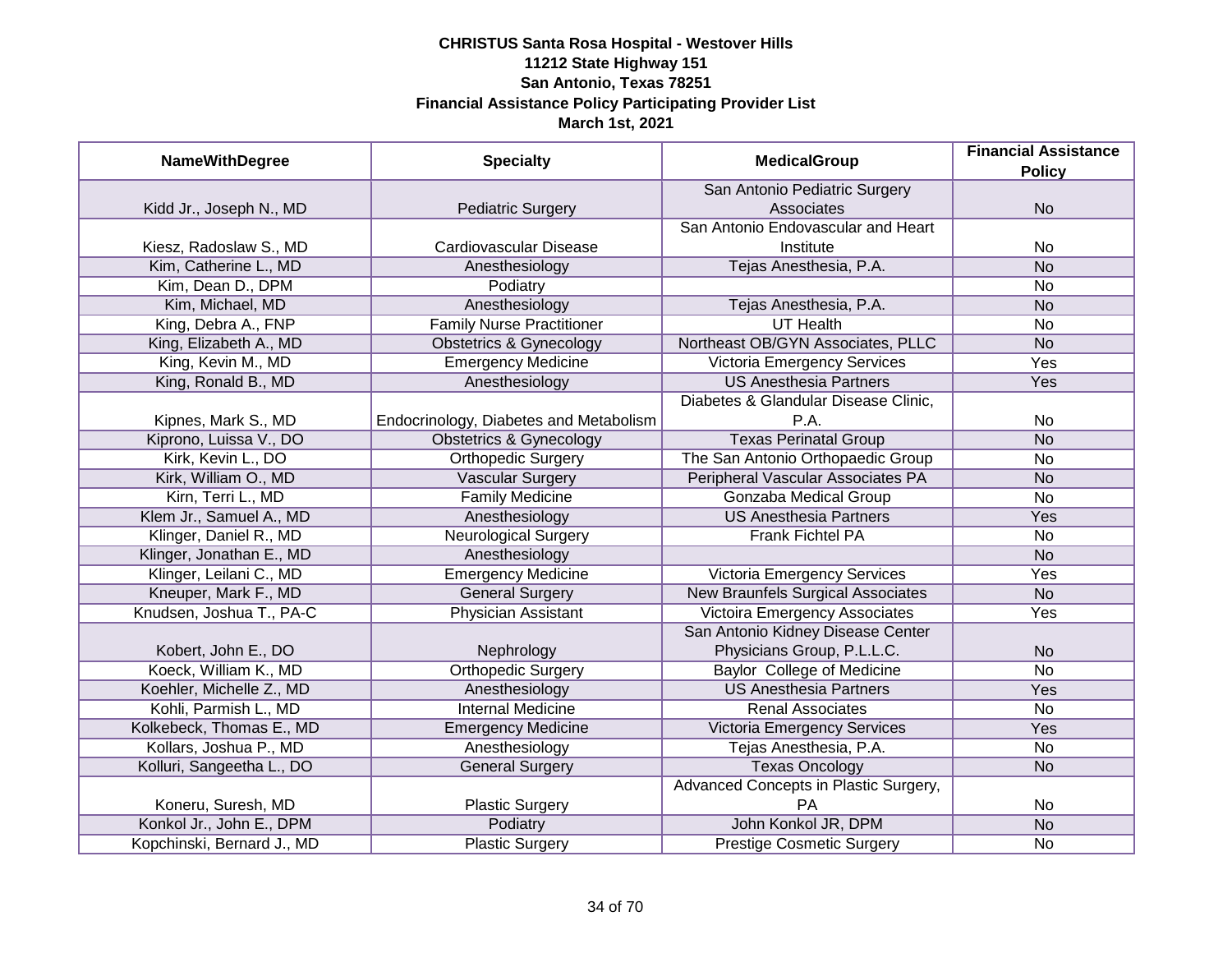**CHRISTUS Santa Rosa Hospital - Westover Hills**
**11212 State Highway 151**
**San Antonio, Texas 78251**
**Financial Assistance Policy Participating Provider List**
**March 1st, 2021**

| NameWithDegree | Specialty | MedicalGroup | Financial Assistance Policy |
|---|---|---|---|
| Kidd Jr., Joseph N., MD | Pediatric Surgery | San Antonio Pediatric Surgery Associates | No |
| Kiesz, Radoslaw S., MD | Cardiovascular Disease | San Antonio Endovascular and Heart Institute | No |
| Kim, Catherine L., MD | Anesthesiology | Tejas Anesthesia, P.A. | No |
| Kim, Dean D., DPM | Podiatry | | No |
| Kim, Michael, MD | Anesthesiology | Tejas Anesthesia, P.A. | No |
| King, Debra A., FNP | Family Nurse Practitioner | UT Health | No |
| King, Elizabeth A., MD | Obstetrics & Gynecology | Northeast OB/GYN Associates, PLLC | No |
| King, Kevin M., MD | Emergency Medicine | Victoria Emergency Services | Yes |
| King, Ronald B., MD | Anesthesiology | US Anesthesia Partners | Yes |
| Kipnes, Mark S., MD | Endocrinology, Diabetes and Metabolism | Diabetes & Glandular Disease Clinic, P.A. | No |
| Kiprono, Luissa V., DO | Obstetrics & Gynecology | Texas Perinatal Group | No |
| Kirk, Kevin L., DO | Orthopedic Surgery | The San Antonio Orthopaedic Group | No |
| Kirk, William O., MD | Vascular Surgery | Peripheral Vascular Associates PA | No |
| Kirn, Terri L., MD | Family Medicine | Gonzaba Medical Group | No |
| Klem Jr., Samuel A., MD | Anesthesiology | US Anesthesia Partners | Yes |
| Klinger, Daniel R., MD | Neurological Surgery | Frank Fichtel PA | No |
| Klinger, Jonathan E., MD | Anesthesiology | | No |
| Klinger, Leilani C., MD | Emergency Medicine | Victoria Emergency Services | Yes |
| Kneuper, Mark F., MD | General Surgery | New Braunfels Surgical Associates | No |
| Knudsen, Joshua T., PA-C | Physician Assistant | Victoira Emergency Associates | Yes |
| Kobert, John E., DO | Nephrology | San Antonio Kidney Disease Center Physicians Group, P.L.L.C. | No |
| Koeck, William K., MD | Orthopedic Surgery | Baylor College of Medicine | No |
| Koehler, Michelle Z., MD | Anesthesiology | US Anesthesia Partners | Yes |
| Kohli, Parmish L., MD | Internal Medicine | Renal Associates | No |
| Kolkebeck, Thomas E., MD | Emergency Medicine | Victoria Emergency Services | Yes |
| Kollars, Joshua P., MD | Anesthesiology | Tejas Anesthesia, P.A. | No |
| Kolluri, Sangeetha L., DO | General Surgery | Texas Oncology | No |
| Koneru, Suresh, MD | Plastic Surgery | Advanced Concepts in Plastic Surgery, PA | No |
| Konkol Jr., John E., DPM | Podiatry | John Konkol JR, DPM | No |
| Kopchinski, Bernard J., MD | Plastic Surgery | Prestige Cosmetic Surgery | No |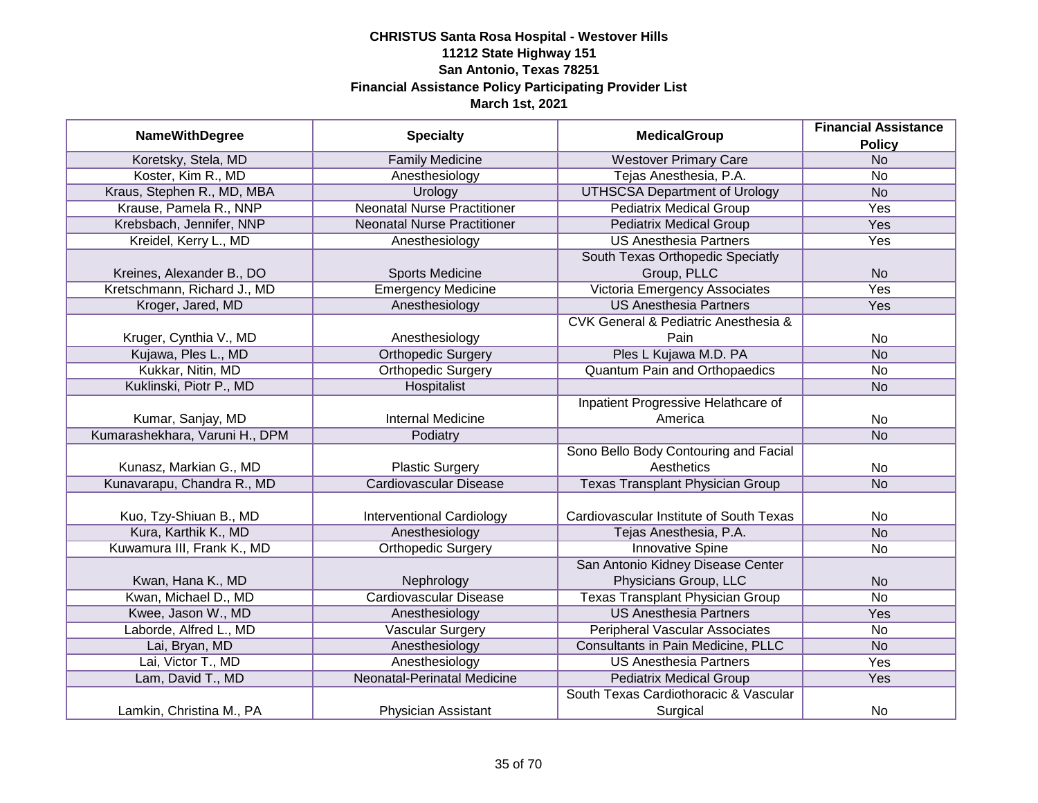**CHRISTUS Santa Rosa Hospital - Westover Hills**
**11212 State Highway 151**
**San Antonio, Texas 78251**
**Financial Assistance Policy Participating Provider List**
**March 1st, 2021**

| NameWithDegree | Specialty | MedicalGroup | Financial Assistance Policy |
|---|---|---|---|
| Koretsky, Stela, MD | Family Medicine | Westover Primary Care | No |
| Koster, Kim R., MD | Anesthesiology | Tejas Anesthesia, P.A. | No |
| Kraus, Stephen R., MD, MBA | Urology | UTHSCSA Department of Urology | No |
| Krause, Pamela R., NNP | Neonatal Nurse Practitioner | Pediatrix Medical Group | Yes |
| Krebsbach, Jennifer, NNP | Neonatal Nurse Practitioner | Pediatrix Medical Group | Yes |
| Kreidel, Kerry L., MD | Anesthesiology | US Anesthesia Partners | Yes |
| Kreines, Alexander B., DO | Sports Medicine | South Texas Orthopedic Specialty Group, PLLC | No |
| Kretschmann, Richard J., MD | Emergency Medicine | Victoria Emergency Associates | Yes |
| Kroger, Jared, MD | Anesthesiology | US Anesthesia Partners | Yes |
| Kruger, Cynthia V., MD | Anesthesiology | CVK General & Pediatric Anesthesia & Pain | No |
| Kujawa, Ples L., MD | Orthopedic Surgery | Ples L Kujawa M.D. PA | No |
| Kukkar, Nitin, MD | Orthopedic Surgery | Quantum Pain and Orthopaedics | No |
| Kuklinski, Piotr P., MD | Hospitalist | | No |
| Kumar, Sanjay, MD | Internal Medicine | Inpatient Progressive Helathcare of America | No |
| Kumarashekhara, Varuni H., DPM | Podiatry | | No |
| Kunasz, Markian G., MD | Plastic Surgery | Sono Bello Body Contouring and Facial Aesthetics | No |
| Kunavarapu, Chandra R., MD | Cardiovascular Disease | Texas Transplant Physician Group | No |
| Kuo, Tzy-Shiuan B., MD | Interventional Cardiology | Cardiovascular Institute of South Texas | No |
| Kura, Karthik K., MD | Anesthesiology | Tejas Anesthesia, P.A. | No |
| Kuwamura III, Frank K., MD | Orthopedic Surgery | Innovative Spine | No |
| Kwan, Hana K., MD | Nephrology | San Antonio Kidney Disease Center Physicians Group, LLC | No |
| Kwan, Michael D., MD | Cardiovascular Disease | Texas Transplant Physician Group | No |
| Kwee, Jason W., MD | Anesthesiology | US Anesthesia Partners | Yes |
| Laborde, Alfred L., MD | Vascular Surgery | Peripheral Vascular Associates | No |
| Lai, Bryan, MD | Anesthesiology | Consultants in Pain Medicine, PLLC | No |
| Lai, Victor T., MD | Anesthesiology | US Anesthesia Partners | Yes |
| Lam, David T., MD | Neonatal-Perinatal Medicine | Pediatrix Medical Group | Yes |
| Lamkin, Christina M., PA | Physician Assistant | South Texas Cardiothoracic & Vascular Surgical | No |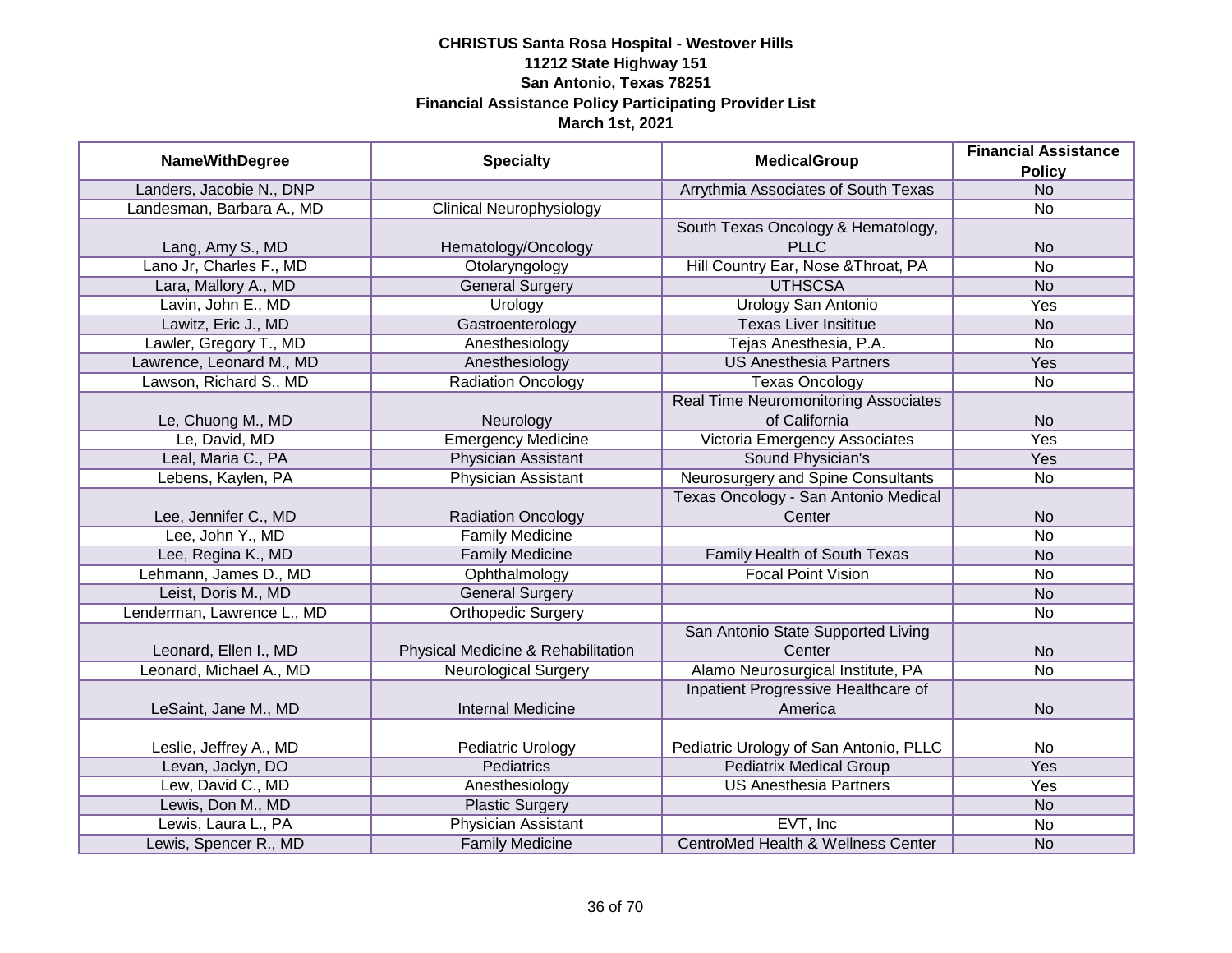**CHRISTUS Santa Rosa Hospital - Westover Hills**
**11212 State Highway 151**
**San Antonio, Texas 78251**
**Financial Assistance Policy Participating Provider List**
**March 1st, 2021**

| NameWithDegree | Specialty | MedicalGroup | Financial Assistance Policy |
|---|---|---|---|
| Landers, Jacobie N., DNP | | Arrythmia Associates of South Texas | No |
| Landesman, Barbara A., MD | Clinical Neurophysiology | | No |
| Lang, Amy S., MD | Hematology/Oncology | South Texas Oncology & Hematology, PLLC | No |
| Lano Jr, Charles F., MD | Otolaryngology | Hill Country Ear, Nose &Throat, PA | No |
| Lara, Mallory A., MD | General Surgery | UTHSCSA | No |
| Lavin, John E., MD | Urology | Urology San Antonio | Yes |
| Lawitz, Eric J., MD | Gastroenterology | Texas Liver Insititue | No |
| Lawler, Gregory T., MD | Anesthesiology | Tejas Anesthesia, P.A. | No |
| Lawrence, Leonard M., MD | Anesthesiology | US Anesthesia Partners | Yes |
| Lawson, Richard S., MD | Radiation Oncology | Texas Oncology | No |
| Le, Chuong M., MD | Neurology | Real Time Neuromonitoring Associates of California | No |
| Le, David, MD | Emergency Medicine | Victoria Emergency Associates | Yes |
| Leal, Maria C., PA | Physician Assistant | Sound Physician's | Yes |
| Lebens, Kaylen, PA | Physician Assistant | Neurosurgery and Spine Consultants | No |
| Lee, Jennifer C., MD | Radiation Oncology | Texas Oncology - San Antonio Medical Center | No |
| Lee, John Y., MD | Family Medicine | | No |
| Lee, Regina K., MD | Family Medicine | Family Health of South Texas | No |
| Lehmann, James D., MD | Ophthalmology | Focal Point Vision | No |
| Leist, Doris M., MD | General Surgery | | No |
| Lenderman, Lawrence L., MD | Orthopedic Surgery | | No |
| Leonard, Ellen I., MD | Physical Medicine & Rehabilitation | San Antonio State Supported Living Center | No |
| Leonard, Michael A., MD | Neurological Surgery | Alamo Neurosurgical Institute, PA | No |
| LeSaint, Jane M., MD | Internal Medicine | Inpatient Progressive Healthcare of America | No |
| Leslie, Jeffrey A., MD | Pediatric Urology | Pediatric Urology of San Antonio, PLLC | No |
| Levan, Jaclyn, DO | Pediatrics | Pediatrix Medical Group | Yes |
| Lew, David C., MD | Anesthesiology | US Anesthesia Partners | Yes |
| Lewis, Don M., MD | Plastic Surgery | | No |
| Lewis, Laura L., PA | Physician Assistant | EVT, Inc | No |
| Lewis, Spencer R., MD | Family Medicine | CentroMed Health & Wellness Center | No |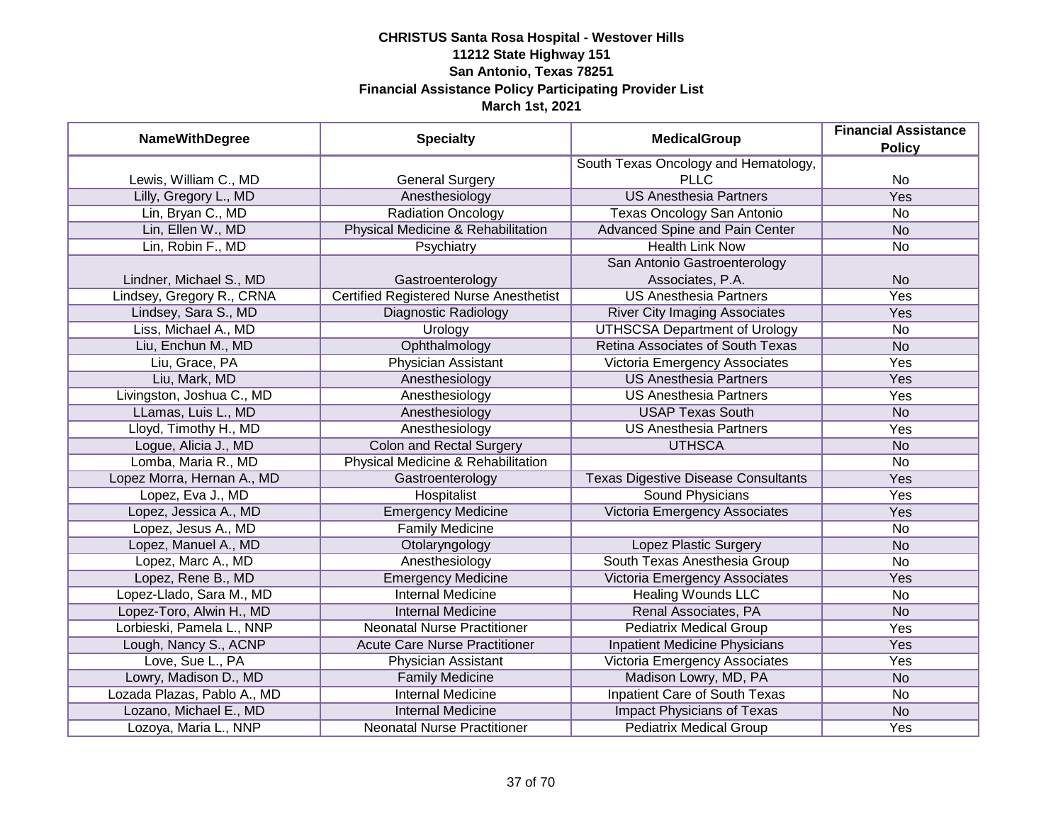**CHRISTUS Santa Rosa Hospital - Westover Hills**
**11212 State Highway 151**
**San Antonio, Texas 78251**
**Financial Assistance Policy Participating Provider List**
**March 1st, 2021**

| NameWithDegree | Specialty | MedicalGroup | Financial Assistance Policy |
|---|---|---|---|
| Lewis, William C., MD | General Surgery | South Texas Oncology and Hematology, PLLC | No |
| Lilly, Gregory L., MD | Anesthesiology | US Anesthesia Partners | Yes |
| Lin, Bryan C., MD | Radiation Oncology | Texas Oncology San Antonio | No |
| Lin, Ellen W., MD | Physical Medicine & Rehabilitation | Advanced Spine and Pain Center | No |
| Lin, Robin F., MD | Psychiatry | Health Link Now | No |
| Lindner, Michael S., MD | Gastroenterology | San Antonio Gastroenterology Associates, P.A. | No |
| Lindsey, Gregory R., CRNA | Certified Registered Nurse Anesthetist | US Anesthesia Partners | Yes |
| Lindsey, Sara S., MD | Diagnostic Radiology | River City Imaging Associates | Yes |
| Liss, Michael A., MD | Urology | UTHSCSA Department of Urology | No |
| Liu, Enchun M., MD | Ophthalmology | Retina Associates of South Texas | No |
| Liu, Grace, PA | Physician Assistant | Victoria Emergency Associates | Yes |
| Liu, Mark, MD | Anesthesiology | US Anesthesia Partners | Yes |
| Livingston, Joshua C., MD | Anesthesiology | US Anesthesia Partners | Yes |
| LLamas, Luis L., MD | Anesthesiology | USAP Texas South | No |
| Lloyd, Timothy H., MD | Anesthesiology | US Anesthesia Partners | Yes |
| Logue, Alicia J., MD | Colon and Rectal Surgery | UTHSCA | No |
| Lomba, Maria R., MD | Physical Medicine & Rehabilitation | | No |
| Lopez Morra, Hernan A., MD | Gastroenterology | Texas Digestive Disease Consultants | Yes |
| Lopez, Eva J., MD | Hospitalist | Sound Physicians | Yes |
| Lopez, Jessica A., MD | Emergency Medicine | Victoria Emergency Associates | Yes |
| Lopez, Jesus A., MD | Family Medicine | | No |
| Lopez, Manuel A., MD | Otolaryngology | Lopez Plastic Surgery | No |
| Lopez, Marc A., MD | Anesthesiology | South Texas Anesthesia Group | No |
| Lopez, Rene B., MD | Emergency Medicine | Victoria Emergency Associates | Yes |
| Lopez-Llado, Sara M., MD | Internal Medicine | Healing Wounds LLC | No |
| Lopez-Toro, Alwin H., MD | Internal Medicine | Renal Associates, PA | No |
| Lorbieski, Pamela L., NNP | Neonatal Nurse Practitioner | Pediatrix Medical Group | Yes |
| Lough, Nancy S., ACNP | Acute Care Nurse Practitioner | Inpatient Medicine Physicians | Yes |
| Love, Sue L., PA | Physician Assistant | Victoria Emergency Associates | Yes |
| Lowry, Madison D., MD | Family Medicine | Madison Lowry, MD, PA | No |
| Lozada Plazas, Pablo A., MD | Internal Medicine | Inpatient Care of South Texas | No |
| Lozano, Michael E., MD | Internal Medicine | Impact Physicians of Texas | No |
| Lozoya, Maria L., NNP | Neonatal Nurse Practitioner | Pediatrix Medical Group | Yes |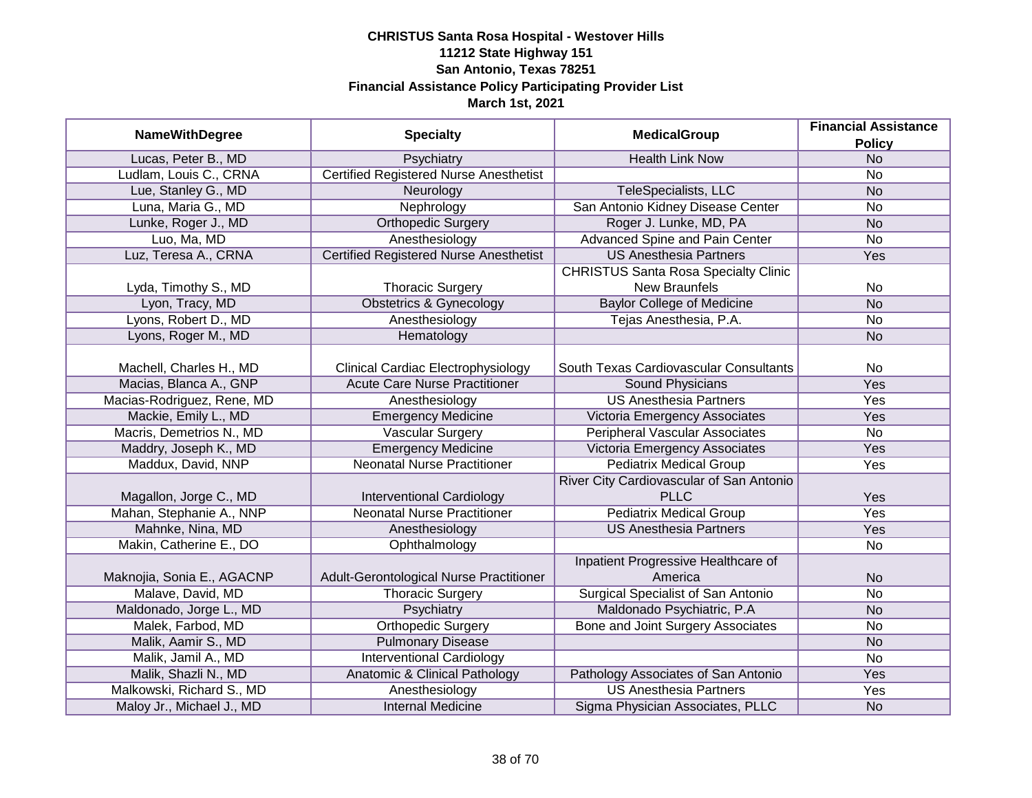**CHRISTUS Santa Rosa Hospital - Westover Hills**
**11212 State Highway 151**
**San Antonio, Texas 78251**
**Financial Assistance Policy Participating Provider List**
**March 1st, 2021**

| NameWithDegree | Specialty | MedicalGroup | Financial Assistance Policy |
|---|---|---|---|
| Lucas, Peter B., MD | Psychiatry | Health Link Now | No |
| Ludlam, Louis C., CRNA | Certified Registered Nurse Anesthetist | | No |
| Lue, Stanley G., MD | Neurology | TeleSpecialists, LLC | No |
| Luna, Maria G., MD | Nephrology | San Antonio Kidney Disease Center | No |
| Lunke, Roger J., MD | Orthopedic Surgery | Roger J. Lunke, MD, PA | No |
| Luo, Ma, MD | Anesthesiology | Advanced Spine and Pain Center | No |
| Luz, Teresa A., CRNA | Certified Registered Nurse Anesthetist | US Anesthesia Partners | Yes |
| Lyda, Timothy S., MD | Thoracic Surgery | CHRISTUS Santa Rosa Specialty Clinic New Braunfels | No |
| Lyon, Tracy, MD | Obstetrics & Gynecology | Baylor College of Medicine | No |
| Lyons, Robert D., MD | Anesthesiology | Tejas Anesthesia, P.A. | No |
| Lyons, Roger M., MD | Hematology | | No |
| Machell, Charles H., MD | Clinical Cardiac Electrophysiology | South Texas Cardiovascular Consultants | No |
| Macias, Blanca A., GNP | Acute Care Nurse Practitioner | Sound Physicians | Yes |
| Macias-Rodriguez, Rene, MD | Anesthesiology | US Anesthesia Partners | Yes |
| Mackie, Emily L., MD | Emergency Medicine | Victoria Emergency Associates | Yes |
| Macris, Demetrios N., MD | Vascular Surgery | Peripheral Vascular Associates | No |
| Maddry, Joseph K., MD | Emergency Medicine | Victoria Emergency Associates | Yes |
| Maddux, David, NNP | Neonatal Nurse Practitioner | Pediatrix Medical Group | Yes |
| Magallon, Jorge C., MD | Interventional Cardiology | River City Cardiovascular of San Antonio PLLC | Yes |
| Mahan, Stephanie A., NNP | Neonatal Nurse Practitioner | Pediatrix Medical Group | Yes |
| Mahnke, Nina, MD | Anesthesiology | US Anesthesia Partners | Yes |
| Makin, Catherine E., DO | Ophthalmology | | No |
| Maknojia, Sonia E., AGACNP | Adult-Gerontological Nurse Practitioner | Inpatient Progressive Healthcare of America | No |
| Malave, David, MD | Thoracic Surgery | Surgical Specialist of San Antonio | No |
| Maldonado, Jorge L., MD | Psychiatry | Maldonado Psychiatric, P.A | No |
| Malek, Farbod, MD | Orthopedic Surgery | Bone and Joint Surgery Associates | No |
| Malik, Aamir S., MD | Pulmonary Disease | | No |
| Malik, Jamil A., MD | Interventional Cardiology | | No |
| Malik, Shazli N., MD | Anatomic & Clinical Pathology | Pathology Associates of San Antonio | Yes |
| Malkowski, Richard S., MD | Anesthesiology | US Anesthesia Partners | Yes |
| Maloy Jr., Michael J., MD | Internal Medicine | Sigma Physician Associates, PLLC | No |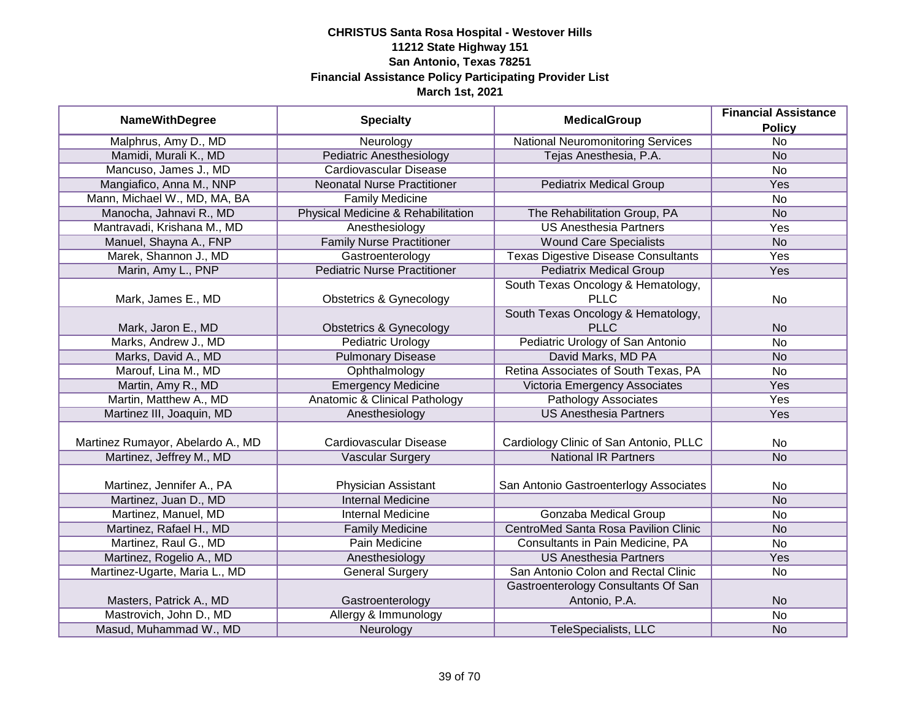**CHRISTUS Santa Rosa Hospital - Westover Hills**
**11212 State Highway 151**
**San Antonio, Texas 78251**
**Financial Assistance Policy Participating Provider List**
**March 1st, 2021**

| NameWithDegree | Specialty | MedicalGroup | Financial Assistance Policy |
|---|---|---|---|
| Malphrus, Amy D., MD | Neurology | National Neuromonitoring Services | No |
| Mamidi, Murali K., MD | Pediatric Anesthesiology | Tejas Anesthesia, P.A. | No |
| Mancuso, James J., MD | Cardiovascular Disease | | No |
| Mangiafico, Anna M., NNP | Neonatal Nurse Practitioner | Pediatrix Medical Group | Yes |
| Mann, Michael W., MD, MA, BA | Family Medicine | | No |
| Manocha, Jahnavi R., MD | Physical Medicine & Rehabilitation | The Rehabilitation Group, PA | No |
| Mantravadi, Krishana M., MD | Anesthesiology | US Anesthesia Partners | Yes |
| Manuel, Shayna A., FNP | Family Nurse Practitioner | Wound Care Specialists | No |
| Marek, Shannon J., MD | Gastroenterology | Texas Digestive Disease Consultants | Yes |
| Marin, Amy L., PNP | Pediatric Nurse Practitioner | Pediatrix Medical Group | Yes |
| Mark, James E., MD | Obstetrics & Gynecology | South Texas Oncology & Hematology, PLLC | No |
| Mark, Jaron E., MD | Obstetrics & Gynecology | South Texas Oncology & Hematology, PLLC | No |
| Marks, Andrew J., MD | Pediatric Urology | Pediatric Urology of San Antonio | No |
| Marks, David A., MD | Pulmonary Disease | David Marks, MD PA | No |
| Marouf, Lina M., MD | Ophthalmology | Retina Associates of South Texas, PA | No |
| Martin, Amy R., MD | Emergency Medicine | Victoria Emergency Associates | Yes |
| Martin, Matthew A., MD | Anatomic & Clinical Pathology | Pathology Associates | Yes |
| Martinez III, Joaquin, MD | Anesthesiology | US Anesthesia Partners | Yes |
| Martinez Rumayor, Abelardo A., MD | Cardiovascular Disease | Cardiology Clinic of San Antonio, PLLC | No |
| Martinez, Jeffrey M., MD | Vascular Surgery | National IR Partners | No |
| Martinez, Jennifer A., PA | Physician Assistant | San Antonio Gastroenterlogy Associates | No |
| Martinez, Juan D., MD | Internal Medicine | | No |
| Martinez, Manuel, MD | Internal Medicine | Gonzaba Medical Group | No |
| Martinez, Rafael H., MD | Family Medicine | CentroMed Santa Rosa Pavilion Clinic | No |
| Martinez, Raul G., MD | Pain Medicine | Consultants in Pain Medicine, PA | No |
| Martinez, Rogelio A., MD | Anesthesiology | US Anesthesia Partners | Yes |
| Martinez-Ugarte, Maria L., MD | General Surgery | San Antonio Colon and Rectal Clinic | No |
| Masters, Patrick A., MD | Gastroenterology | Gastroenterology Consultants Of San Antonio, P.A. | No |
| Mastrovich, John D., MD | Allergy & Immunology | | No |
| Masud, Muhammad W., MD | Neurology | TeleSpecialists, LLC | No |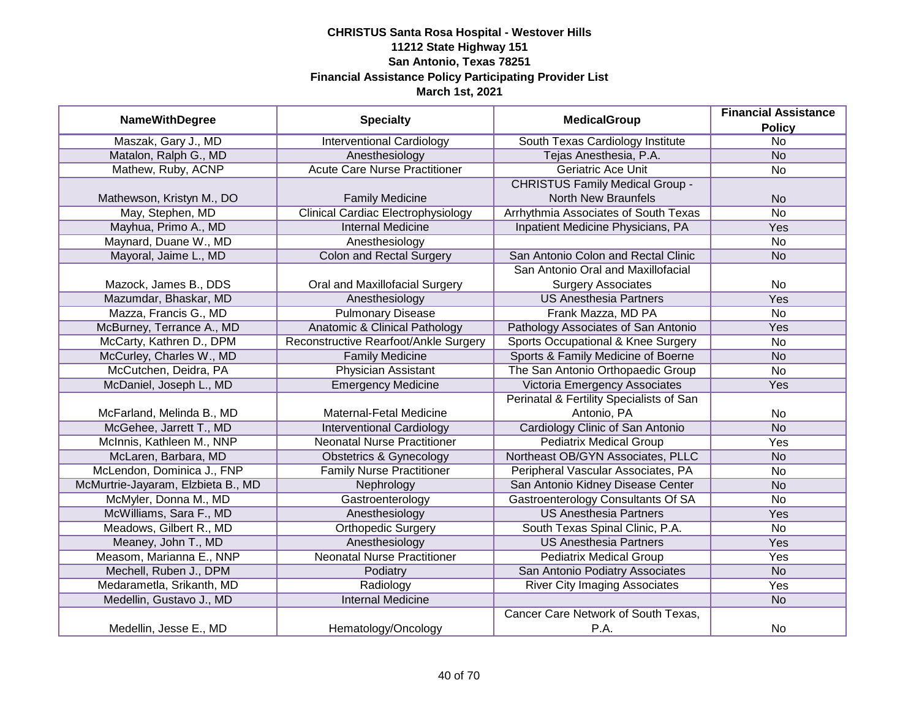# CHRISTUS Santa Rosa Hospital - Westover Hills
## 11212 State Highway 151
## San Antonio, Texas 78251
## Financial Assistance Policy Participating Provider List
## March 1st, 2021

| NameWithDegree | Specialty | MedicalGroup | Financial Assistance Policy |
|---|---|---|---|
| Maszak, Gary J., MD | Interventional Cardiology | South Texas Cardiology Institute | No |
| Matalon, Ralph G., MD | Anesthesiology | Tejas Anesthesia, P.A. | No |
| Mathew, Ruby, ACNP | Acute Care Nurse Practitioner | Geriatric Ace Unit | No |
| Mathewson, Kristyn M., DO | Family Medicine | CHRISTUS Family Medical Group - North New Braunfels | No |
| May, Stephen, MD | Clinical Cardiac Electrophysiology | Arrhythmia Associates of South Texas | No |
| Mayhua, Primo A., MD | Internal Medicine | Inpatient Medicine Physicians, PA | Yes |
| Maynard, Duane W., MD | Anesthesiology | | No |
| Mayoral, Jaime L., MD | Colon and Rectal Surgery | San Antonio Colon and Rectal Clinic | No |
| Mazock, James B., DDS | Oral and Maxillofacial Surgery | San Antonio Oral and Maxillofacial Surgery Associates | No |
| Mazumdar, Bhaskar, MD | Anesthesiology | US Anesthesia Partners | Yes |
| Mazza, Francis G., MD | Pulmonary Disease | Frank Mazza, MD PA | No |
| McBurney, Terrance A., MD | Anatomic & Clinical Pathology | Pathology Associates of San Antonio | Yes |
| McCarty, Kathren D., DPM | Reconstructive Rearfoot/Ankle Surgery | Sports Occupational & Knee Surgery | No |
| McCurley, Charles W., MD | Family Medicine | Sports & Family Medicine of Boerne | No |
| McCutchen, Deidra, PA | Physician Assistant | The San Antonio Orthopaedic Group | No |
| McDaniel, Joseph L., MD | Emergency Medicine | Victoria Emergency Associates | Yes |
| McFarland, Melinda B., MD | Maternal-Fetal Medicine | Perinatal & Fertility Specialists of San Antonio, PA | No |
| McGehee, Jarrett T., MD | Interventional Cardiology | Cardiology Clinic of San Antonio | No |
| McInnis, Kathleen M., NNP | Neonatal Nurse Practitioner | Pediatrix Medical Group | Yes |
| McLaren, Barbara, MD | Obstetrics & Gynecology | Northeast OB/GYN Associates, PLLC | No |
| McLendon, Dominica J., FNP | Family Nurse Practitioner | Peripheral Vascular Associates, PA | No |
| McMurtrie-Jayaram, Elzbieta B., MD | Nephrology | San Antonio Kidney Disease Center | No |
| McMyler, Donna M., MD | Gastroenterology | Gastroenterology Consultants Of SA | No |
| McWilliams, Sara F., MD | Anesthesiology | US Anesthesia Partners | Yes |
| Meadows, Gilbert R., MD | Orthopedic Surgery | South Texas Spinal Clinic, P.A. | No |
| Meaney, John T., MD | Anesthesiology | US Anesthesia Partners | Yes |
| Measom, Marianna E., NNP | Neonatal Nurse Practitioner | Pediatrix Medical Group | Yes |
| Mechell, Ruben J., DPM | Podiatry | San Antonio Podiatry Associates | No |
| Medarametla, Srikanth, MD | Radiology | River City Imaging Associates | Yes |
| Medellin, Gustavo J., MD | Internal Medicine | | No |
| Medellin, Jesse E., MD | Hematology/Oncology | Cancer Care Network of South Texas, P.A. | No |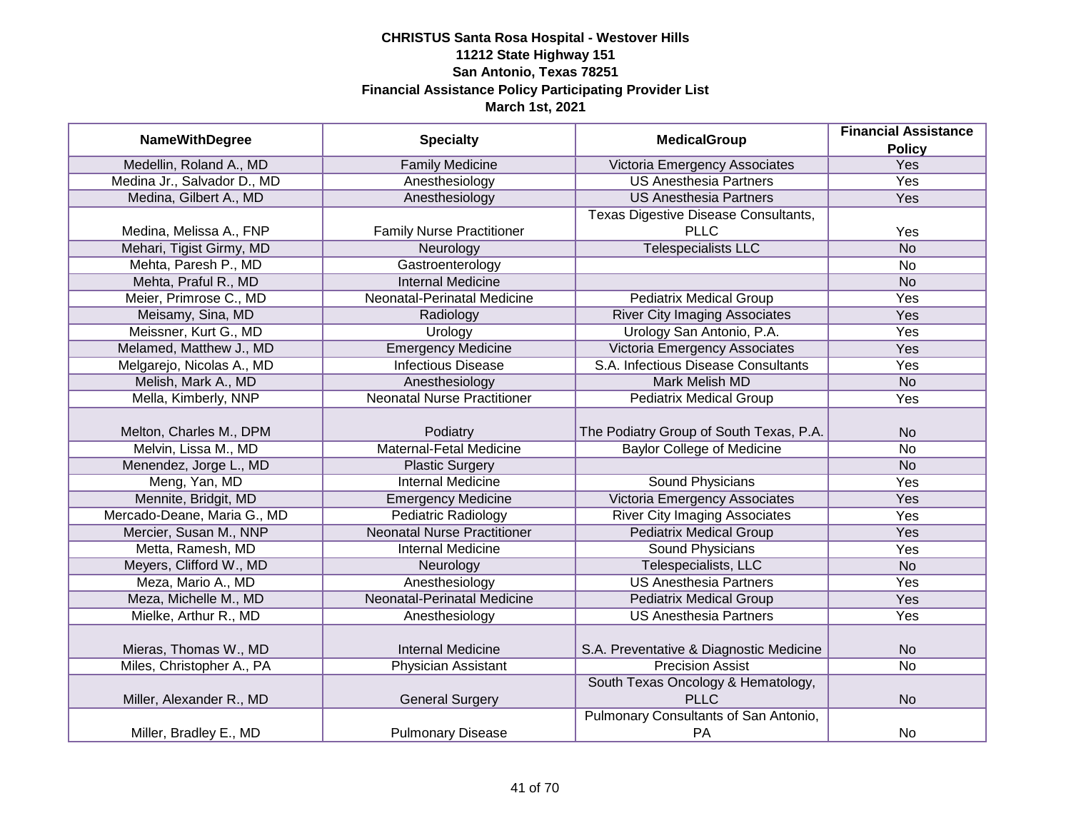**CHRISTUS Santa Rosa Hospital - Westover Hills**
**11212 State Highway 151**
**San Antonio, Texas 78251**
**Financial Assistance Policy Participating Provider List**
**March 1st, 2021**

| NameWithDegree | Specialty | MedicalGroup | Financial Assistance Policy |
|---|---|---|---|
| Medellin, Roland A., MD | Family Medicine | Victoria Emergency Associates | Yes |
| Medina Jr., Salvador D., MD | Anesthesiology | US Anesthesia Partners | Yes |
| Medina, Gilbert A., MD | Anesthesiology | US Anesthesia Partners | Yes |
| Medina, Melissa A., FNP | Family Nurse Practitioner | Texas Digestive Disease Consultants, PLLC | Yes |
| Mehari, Tigist Girmy, MD | Neurology | Telespecialists LLC | No |
| Mehta, Paresh P., MD | Gastroenterology | | No |
| Mehta, Praful R., MD | Internal Medicine | | No |
| Meier, Primrose C., MD | Neonatal-Perinatal Medicine | Pediatrix Medical Group | Yes |
| Meisamy, Sina, MD | Radiology | River City Imaging Associates | Yes |
| Meissner, Kurt G., MD | Urology | Urology San Antonio, P.A. | Yes |
| Melamed, Matthew J., MD | Emergency Medicine | Victoria Emergency Associates | Yes |
| Melgarejo, Nicolas A., MD | Infectious Disease | S.A. Infectious Disease Consultants | Yes |
| Melish, Mark A., MD | Anesthesiology | Mark Melish MD | No |
| Mella, Kimberly, NNP | Neonatal Nurse Practitioner | Pediatrix Medical Group | Yes |
| Melton, Charles M., DPM | Podiatry | The Podiatry Group of South Texas, P.A. | No |
| Melvin, Lissa M., MD | Maternal-Fetal Medicine | Baylor College of Medicine | No |
| Menendez, Jorge L., MD | Plastic Surgery | | No |
| Meng, Yan, MD | Internal Medicine | Sound Physicians | Yes |
| Mennite, Bridgit, MD | Emergency Medicine | Victoria Emergency Associates | Yes |
| Mercado-Deane, Maria G., MD | Pediatric Radiology | River City Imaging Associates | Yes |
| Mercier, Susan M., NNP | Neonatal Nurse Practitioner | Pediatrix Medical Group | Yes |
| Metta, Ramesh, MD | Internal Medicine | Sound Physicians | Yes |
| Meyers, Clifford W., MD | Neurology | Telespecialists, LLC | No |
| Meza, Mario A., MD | Anesthesiology | US Anesthesia Partners | Yes |
| Meza, Michelle M., MD | Neonatal-Perinatal Medicine | Pediatrix Medical Group | Yes |
| Mielke, Arthur R., MD | Anesthesiology | US Anesthesia Partners | Yes |
| Mieras, Thomas W., MD | Internal Medicine | S.A. Preventative & Diagnostic Medicine | No |
| Miles, Christopher A., PA | Physician Assistant | Precision Assist | No |
| Miller, Alexander R., MD | General Surgery | South Texas Oncology & Hematology, PLLC | No |
| Miller, Bradley E., MD | Pulmonary Disease | Pulmonary Consultants of San Antonio, PA | No |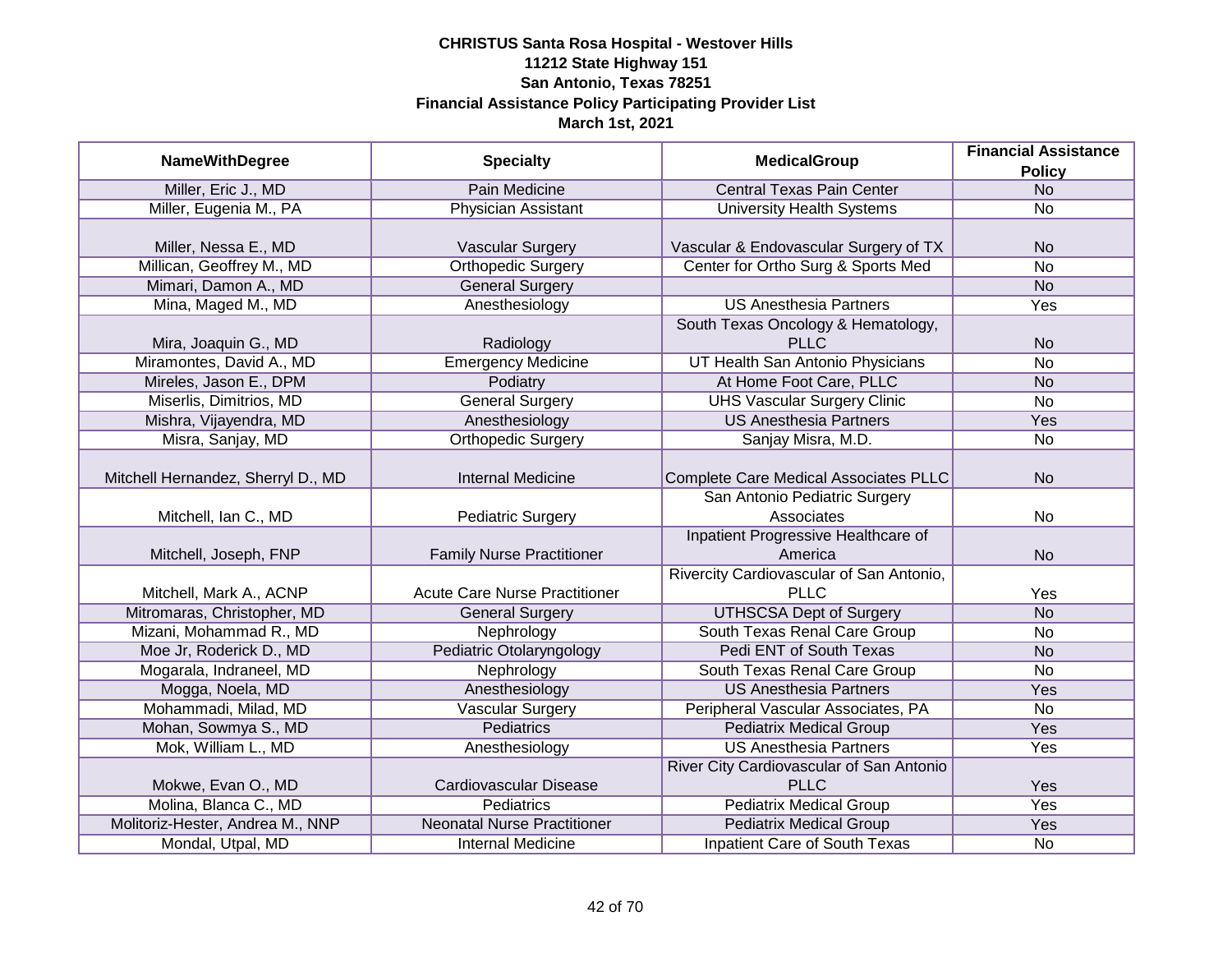**CHRISTUS Santa Rosa Hospital - Westover Hills**
**11212 State Highway 151**
**San Antonio, Texas 78251**
**Financial Assistance Policy Participating Provider List**
**March 1st, 2021**

| NameWithDegree | Specialty | MedicalGroup | Financial Assistance Policy |
|---|---|---|---|
| Miller, Eric J., MD | Pain Medicine | Central Texas Pain Center | No |
| Miller, Eugenia M., PA | Physician Assistant | University Health Systems | No |
| Miller, Nessa E., MD | Vascular Surgery | Vascular & Endovascular Surgery of TX | No |
| Millican, Geoffrey M., MD | Orthopedic Surgery | Center for Ortho Surg & Sports Med | No |
| Mimari, Damon A., MD | General Surgery | | No |
| Mina, Maged M., MD | Anesthesiology | US Anesthesia Partners | Yes |
| Mira, Joaquin G., MD | Radiology | South Texas Oncology & Hematology, PLLC | No |
| Miramontes, David A., MD | Emergency Medicine | UT Health San Antonio Physicians | No |
| Mireles, Jason E., DPM | Podiatry | At Home Foot Care, PLLC | No |
| Miserlis, Dimitrios, MD | General Surgery | UHS Vascular Surgery Clinic | No |
| Mishra, Vijayendra, MD | Anesthesiology | US Anesthesia Partners | Yes |
| Misra, Sanjay, MD | Orthopedic Surgery | Sanjay Misra, M.D. | No |
| Mitchell Hernandez, Sherryl D., MD | Internal Medicine | Complete Care Medical Associates PLLC | No |
| Mitchell, Ian C., MD | Pediatric Surgery | San Antonio Pediatric Surgery Associates | No |
| Mitchell, Joseph, FNP | Family Nurse Practitioner | Inpatient Progressive Healthcare of America | No |
| Mitchell, Mark A., ACNP | Acute Care Nurse Practitioner | Rivercity Cardiovascular of San Antonio, PLLC | Yes |
| Mitromaras, Christopher, MD | General Surgery | UTHSCSA Dept of Surgery | No |
| Mizani, Mohammad R., MD | Nephrology | South Texas Renal Care Group | No |
| Moe Jr, Roderick D., MD | Pediatric Otolaryngology | Pedi ENT of South Texas | No |
| Mogarala, Indraneel, MD | Nephrology | South Texas Renal Care Group | No |
| Mogga, Noela, MD | Anesthesiology | US Anesthesia Partners | Yes |
| Mohammadi, Milad, MD | Vascular Surgery | Peripheral Vascular Associates, PA | No |
| Mohan, Sowmya S., MD | Pediatrics | Pediatrix Medical Group | Yes |
| Mok, William L., MD | Anesthesiology | US Anesthesia Partners | Yes |
| Mokwe, Evan O., MD | Cardiovascular Disease | River City Cardiovascular of San Antonio PLLC | Yes |
| Molina, Blanca C., MD | Pediatrics | Pediatrix Medical Group | Yes |
| Molitoriz-Hester, Andrea M., NNP | Neonatal Nurse Practitioner | Pediatrix Medical Group | Yes |
| Mondal, Utpal, MD | Internal Medicine | Inpatient Care of South Texas | No |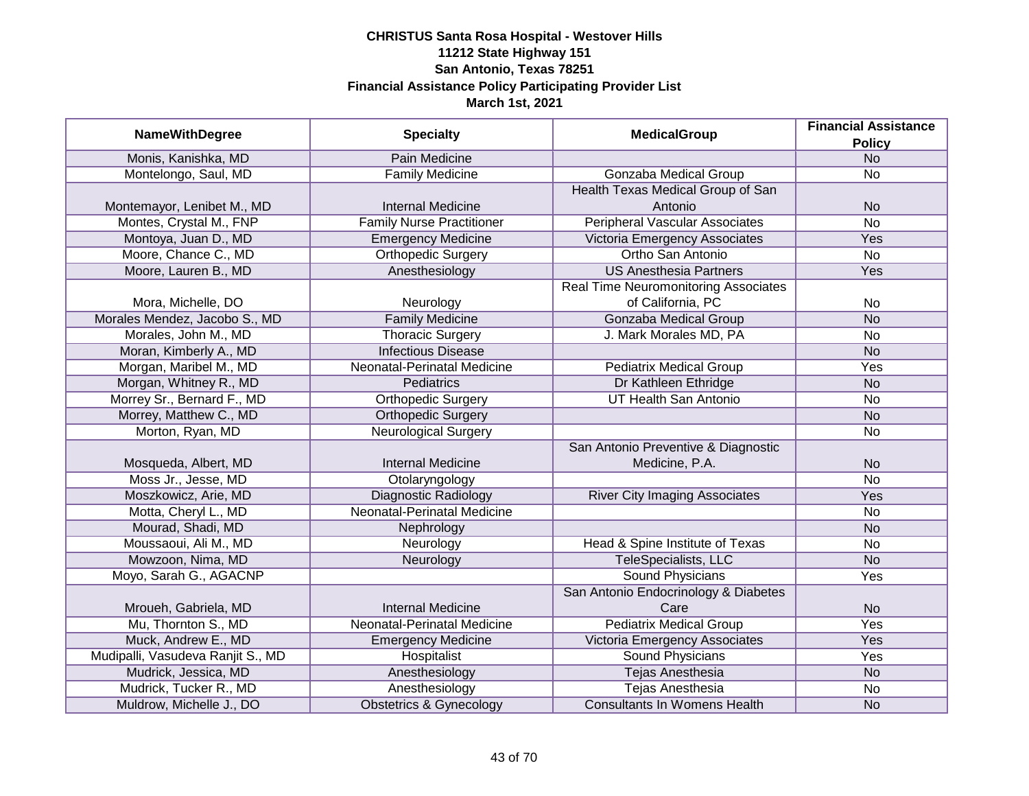**CHRISTUS Santa Rosa Hospital - Westover Hills**
**11212 State Highway 151**
**San Antonio, Texas 78251**
**Financial Assistance Policy Participating Provider List**
**March 1st, 2021**

| NameWithDegree | Specialty | MedicalGroup | Financial Assistance Policy |
|---|---|---|---|
| Monis, Kanishka, MD | Pain Medicine | | No |
| Montelongo, Saul, MD | Family Medicine | Gonzaba Medical Group | No |
| Montemayor, Lenibet M., MD | Internal Medicine | Health Texas Medical Group of San Antonio | No |
| Montes, Crystal M., FNP | Family Nurse Practitioner | Peripheral Vascular Associates | No |
| Montoya, Juan D., MD | Emergency Medicine | Victoria Emergency Associates | Yes |
| Moore, Chance C., MD | Orthopedic Surgery | Ortho San Antonio | No |
| Moore, Lauren B., MD | Anesthesiology | US Anesthesia Partners | Yes |
| Mora, Michelle, DO | Neurology | Real Time Neuromonitoring Associates of California, PC | No |
| Morales Mendez, Jacobo S., MD | Family Medicine | Gonzaba Medical Group | No |
| Morales, John M., MD | Thoracic Surgery | J. Mark Morales MD, PA | No |
| Moran, Kimberly A., MD | Infectious Disease | | No |
| Morgan, Maribel M., MD | Neonatal-Perinatal Medicine | Pediatrix Medical Group | Yes |
| Morgan, Whitney R., MD | Pediatrics | Dr Kathleen Ethridge | No |
| Morrey Sr., Bernard F., MD | Orthopedic Surgery | UT Health San Antonio | No |
| Morrey, Matthew C., MD | Orthopedic Surgery | | No |
| Morton, Ryan, MD | Neurological Surgery | | No |
| Mosqueda, Albert, MD | Internal Medicine | San Antonio Preventive & Diagnostic Medicine, P.A. | No |
| Moss Jr., Jesse, MD | Otolaryngology | | No |
| Moszkowicz, Arie, MD | Diagnostic Radiology | River City Imaging Associates | Yes |
| Motta, Cheryl L., MD | Neonatal-Perinatal Medicine | | No |
| Mourad, Shadi, MD | Nephrology | | No |
| Moussaoui, Ali M., MD | Neurology | Head & Spine Institute of Texas | No |
| Mowzoon, Nima, MD | Neurology | TeleSpecialists, LLC | No |
| Moyo, Sarah G., AGACNP | | Sound Physicians | Yes |
| Mroueh, Gabriela, MD | Internal Medicine | San Antonio Endocrinology & Diabetes Care | No |
| Mu, Thornton S., MD | Neonatal-Perinatal Medicine | Pediatrix Medical Group | Yes |
| Muck, Andrew E., MD | Emergency Medicine | Victoria Emergency Associates | Yes |
| Mudipalli, Vasudeva Ranjit S., MD | Hospitalist | Sound Physicians | Yes |
| Mudrick, Jessica, MD | Anesthesiology | Tejas Anesthesia | No |
| Mudrick, Tucker R., MD | Anesthesiology | Tejas Anesthesia | No |
| Muldrow, Michelle J., DO | Obstetrics & Gynecology | Consultants In Womens Health | No |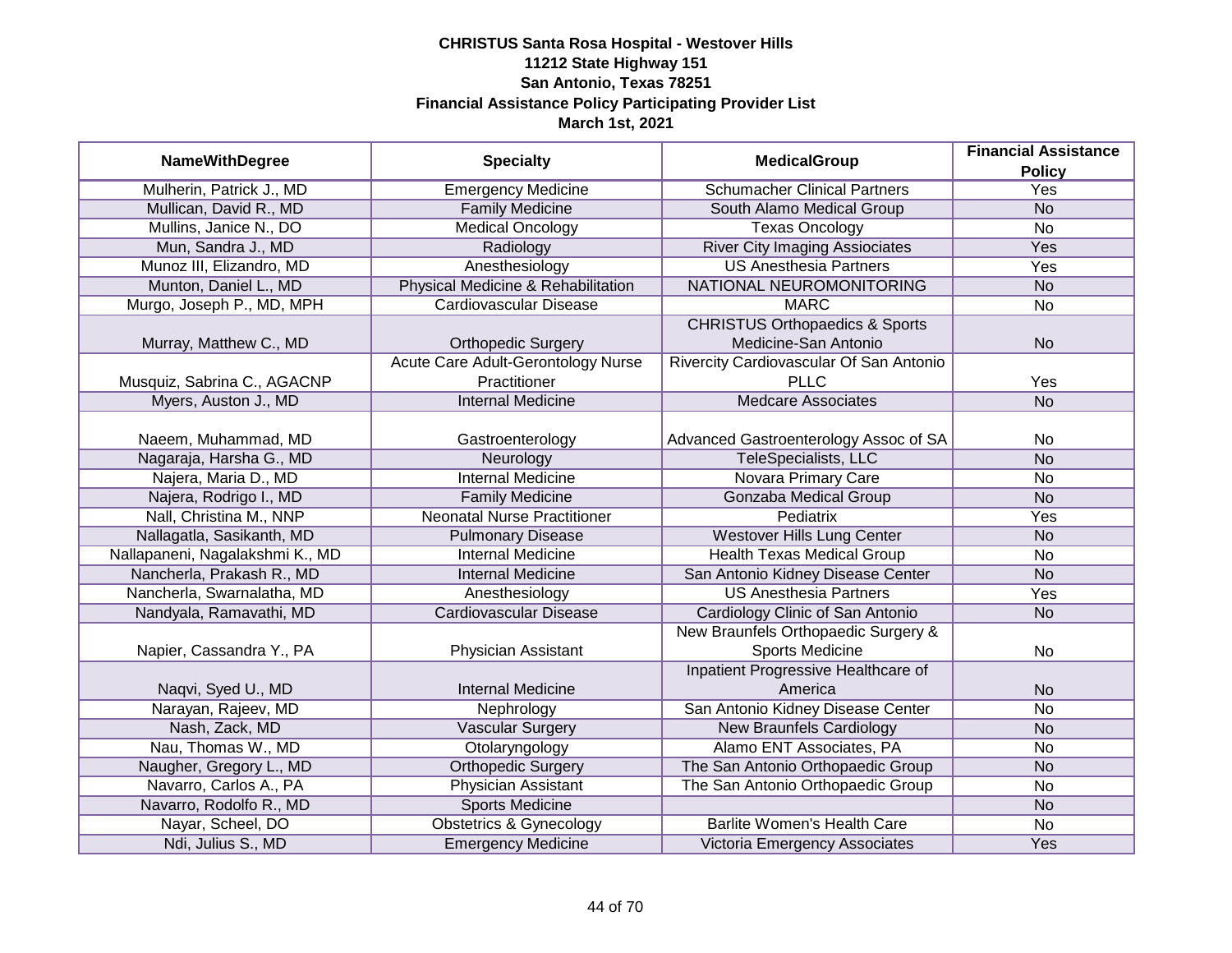**CHRISTUS Santa Rosa Hospital - Westover Hills**
**11212 State Highway 151**
**San Antonio, Texas 78251**
**Financial Assistance Policy Participating Provider List**
**March 1st, 2021**

| NameWithDegree | Specialty | MedicalGroup | Financial Assistance Policy |
|---|---|---|---|
| Mulherin, Patrick J., MD | Emergency Medicine | Schumacher Clinical Partners | Yes |
| Mullican, David R., MD | Family Medicine | South Alamo Medical Group | No |
| Mullins, Janice N., DO | Medical Oncology | Texas Oncology | No |
| Mun, Sandra J., MD | Radiology | River City Imaging Assiociates | Yes |
| Munoz III, Elizandro, MD | Anesthesiology | US Anesthesia Partners | Yes |
| Munton, Daniel L., MD | Physical Medicine & Rehabilitation | NATIONAL NEUROMONITORING | No |
| Murgo, Joseph P., MD, MPH | Cardiovascular Disease | MARC | No |
| Murray, Matthew C., MD | Orthopedic Surgery | CHRISTUS Orthopaedics & Sports Medicine-San Antonio | No |
| Musquiz, Sabrina C., AGACNP | Acute Care Adult-Gerontology Nurse Practitioner | Rivercity Cardiovascular Of San Antonio PLLC | Yes |
| Myers, Auston J., MD | Internal Medicine | Medcare Associates | No |
| Naeem, Muhammad, MD | Gastroenterology | Advanced Gastroenterology Assoc of SA | No |
| Nagaraja, Harsha G., MD | Neurology | TeleSpecialists, LLC | No |
| Najera, Maria D., MD | Internal Medicine | Novara Primary Care | No |
| Najera, Rodrigo I., MD | Family Medicine | Gonzaba Medical Group | No |
| Nall, Christina M., NNP | Neonatal Nurse Practitioner | Pediatrix | Yes |
| Nallagatla, Sasikanth, MD | Pulmonary Disease | Westover Hills Lung Center | No |
| Nallapaneni, Nagalakshmi K., MD | Internal Medicine | Health Texas Medical Group | No |
| Nancherla, Prakash R., MD | Internal Medicine | San Antonio Kidney Disease Center | No |
| Nancherla, Swarnalatha, MD | Anesthesiology | US Anesthesia Partners | Yes |
| Nandyala, Ramavathi, MD | Cardiovascular Disease | Cardiology Clinic of San Antonio | No |
| Napier, Cassandra Y., PA | Physician Assistant | New Braunfels Orthopaedic Surgery & Sports Medicine | No |
| Naqvi, Syed U., MD | Internal Medicine | Inpatient Progressive Healthcare of America | No |
| Narayan, Rajeev, MD | Nephrology | San Antonio Kidney Disease Center | No |
| Nash, Zack, MD | Vascular Surgery | New Braunfels Cardiology | No |
| Nau, Thomas W., MD | Otolaryngology | Alamo ENT Associates, PA | No |
| Naugher, Gregory L., MD | Orthopedic Surgery | The San Antonio Orthopaedic Group | No |
| Navarro, Carlos A., PA | Physician Assistant | The San Antonio Orthopaedic Group | No |
| Navarro, Rodolfo R., MD | Sports Medicine | | No |
| Nayar, Scheel, DO | Obstetrics & Gynecology | Barlite Women's Health Care | No |
| Ndi, Julius S., MD | Emergency Medicine | Victoria Emergency Associates | Yes |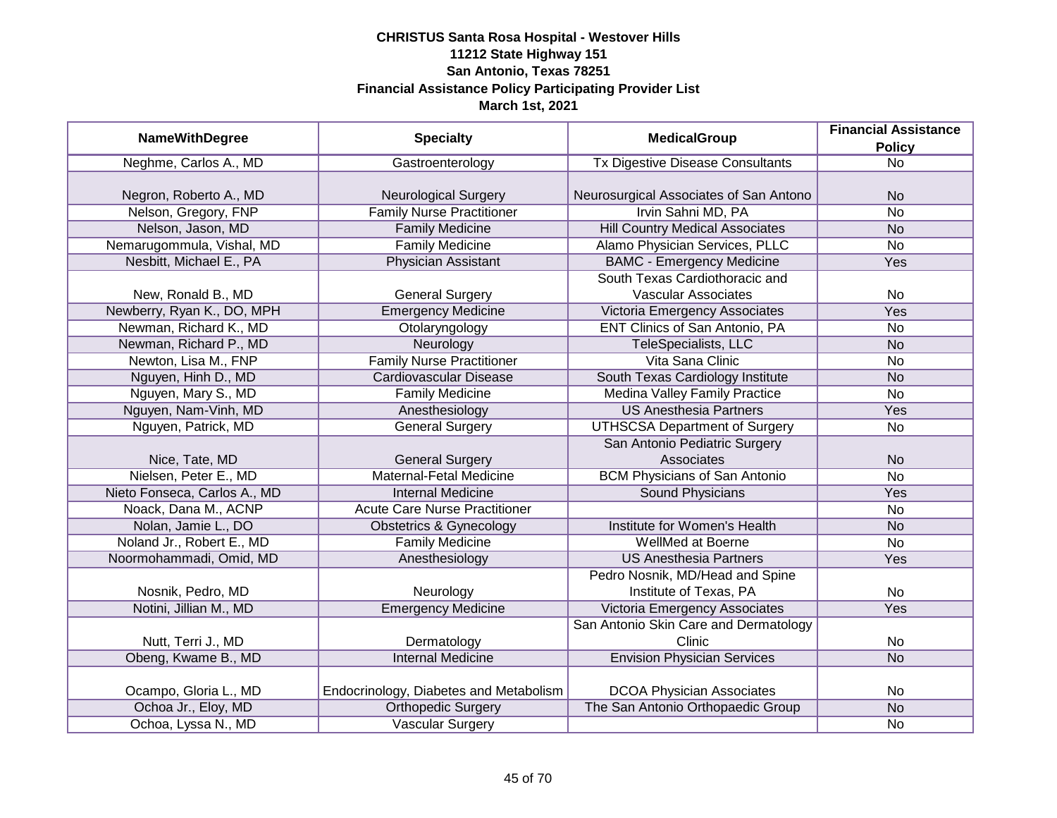**CHRISTUS Santa Rosa Hospital - Westover Hills**
**11212 State Highway 151**
**San Antonio, Texas 78251**
**Financial Assistance Policy Participating Provider List**
**March 1st, 2021**

| NameWithDegree | Specialty | MedicalGroup | Financial Assistance Policy |
|---|---|---|---|
| Neghme, Carlos A., MD | Gastroenterology | Tx Digestive Disease Consultants | No |
| Negron, Roberto A., MD | Neurological Surgery | Neurosurgical Associates of San Antono | No |
| Nelson, Gregory, FNP | Family Nurse Practitioner | Irvin Sahni MD, PA | No |
| Nelson, Jason, MD | Family Medicine | Hill Country Medical Associates | No |
| Nemarugommula, Vishal, MD | Family Medicine | Alamo Physician Services, PLLC | No |
| Nesbitt, Michael E., PA | Physician Assistant | BAMC - Emergency Medicine | Yes |
| New, Ronald B., MD | General Surgery | South Texas Cardiothoracic and Vascular Associates | No |
| Newberry, Ryan K., DO, MPH | Emergency Medicine | Victoria Emergency Associates | Yes |
| Newman, Richard K., MD | Otolaryngology | ENT Clinics of San Antonio, PA | No |
| Newman, Richard P., MD | Neurology | TeleSpecialists, LLC | No |
| Newton, Lisa M., FNP | Family Nurse Practitioner | Vita Sana Clinic | No |
| Nguyen, Hinh D., MD | Cardiovascular Disease | South Texas Cardiology Institute | No |
| Nguyen, Mary S., MD | Family Medicine | Medina Valley Family Practice | No |
| Nguyen, Nam-Vinh, MD | Anesthesiology | US Anesthesia Partners | Yes |
| Nguyen, Patrick, MD | General Surgery | UTHSCSA Department of Surgery | No |
| Nice, Tate, MD | General Surgery | San Antonio Pediatric Surgery Associates | No |
| Nielsen, Peter E., MD | Maternal-Fetal Medicine | BCM Physicians of San Antonio | No |
| Nieto Fonseca, Carlos A., MD | Internal Medicine | Sound Physicians | Yes |
| Noack, Dana M., ACNP | Acute Care Nurse Practitioner | | No |
| Nolan, Jamie L., DO | Obstetrics & Gynecology | Institute for Women's Health | No |
| Noland Jr., Robert E., MD | Family Medicine | WellMed at Boerne | No |
| Noormohammadi, Omid, MD | Anesthesiology | US Anesthesia Partners | Yes |
| Nosnik, Pedro, MD | Neurology | Pedro Nosnik, MD/Head and Spine Institute of Texas, PA | No |
| Notini, Jillian M., MD | Emergency Medicine | Victoria Emergency Associates | Yes |
| Nutt, Terri J., MD | Dermatology | San Antonio Skin Care and Dermatology Clinic | No |
| Obeng, Kwame B., MD | Internal Medicine | Envision Physician Services | No |
| Ocampo, Gloria L., MD | Endocrinology, Diabetes and Metabolism | DCOA Physician Associates | No |
| Ochoa Jr., Eloy, MD | Orthopedic Surgery | The San Antonio Orthopaedic Group | No |
| Ochoa, Lyssa N., MD | Vascular Surgery | | No |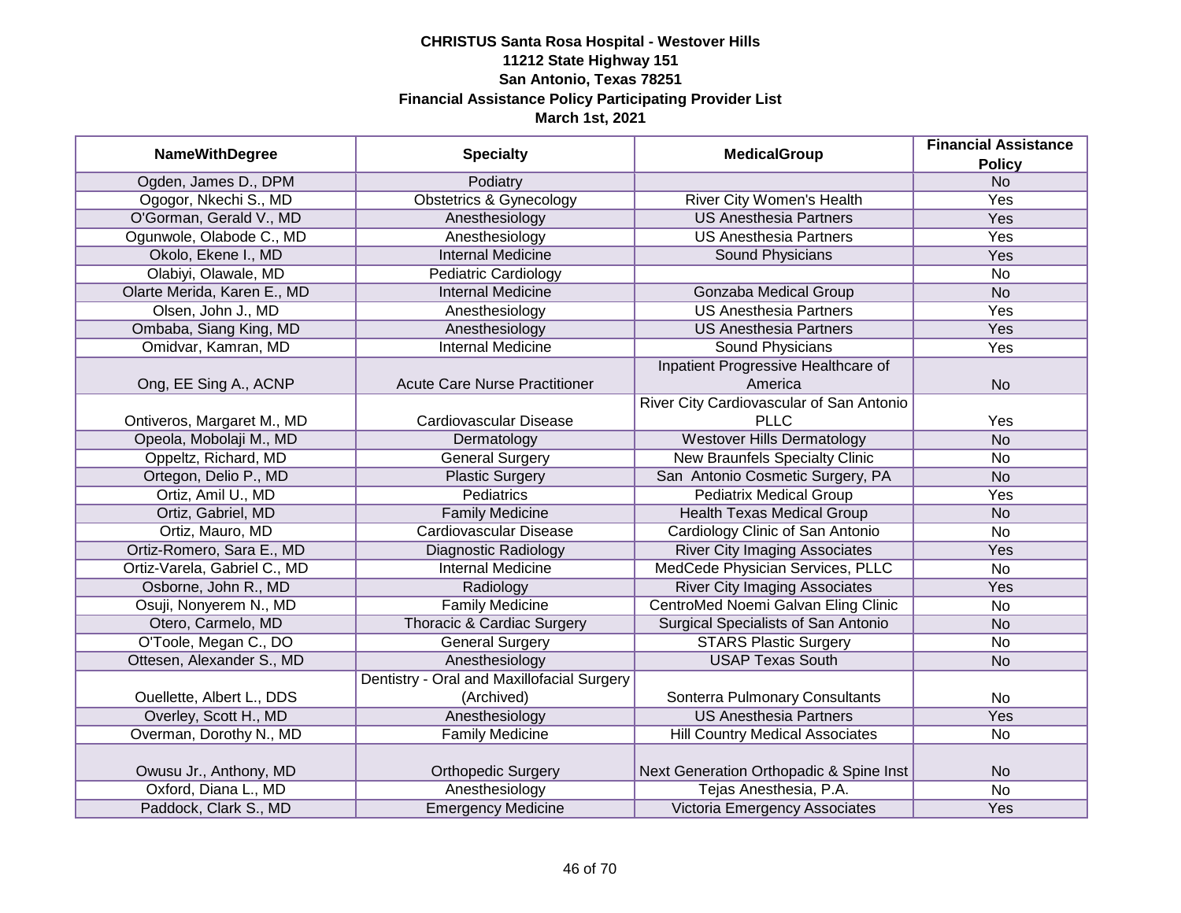**CHRISTUS Santa Rosa Hospital - Westover Hills**
**11212 State Highway 151**
**San Antonio, Texas 78251**
**Financial Assistance Policy Participating Provider List**
**March 1st, 2021**

| NameWithDegree | Specialty | MedicalGroup | Financial Assistance Policy |
|---|---|---|---|
| Ogden, James D., DPM | Podiatry | | No |
| Ogogor, Nkechi S., MD | Obstetrics & Gynecology | River City Women's Health | Yes |
| O'Gorman, Gerald V., MD | Anesthesiology | US Anesthesia Partners | Yes |
| Ogunwole, Olabode C., MD | Anesthesiology | US Anesthesia Partners | Yes |
| Okolo, Ekene I., MD | Internal Medicine | Sound Physicians | Yes |
| Olabiyi, Olawale, MD | Pediatric Cardiology | | No |
| Olarte Merida, Karen E., MD | Internal Medicine | Gonzaba Medical Group | No |
| Olsen, John J., MD | Anesthesiology | US Anesthesia Partners | Yes |
| Ombaba, Siang King, MD | Anesthesiology | US Anesthesia Partners | Yes |
| Omidvar, Kamran, MD | Internal Medicine | Sound Physicians | Yes |
| Ong, EE Sing A., ACNP | Acute Care Nurse Practitioner | Inpatient Progressive Healthcare of America | No |
| Ontiveros, Margaret M., MD | Cardiovascular Disease | River City Cardiovascular of San Antonio PLLC | Yes |
| Opeola, Mobolaji M., MD | Dermatology | Westover Hills Dermatology | No |
| Oppeltz, Richard, MD | General Surgery | New Braunfels Specialty Clinic | No |
| Ortegon, Delio P., MD | Plastic Surgery | San Antonio Cosmetic Surgery, PA | No |
| Ortiz, Amil U., MD | Pediatrics | Pediatrix Medical Group | Yes |
| Ortiz, Gabriel, MD | Family Medicine | Health Texas Medical Group | No |
| Ortiz, Mauro, MD | Cardiovascular Disease | Cardiology Clinic of San Antonio | No |
| Ortiz-Romero, Sara E., MD | Diagnostic Radiology | River City Imaging Associates | Yes |
| Ortiz-Varela, Gabriel C., MD | Internal Medicine | MedCede Physician Services, PLLC | No |
| Osborne, John R., MD | Radiology | River City Imaging Associates | Yes |
| Osuji, Nonyerem N., MD | Family Medicine | CentroMed Noemi Galvan Eling Clinic | No |
| Otero, Carmelo, MD | Thoracic & Cardiac Surgery | Surgical Specialists of San Antonio | No |
| O'Toole, Megan C., DO | General Surgery | STARS Plastic Surgery | No |
| Ottesen, Alexander S., MD | Anesthesiology | USAP Texas South | No |
| Ouellette, Albert L., DDS | Dentistry - Oral and Maxillofacial Surgery (Archived) | Sonterra Pulmonary Consultants | No |
| Overley, Scott H., MD | Anesthesiology | US Anesthesia Partners | Yes |
| Overman, Dorothy N., MD | Family Medicine | Hill Country Medical Associates | No |
| Owusu Jr., Anthony, MD | Orthopedic Surgery | Next Generation Orthopadic & Spine Inst | No |
| Oxford, Diana L., MD | Anesthesiology | Tejas Anesthesia, P.A. | No |
| Paddock, Clark S., MD | Emergency Medicine | Victoria Emergency Associates | Yes |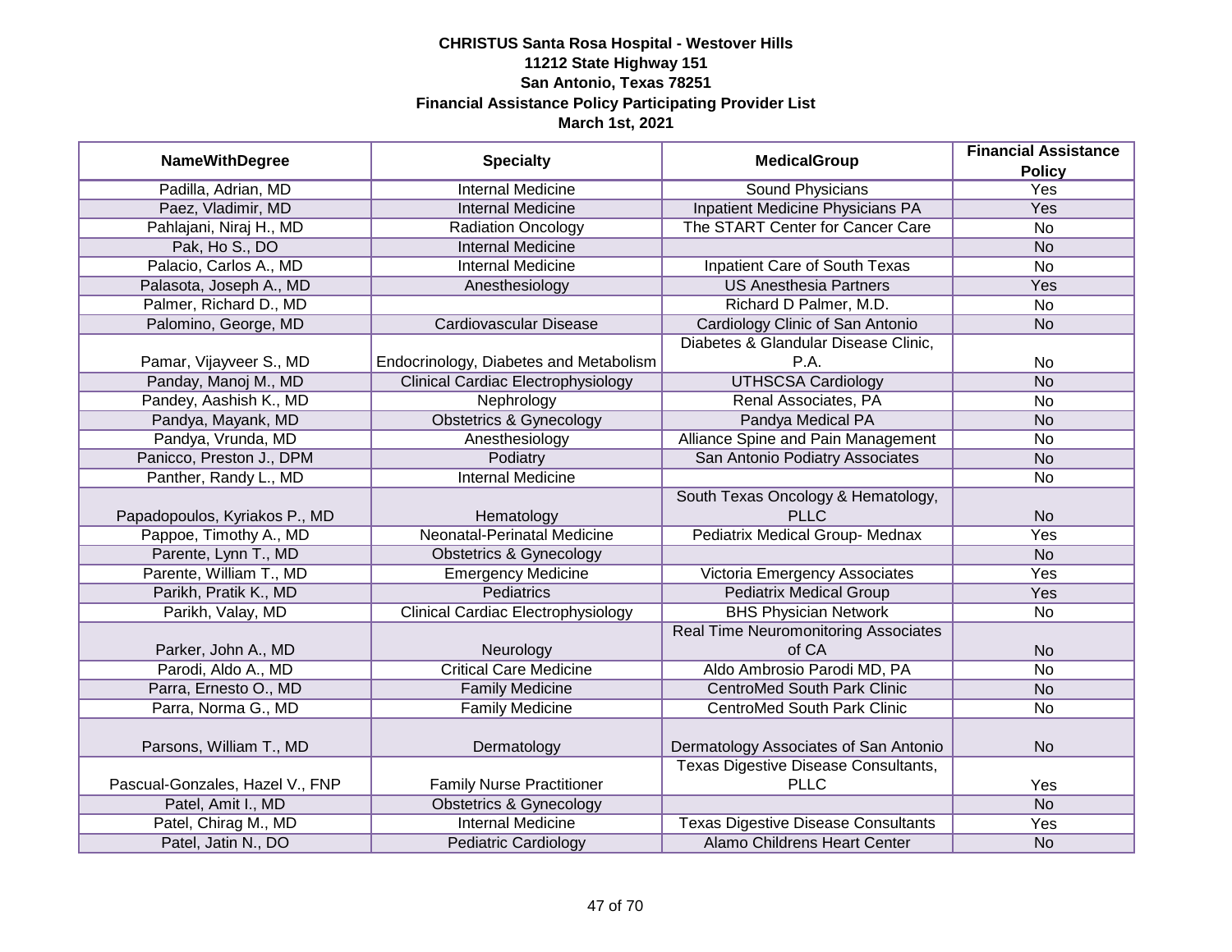# CHRISTUS Santa Rosa Hospital - Westover Hills
## 11212 State Highway 151
## San Antonio, Texas 78251
## Financial Assistance Policy Participating Provider List
## March 1st, 2021

| NameWithDegree | Specialty | MedicalGroup | Financial Assistance Policy |
|---|---|---|---|
| Padilla, Adrian, MD | Internal Medicine | Sound Physicians | Yes |
| Paez, Vladimir, MD | Internal Medicine | Inpatient Medicine Physicians PA | Yes |
| Pahlajani, Niraj H., MD | Radiation Oncology | The START Center for Cancer Care | No |
| Pak, Ho S., DO | Internal Medicine | | No |
| Palacio, Carlos A., MD | Internal Medicine | Inpatient Care of South Texas | No |
| Palasota, Joseph A., MD | Anesthesiology | US Anesthesia Partners | Yes |
| Palmer, Richard D., MD | | Richard D Palmer, M.D. | No |
| Palomino, George, MD | Cardiovascular Disease | Cardiology Clinic of San Antonio | No |
| Pamar, Vijayveer S., MD | Endocrinology, Diabetes and Metabolism | Diabetes & Glandular Disease Clinic, P.A. | No |
| Panday, Manoj M., MD | Clinical Cardiac Electrophysiology | UTHSCSA Cardiology | No |
| Pandey, Aashish K., MD | Nephrology | Renal Associates, PA | No |
| Pandya, Mayank, MD | Obstetrics & Gynecology | Pandya Medical PA | No |
| Pandya, Vrunda, MD | Anesthesiology | Alliance Spine and Pain Management | No |
| Panicco, Preston J., DPM | Podiatry | San Antonio Podiatry Associates | No |
| Panther, Randy L., MD | Internal Medicine | | No |
| Papadopoulos, Kyriakos P., MD | Hematology | South Texas Oncology & Hematology, PLLC | No |
| Pappoe, Timothy A., MD | Neonatal-Perinatal Medicine | Pediatrix Medical Group- Mednax | Yes |
| Parente, Lynn T., MD | Obstetrics & Gynecology | | No |
| Parente, William T., MD | Emergency Medicine | Victoria Emergency Associates | Yes |
| Parikh, Pratik K., MD | Pediatrics | Pediatrix Medical Group | Yes |
| Parikh, Valay, MD | Clinical Cardiac Electrophysiology | BHS Physician Network | No |
| Parker, John A., MD | Neurology | Real Time Neuromonitoring Associates of CA | No |
| Parodi, Aldo A., MD | Critical Care Medicine | Aldo Ambrosio Parodi MD, PA | No |
| Parra, Ernesto O., MD | Family Medicine | CentroMed South Park Clinic | No |
| Parra, Norma G., MD | Family Medicine | CentroMed South Park Clinic | No |
| Parsons, William T., MD | Dermatology | Dermatology Associates of San Antonio | No |
| Pascual-Gonzales, Hazel V., FNP | Family Nurse Practitioner | Texas Digestive Disease Consultants, PLLC | Yes |
| Patel, Amit I., MD | Obstetrics & Gynecology | | No |
| Patel, Chirag M., MD | Internal Medicine | Texas Digestive Disease Consultants | Yes |
| Patel, Jatin N., DO | Pediatric Cardiology | Alamo Childrens Heart Center | No |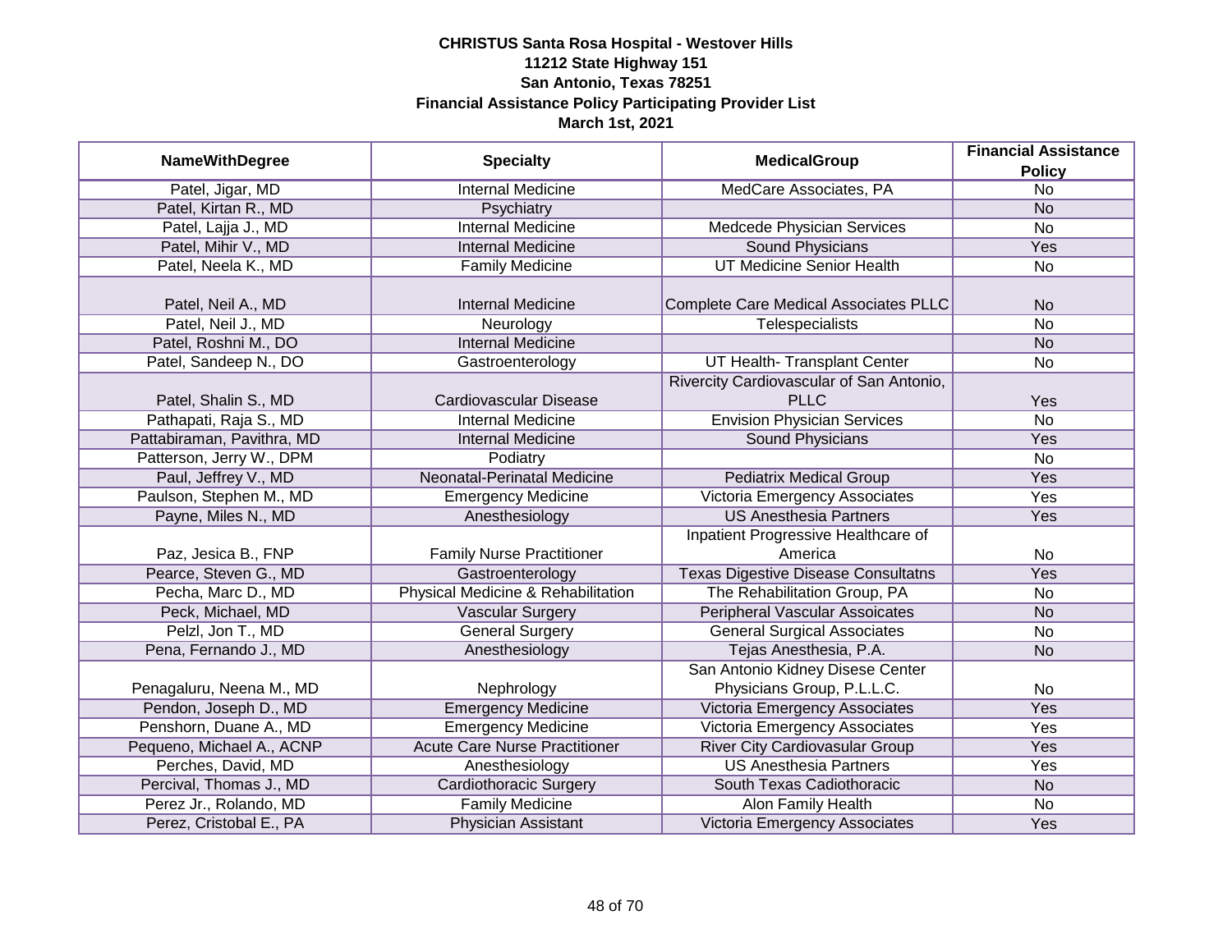**CHRISTUS Santa Rosa Hospital - Westover Hills**
**11212 State Highway 151**
**San Antonio, Texas 78251**
**Financial Assistance Policy Participating Provider List**
**March 1st, 2021**

| NameWithDegree | Specialty | MedicalGroup | Financial Assistance Policy |
|---|---|---|---|
| Patel, Jigar, MD | Internal Medicine | MedCare Associates, PA | No |
| Patel, Kirtan R., MD | Psychiatry | | No |
| Patel, Lajja J., MD | Internal Medicine | Medcede Physician Services | No |
| Patel, Mihir V., MD | Internal Medicine | Sound Physicians | Yes |
| Patel, Neela K., MD | Family Medicine | UT Medicine Senior Health | No |
| Patel, Neil A., MD | Internal Medicine | Complete Care Medical Associates PLLC | No |
| Patel, Neil J., MD | Neurology | Telespecialists | No |
| Patel, Roshni M., DO | Internal Medicine | | No |
| Patel, Sandeep N., DO | Gastroenterology | UT Health- Transplant Center | No |
| Patel, Shalin S., MD | Cardiovascular Disease | Rivercity Cardiovascular of San Antonio, PLLC | Yes |
| Pathapati, Raja S., MD | Internal Medicine | Envision Physician Services | No |
| Pattabiraman, Pavithra, MD | Internal Medicine | Sound Physicians | Yes |
| Patterson, Jerry W., DPM | Podiatry | | No |
| Paul, Jeffrey V., MD | Neonatal-Perinatal Medicine | Pediatrix Medical Group | Yes |
| Paulson, Stephen M., MD | Emergency Medicine | Victoria Emergency Associates | Yes |
| Payne, Miles N., MD | Anesthesiology | US Anesthesia Partners | Yes |
| Paz, Jesica B., FNP | Family Nurse Practitioner | Inpatient Progressive Healthcare of America | No |
| Pearce, Steven G., MD | Gastroenterology | Texas Digestive Disease Consultatns | Yes |
| Pecha, Marc D., MD | Physical Medicine & Rehabilitation | The Rehabilitation Group, PA | No |
| Peck, Michael, MD | Vascular Surgery | Peripheral Vascular Assoicates | No |
| Pelzl, Jon T., MD | General Surgery | General Surgical Associates | No |
| Pena, Fernando J., MD | Anesthesiology | Tejas Anesthesia, P.A. | No |
| Penagaluru, Neena M., MD | Nephrology | San Antonio Kidney Disese Center Physicians Group, P.L.L.C. | No |
| Pendon, Joseph D., MD | Emergency Medicine | Victoria Emergency Associates | Yes |
| Penshorn, Duane A., MD | Emergency Medicine | Victoria Emergency Associates | Yes |
| Pequeno, Michael A., ACNP | Acute Care Nurse Practitioner | River City Cardiovasular Group | Yes |
| Perches, David, MD | Anesthesiology | US Anesthesia Partners | Yes |
| Percival, Thomas J., MD | Cardiothoracic Surgery | South Texas Cadiothoracic | No |
| Perez Jr., Rolando, MD | Family Medicine | Alon Family Health | No |
| Perez, Cristobal E., PA | Physician Assistant | Victoria Emergency Associates | Yes |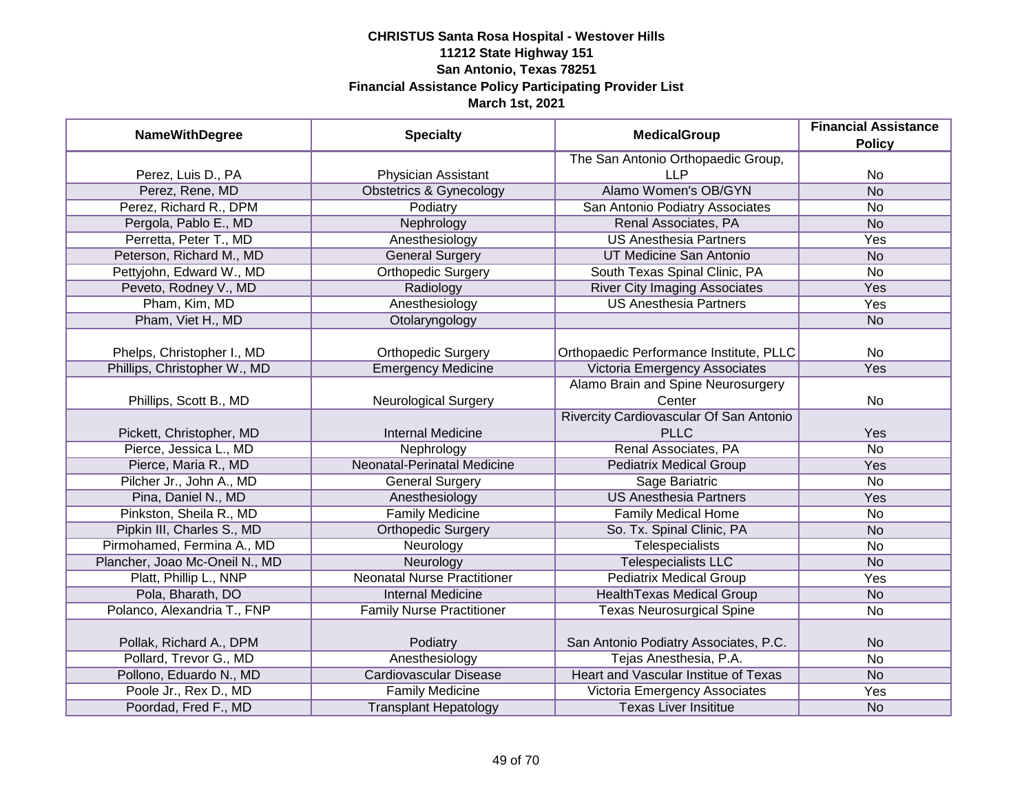# CHRISTUS Santa Rosa Hospital - Westover Hills
## 11212 State Highway 151
## San Antonio, Texas 78251
## Financial Assistance Policy Participating Provider List
## March 1st, 2021

| NameWithDegree | Specialty | MedicalGroup | Financial Assistance Policy |
|---|---|---|---|
| Perez, Luis D., PA | Physician Assistant | The San Antonio Orthopaedic Group, LLP | No |
| Perez, Rene, MD | Obstetrics & Gynecology | Alamo Women's OB/GYN | No |
| Perez, Richard R., DPM | Podiatry | San Antonio Podiatry Associates | No |
| Pergola, Pablo E., MD | Nephrology | Renal Associates, PA | No |
| Perretta, Peter T., MD | Anesthesiology | US Anesthesia Partners | Yes |
| Peterson, Richard M., MD | General Surgery | UT Medicine San Antonio | No |
| Pettyjohn, Edward W., MD | Orthopedic Surgery | South Texas Spinal Clinic, PA | No |
| Peveto, Rodney V., MD | Radiology | River City Imaging Associates | Yes |
| Pham, Kim, MD | Anesthesiology | US Anesthesia Partners | Yes |
| Pham, Viet H., MD | Otolaryngology | | No |
| Phelps, Christopher I., MD | Orthopedic Surgery | Orthopaedic Performance Institute, PLLC | No |
| Phillips, Christopher W., MD | Emergency Medicine | Victoria Emergency Associates | Yes |
| Phillips, Scott B., MD | Neurological Surgery | Alamo Brain and Spine Neurosurgery Center | No |
| Pickett, Christopher, MD | Internal Medicine | Rivercity Cardiovascular Of San Antonio PLLC | Yes |
| Pierce, Jessica L., MD | Nephrology | Renal Associates, PA | No |
| Pierce, Maria R., MD | Neonatal-Perinatal Medicine | Pediatrix Medical Group | Yes |
| Pilcher Jr., John A., MD | General Surgery | Sage Bariatric | No |
| Pina, Daniel N., MD | Anesthesiology | US Anesthesia Partners | Yes |
| Pinkston, Sheila R., MD | Family Medicine | Family Medical Home | No |
| Pipkin III, Charles S., MD | Orthopedic Surgery | So. Tx. Spinal Clinic, PA | No |
| Pirmohamed, Fermina A., MD | Neurology | Telespecialists | No |
| Plancher, Joao Mc-Oneil N., MD | Neurology | Telespecialists LLC | No |
| Platt, Phillip L., NNP | Neonatal Nurse Practitioner | Pediatrix Medical Group | Yes |
| Pola, Bharath, DO | Internal Medicine | HealthTexas Medical Group | No |
| Polanco, Alexandria T., FNP | Family Nurse Practitioner | Texas Neurosurgical Spine | No |
| Pollak, Richard A., DPM | Podiatry | San Antonio Podiatry Associates, P.C. | No |
| Pollard, Trevor G., MD | Anesthesiology | Tejas Anesthesia, P.A. | No |
| Pollono, Eduardo N., MD | Cardiovascular Disease | Heart and Vascular Institue of Texas | No |
| Poole Jr., Rex D., MD | Family Medicine | Victoria Emergency Associates | Yes |
| Poordad, Fred F., MD | Transplant Hepatology | Texas Liver Insititue | No |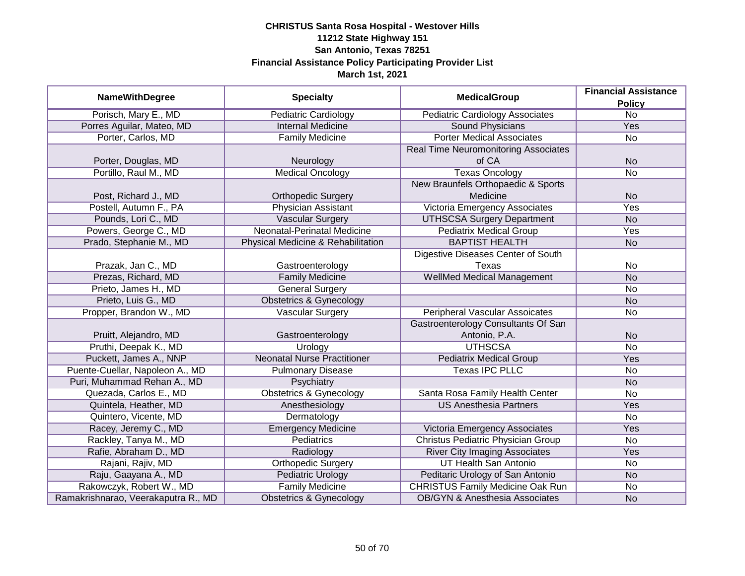**CHRISTUS Santa Rosa Hospital - Westover Hills**
**11212 State Highway 151**
**San Antonio, Texas 78251**
**Financial Assistance Policy Participating Provider List**
**March 1st, 2021**

| NameWithDegree | Specialty | MedicalGroup | Financial Assistance Policy |
|---|---|---|---|
| Porisch, Mary E., MD | Pediatric Cardiology | Pediatric Cardiology Associates | No |
| Porres Aguilar, Mateo, MD | Internal Medicine | Sound Physicians | Yes |
| Porter, Carlos, MD | Family Medicine | Porter Medical Associates | No |
| Porter, Douglas, MD | Neurology | Real Time Neuromonitoring Associates of CA | No |
| Portillo, Raul M., MD | Medical Oncology | Texas Oncology | No |
| Post, Richard J., MD | Orthopedic Surgery | New Braunfels Orthopaedic & Sports Medicine | No |
| Postell, Autumn F., PA | Physician Assistant | Victoria Emergency Associates | Yes |
| Pounds, Lori C., MD | Vascular Surgery | UTHSCSA Surgery Department | No |
| Powers, George C., MD | Neonatal-Perinatal Medicine | Pediatrix Medical Group | Yes |
| Prado, Stephanie M., MD | Physical Medicine & Rehabilitation | BAPTIST HEALTH | No |
| Prazak, Jan C., MD | Gastroenterology | Digestive Diseases Center of South Texas | No |
| Prezas, Richard, MD | Family Medicine | WellMed Medical Management | No |
| Prieto, James H., MD | General Surgery | | No |
| Prieto, Luis G., MD | Obstetrics & Gynecology | | No |
| Propper, Brandon W., MD | Vascular Surgery | Peripheral Vascular Assoicates | No |
| Pruitt, Alejandro, MD | Gastroenterology | Gastroenterology Consultants Of San Antonio, P.A. | No |
| Pruthi, Deepak K., MD | Urology | UTHSCSA | No |
| Puckett, James A., NNP | Neonatal Nurse Practitioner | Pediatrix Medical Group | Yes |
| Puente-Cuellar, Napoleon A., MD | Pulmonary Disease | Texas IPC PLLC | No |
| Puri, Muhammad Rehan A., MD | Psychiatry | | No |
| Quezada, Carlos E., MD | Obstetrics & Gynecology | Santa Rosa Family Health Center | No |
| Quintela, Heather, MD | Anesthesiology | US Anesthesia Partners | Yes |
| Quintero, Vicente, MD | Dermatology | | No |
| Racey, Jeremy C., MD | Emergency Medicine | Victoria Emergency Associates | Yes |
| Rackley, Tanya M., MD | Pediatrics | Christus Pediatric Physician Group | No |
| Rafie, Abraham D., MD | Radiology | River City Imaging Associates | Yes |
| Rajani, Rajiv, MD | Orthopedic Surgery | UT Health San Antonio | No |
| Raju, Gaayana A., MD | Pediatric Urology | Peditaric Urology of San Antonio | No |
| Rakowczyk, Robert W., MD | Family Medicine | CHRISTUS Family Medicine Oak Run | No |
| Ramakrishnarao, Veerakaputra R., MD | Obstetrics & Gynecology | OB/GYN & Anesthesia Associates | No |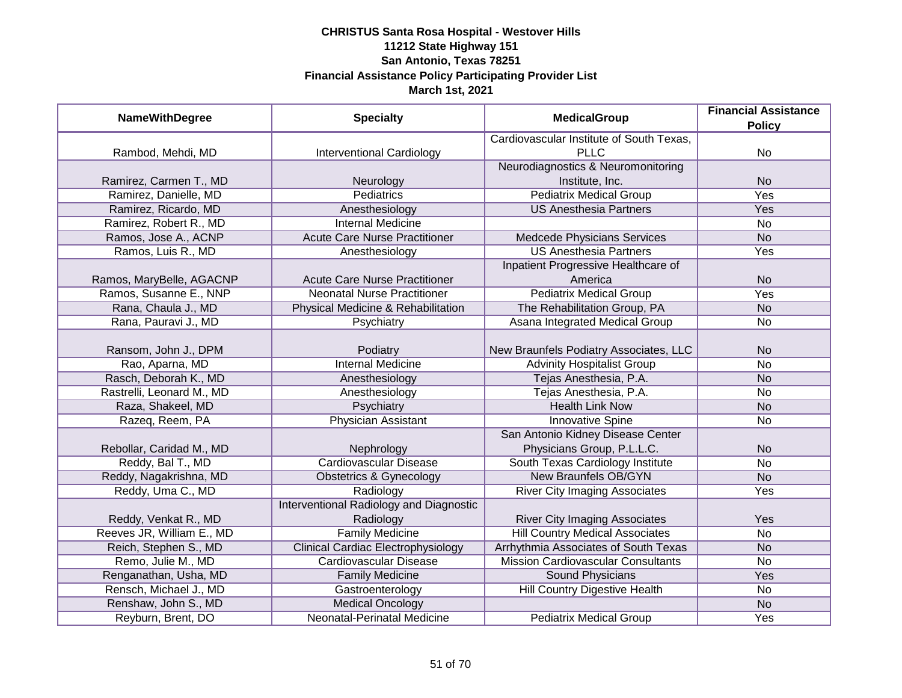**CHRISTUS Santa Rosa Hospital - Westover Hills**
**11212 State Highway 151**
**San Antonio, Texas 78251**
**Financial Assistance Policy Participating Provider List**
**March 1st, 2021**

| NameWithDegree | Specialty | MedicalGroup | Financial Assistance Policy |
|---|---|---|---|
| Rambod, Mehdi, MD | Interventional Cardiology | Cardiovascular Institute of South Texas, PLLC | No |
| Ramirez, Carmen T., MD | Neurology | Neurodiagnostics & Neuromonitoring Institute, Inc. | No |
| Ramirez, Danielle, MD | Pediatrics | Pediatrix Medical Group | Yes |
| Ramirez, Ricardo, MD | Anesthesiology | US Anesthesia Partners | Yes |
| Ramirez, Robert R., MD | Internal Medicine | | No |
| Ramos, Jose A., ACNP | Acute Care Nurse Practitioner | Medcede Physicians Services | No |
| Ramos, Luis R., MD | Anesthesiology | US Anesthesia Partners | Yes |
| Ramos, MaryBelle, AGACNP | Acute Care Nurse Practitioner | Inpatient Progressive Healthcare of America | No |
| Ramos, Susanne E., NNP | Neonatal Nurse Practitioner | Pediatrix Medical Group | Yes |
| Rana, Chaula J., MD | Physical Medicine & Rehabilitation | The Rehabilitation Group, PA | No |
| Rana, Pauravi J., MD | Psychiatry | Asana Integrated Medical Group | No |
| Ransom, John J., DPM | Podiatry | New Braunfels Podiatry Associates, LLC | No |
| Rao, Aparna, MD | Internal Medicine | Advinity Hospitalist Group | No |
| Rasch, Deborah K., MD | Anesthesiology | Tejas Anesthesia, P.A. | No |
| Rastrelli, Leonard M., MD | Anesthesiology | Tejas Anesthesia, P.A. | No |
| Raza, Shakeel, MD | Psychiatry | Health Link Now | No |
| Razeq, Reem, PA | Physician Assistant | Innovative Spine | No |
| Rebollar, Caridad M., MD | Nephrology | San Antonio Kidney Disease Center Physicians Group, P.L.L.C. | No |
| Reddy, Bal T., MD | Cardiovascular Disease | South Texas Cardiology Institute | No |
| Reddy, Nagakrishna, MD | Obstetrics & Gynecology | New Braunfels OB/GYN | No |
| Reddy, Uma C., MD | Radiology | River City Imaging Associates | Yes |
| Reddy, Venkat R., MD | Interventional Radiology and Diagnostic Radiology | River City Imaging Associates | Yes |
| Reeves JR, William E., MD | Family Medicine | Hill Country Medical Associates | No |
| Reich, Stephen S., MD | Clinical Cardiac Electrophysiology | Arrhythmia Associates of South Texas | No |
| Remo, Julie M., MD | Cardiovascular Disease | Mission Cardiovascular Consultants | No |
| Renganathan, Usha, MD | Family Medicine | Sound Physicians | Yes |
| Rensch, Michael J., MD | Gastroenterology | Hill Country Digestive Health | No |
| Renshaw, John S., MD | Medical Oncology | | No |
| Reyburn, Brent, DO | Neonatal-Perinatal Medicine | Pediatrix Medical Group | Yes |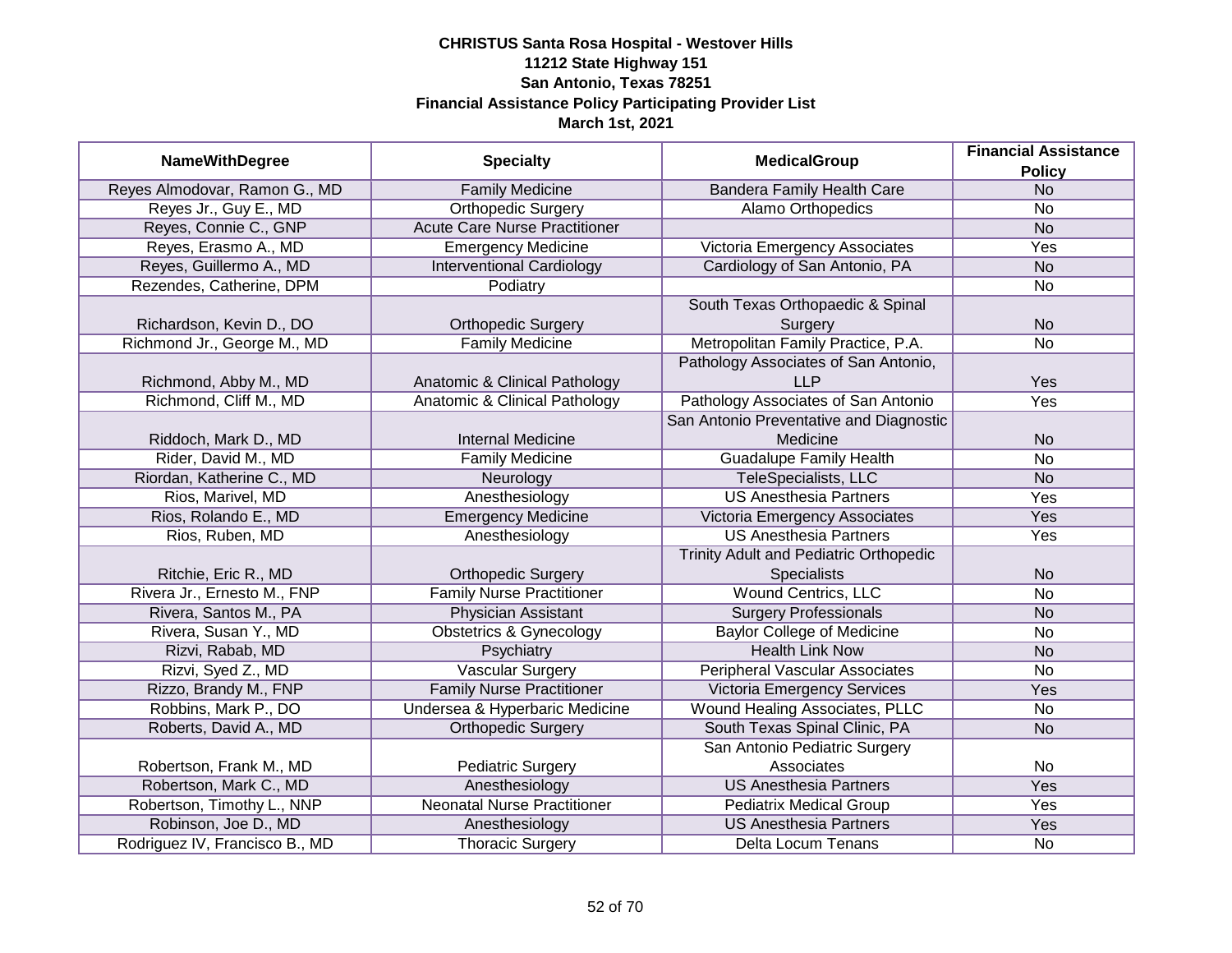**CHRISTUS Santa Rosa Hospital - Westover Hills**
**11212 State Highway 151**
**San Antonio, Texas 78251**
**Financial Assistance Policy Participating Provider List**
**March 1st, 2021**

| NameWithDegree | Specialty | MedicalGroup | Financial Assistance Policy |
|---|---|---|---|
| Reyes Almodovar, Ramon G., MD | Family Medicine | Bandera Family Health Care | No |
| Reyes Jr., Guy E., MD | Orthopedic Surgery | Alamo Orthopedics | No |
| Reyes, Connie C., GNP | Acute Care Nurse Practitioner | | No |
| Reyes, Erasmo A., MD | Emergency Medicine | Victoria Emergency Associates | Yes |
| Reyes, Guillermo A., MD | Interventional Cardiology | Cardiology of San Antonio, PA | No |
| Rezendes, Catherine, DPM | Podiatry | | No |
| Richardson, Kevin D., DO | Orthopedic Surgery | South Texas Orthopaedic & Spinal Surgery | No |
| Richmond Jr., George M., MD | Family Medicine | Metropolitan Family Practice, P.A. | No |
| Richmond, Abby M., MD | Anatomic & Clinical Pathology | Pathology Associates of San Antonio, LLP | Yes |
| Richmond, Cliff M., MD | Anatomic & Clinical Pathology | Pathology Associates of San Antonio | Yes |
| Riddoch, Mark D., MD | Internal Medicine | San Antonio Preventative and Diagnostic Medicine | No |
| Rider, David M., MD | Family Medicine | Guadalupe Family Health | No |
| Riordan, Katherine C., MD | Neurology | TeleSpecialists, LLC | No |
| Rios, Marivel, MD | Anesthesiology | US Anesthesia Partners | Yes |
| Rios, Rolando E., MD | Emergency Medicine | Victoria Emergency Associates | Yes |
| Rios, Ruben, MD | Anesthesiology | US Anesthesia Partners | Yes |
| Ritchie, Eric R., MD | Orthopedic Surgery | Trinity Adult and Pediatric Orthopedic Specialists | No |
| Rivera Jr., Ernesto M., FNP | Family Nurse Practitioner | Wound Centrics, LLC | No |
| Rivera, Santos M., PA | Physician Assistant | Surgery Professionals | No |
| Rivera, Susan Y., MD | Obstetrics & Gynecology | Baylor College of Medicine | No |
| Rizvi, Rabab, MD | Psychiatry | Health Link Now | No |
| Rizvi, Syed Z., MD | Vascular Surgery | Peripheral Vascular Associates | No |
| Rizzo, Brandy M., FNP | Family Nurse Practitioner | Victoria Emergency Services | Yes |
| Robbins, Mark P., DO | Undersea & Hyperbaric Medicine | Wound Healing Associates, PLLC | No |
| Roberts, David A., MD | Orthopedic Surgery | South Texas Spinal Clinic, PA | No |
| Robertson, Frank M., MD | Pediatric Surgery | San Antonio Pediatric Surgery Associates | No |
| Robertson, Mark C., MD | Anesthesiology | US Anesthesia Partners | Yes |
| Robertson, Timothy L., NNP | Neonatal Nurse Practitioner | Pediatrix Medical Group | Yes |
| Robinson, Joe D., MD | Anesthesiology | US Anesthesia Partners | Yes |
| Rodriguez IV, Francisco B., MD | Thoracic Surgery | Delta Locum Tenans | No |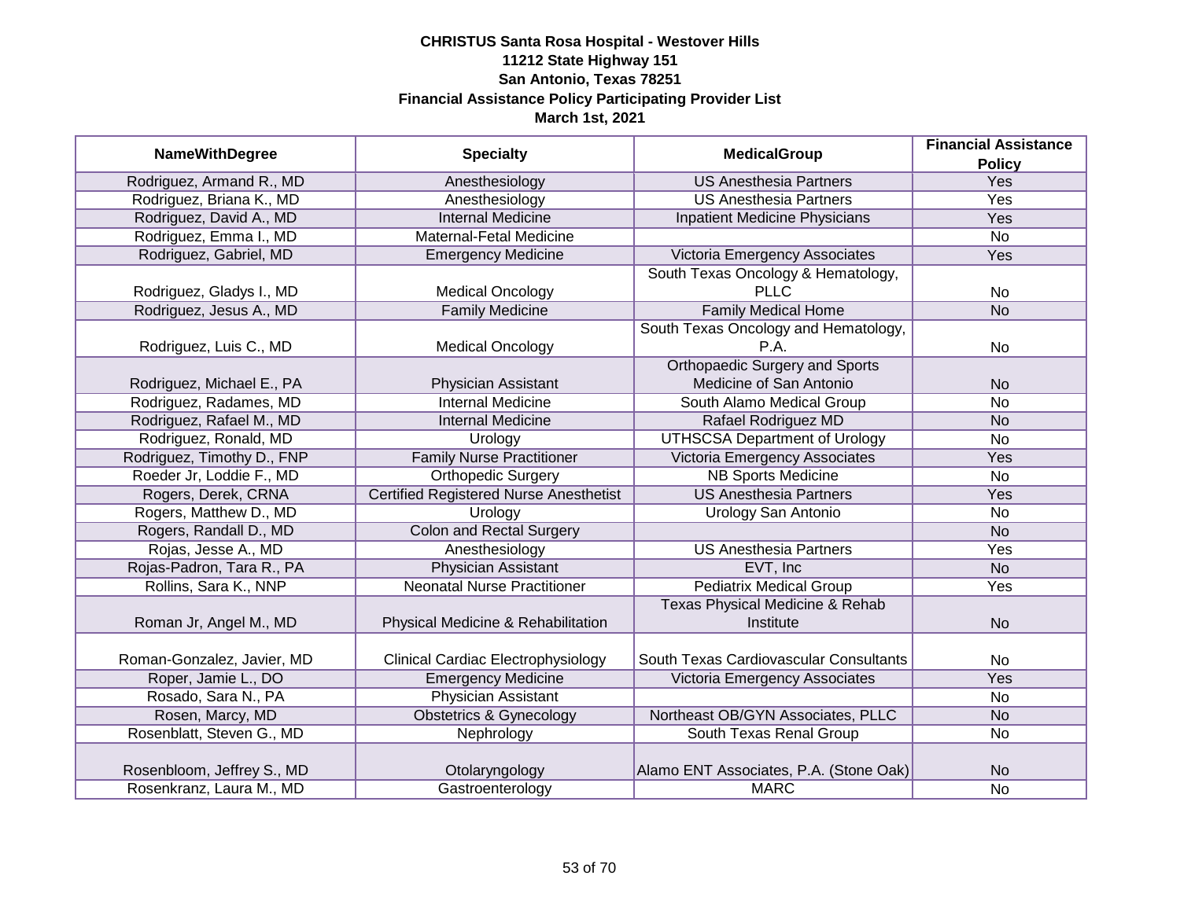**CHRISTUS Santa Rosa Hospital - Westover Hills**
**11212 State Highway 151**
**San Antonio, Texas 78251**
**Financial Assistance Policy Participating Provider List**
**March 1st, 2021**

| NameWithDegree | Specialty | MedicalGroup | Financial Assistance Policy |
|---|---|---|---|
| Rodriguez, Armand R., MD | Anesthesiology | US Anesthesia Partners | Yes |
| Rodriguez, Briana K., MD | Anesthesiology | US Anesthesia Partners | Yes |
| Rodriguez, David A., MD | Internal Medicine | Inpatient Medicine Physicians | Yes |
| Rodriguez, Emma I., MD | Maternal-Fetal Medicine | | No |
| Rodriguez, Gabriel, MD | Emergency Medicine | Victoria Emergency Associates | Yes |
| Rodriguez, Gladys I., MD | Medical Oncology | South Texas Oncology & Hematology, PLLC | No |
| Rodriguez, Jesus A., MD | Family Medicine | Family Medical Home | No |
| Rodriguez, Luis C., MD | Medical Oncology | South Texas Oncology and Hematology, P.A. | No |
| Rodriguez, Michael E., PA | Physician Assistant | Orthopaedic Surgery and Sports Medicine of San Antonio | No |
| Rodriguez, Radames, MD | Internal Medicine | South Alamo Medical Group | No |
| Rodriguez, Rafael M., MD | Internal Medicine | Rafael Rodriguez MD | No |
| Rodriguez, Ronald, MD | Urology | UTHSCSA Department of Urology | No |
| Rodriguez, Timothy D., FNP | Family Nurse Practitioner | Victoria Emergency Associates | Yes |
| Roeder Jr, Loddie F., MD | Orthopedic Surgery | NB Sports Medicine | No |
| Rogers, Derek, CRNA | Certified Registered Nurse Anesthetist | US Anesthesia Partners | Yes |
| Rogers, Matthew D., MD | Urology | Urology San Antonio | No |
| Rogers, Randall D., MD | Colon and Rectal Surgery | | No |
| Rojas, Jesse A., MD | Anesthesiology | US Anesthesia Partners | Yes |
| Rojas-Padron, Tara R., PA | Physician Assistant | EVT, Inc | No |
| Rollins, Sara K., NNP | Neonatal Nurse Practitioner | Pediatrix Medical Group | Yes |
| Roman Jr, Angel M., MD | Physical Medicine & Rehabilitation | Texas Physical Medicine & Rehab Institute | No |
| Roman-Gonzalez, Javier, MD | Clinical Cardiac Electrophysiology | South Texas Cardiovascular Consultants | No |
| Roper, Jamie L., DO | Emergency Medicine | Victoria Emergency Associates | Yes |
| Rosado, Sara N., PA | Physician Assistant | | No |
| Rosen, Marcy, MD | Obstetrics & Gynecology | Northeast OB/GYN Associates, PLLC | No |
| Rosenblatt, Steven G., MD | Nephrology | South Texas Renal Group | No |
| Rosenbloom, Jeffrey S., MD | Otolaryngology | Alamo ENT Associates, P.A. (Stone Oak) | No |
| Rosenkranz, Laura M., MD | Gastroenterology | MARC | No |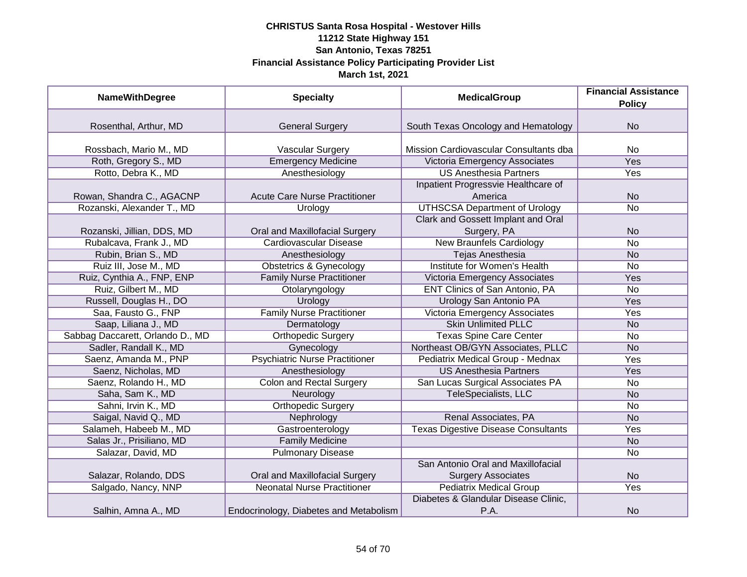# CHRISTUS Santa Rosa Hospital - Westover Hills
## 11212 State Highway 151
## San Antonio, Texas 78251
## Financial Assistance Policy Participating Provider List
## March 1st, 2021

| NameWithDegree | Specialty | MedicalGroup | Financial Assistance Policy |
|---|---|---|---|
| Rosenthal, Arthur, MD | General Surgery | South Texas Oncology and Hematology | No |
| Rossbach, Mario M., MD | Vascular Surgery | Mission Cardiovascular Consultants dba | No |
| Roth, Gregory S., MD | Emergency Medicine | Victoria Emergency Associates | Yes |
| Rotto, Debra K., MD | Anesthesiology | US Anesthesia Partners | Yes |
| Rowan, Shandra C., AGACNP | Acute Care Nurse Practitioner | Inpatient Progressvie Healthcare of America | No |
| Rozanski, Alexander T., MD | Urology | UTHSCSA Department of Urology | No |
| Rozanski, Jillian, DDS, MD | Oral and Maxillofacial Surgery | Clark and Gossett Implant and Oral Surgery, PA | No |
| Rubalcava, Frank J., MD | Cardiovascular Disease | New Braunfels Cardiology | No |
| Rubin, Brian S., MD | Anesthesiology | Tejas Anesthesia | No |
| Ruiz III, Jose M., MD | Obstetrics & Gynecology | Institute for Women's Health | No |
| Ruiz, Cynthia A., FNP, ENP | Family Nurse Practitioner | Victoria Emergency Associates | Yes |
| Ruiz, Gilbert M., MD | Otolaryngology | ENT Clinics of San Antonio, PA | No |
| Russell, Douglas H., DO | Urology | Urology San Antonio PA | Yes |
| Saa, Fausto G., FNP | Family Nurse Practitioner | Victoria Emergency Associates | Yes |
| Saap, Liliana J., MD | Dermatology | Skin Unlimited PLLC | No |
| Sabbag Daccarett, Orlando D., MD | Orthopedic Surgery | Texas Spine Care Center | No |
| Sadler, Randall K., MD | Gynecology | Northeast OB/GYN Associates, PLLC | No |
| Saenz, Amanda M., PNP | Psychiatric Nurse Practitioner | Pediatrix Medical Group - Mednax | Yes |
| Saenz, Nicholas, MD | Anesthesiology | US Anesthesia Partners | Yes |
| Saenz, Rolando H., MD | Colon and Rectal Surgery | San Lucas Surgical Associates PA | No |
| Saha, Sam K., MD | Neurology | TeleSpecialists, LLC | No |
| Sahni, Irvin K., MD | Orthopedic Surgery | | No |
| Saigal, Navid Q., MD | Nephrology | Renal Associates, PA | No |
| Salameh, Habeeb M., MD | Gastroenterology | Texas Digestive Disease Consultants | Yes |
| Salas Jr., Prisiliano, MD | Family Medicine | | No |
| Salazar, David, MD | Pulmonary Disease | | No |
| Salazar, Rolando, DDS | Oral and Maxillofacial Surgery | San Antonio Oral and Maxillofacial Surgery Associates | No |
| Salgado, Nancy, NNP | Neonatal Nurse Practitioner | Pediatrix Medical Group | Yes |
| Salhin, Amna A., MD | Endocrinology, Diabetes and Metabolism | Diabetes & Glandular Disease Clinic, P.A. | No |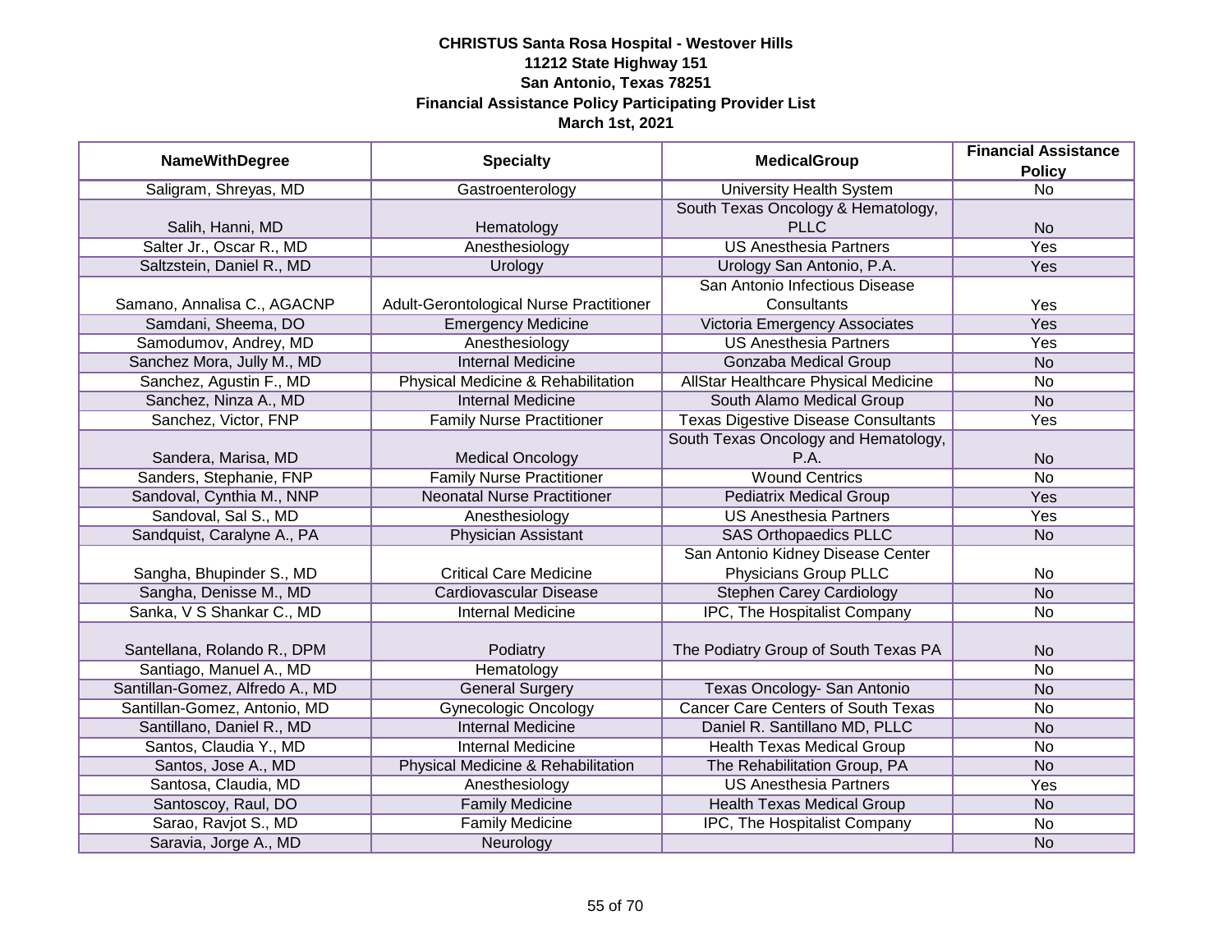**CHRISTUS Santa Rosa Hospital - Westover Hills**
**11212 State Highway 151**
**San Antonio, Texas 78251**
**Financial Assistance Policy Participating Provider List**
**March 1st, 2021**

| NameWithDegree | Specialty | MedicalGroup | Financial Assistance Policy |
|---|---|---|---|
| Saligram, Shreyas, MD | Gastroenterology | University Health System | No |
| Salih, Hanni, MD | Hematology | South Texas Oncology & Hematology, PLLC | No |
| Salter Jr., Oscar R., MD | Anesthesiology | US Anesthesia Partners | Yes |
| Saltzstein, Daniel R., MD | Urology | Urology San Antonio, P.A. | Yes |
| Samano, Annalisa C., AGACNP | Adult-Gerontological Nurse Practitioner | San Antonio Infectious Disease Consultants | Yes |
| Samdani, Sheema, DO | Emergency Medicine | Victoria Emergency Associates | Yes |
| Samodumov, Andrey, MD | Anesthesiology | US Anesthesia Partners | Yes |
| Sanchez Mora, Jully M., MD | Internal Medicine | Gonzaba Medical Group | No |
| Sanchez, Agustin F., MD | Physical Medicine & Rehabilitation | AllStar Healthcare Physical Medicine | No |
| Sanchez, Ninza A., MD | Internal Medicine | South Alamo Medical Group | No |
| Sanchez, Victor, FNP | Family Nurse Practitioner | Texas Digestive Disease Consultants | Yes |
| Sandera, Marisa, MD | Medical Oncology | South Texas Oncology and Hematology, P.A. | No |
| Sanders, Stephanie, FNP | Family Nurse Practitioner | Wound Centrics | No |
| Sandoval, Cynthia M., NNP | Neonatal Nurse Practitioner | Pediatrix Medical Group | Yes |
| Sandoval, Sal S., MD | Anesthesiology | US Anesthesia Partners | Yes |
| Sandquist, Caralyne A., PA | Physician Assistant | SAS Orthopaedics PLLC | No |
| Sangha, Bhupinder S., MD | Critical Care Medicine | San Antonio Kidney Disease Center Physicians Group PLLC | No |
| Sangha, Denisse M., MD | Cardiovascular Disease | Stephen Carey Cardiology | No |
| Sanka, V S Shankar C., MD | Internal Medicine | IPC, The Hospitalist Company | No |
| Santellana, Rolando R., DPM | Podiatry | The Podiatry Group of South Texas PA | No |
| Santiago, Manuel A., MD | Hematology | | No |
| Santillan-Gomez, Alfredo A., MD | General Surgery | Texas Oncology- San Antonio | No |
| Santillan-Gomez, Antonio, MD | Gynecologic Oncology | Cancer Care Centers of South Texas | No |
| Santillano, Daniel R., MD | Internal Medicine | Daniel R. Santillano MD, PLLC | No |
| Santos, Claudia Y., MD | Internal Medicine | Health Texas Medical Group | No |
| Santos, Jose A., MD | Physical Medicine & Rehabilitation | The Rehabilitation Group, PA | No |
| Santosa, Claudia, MD | Anesthesiology | US Anesthesia Partners | Yes |
| Santoscoy, Raul, DO | Family Medicine | Health Texas Medical Group | No |
| Sarao, Ravjot S., MD | Family Medicine | IPC, The Hospitalist Company | No |
| Saravia, Jorge A., MD | Neurology | | No |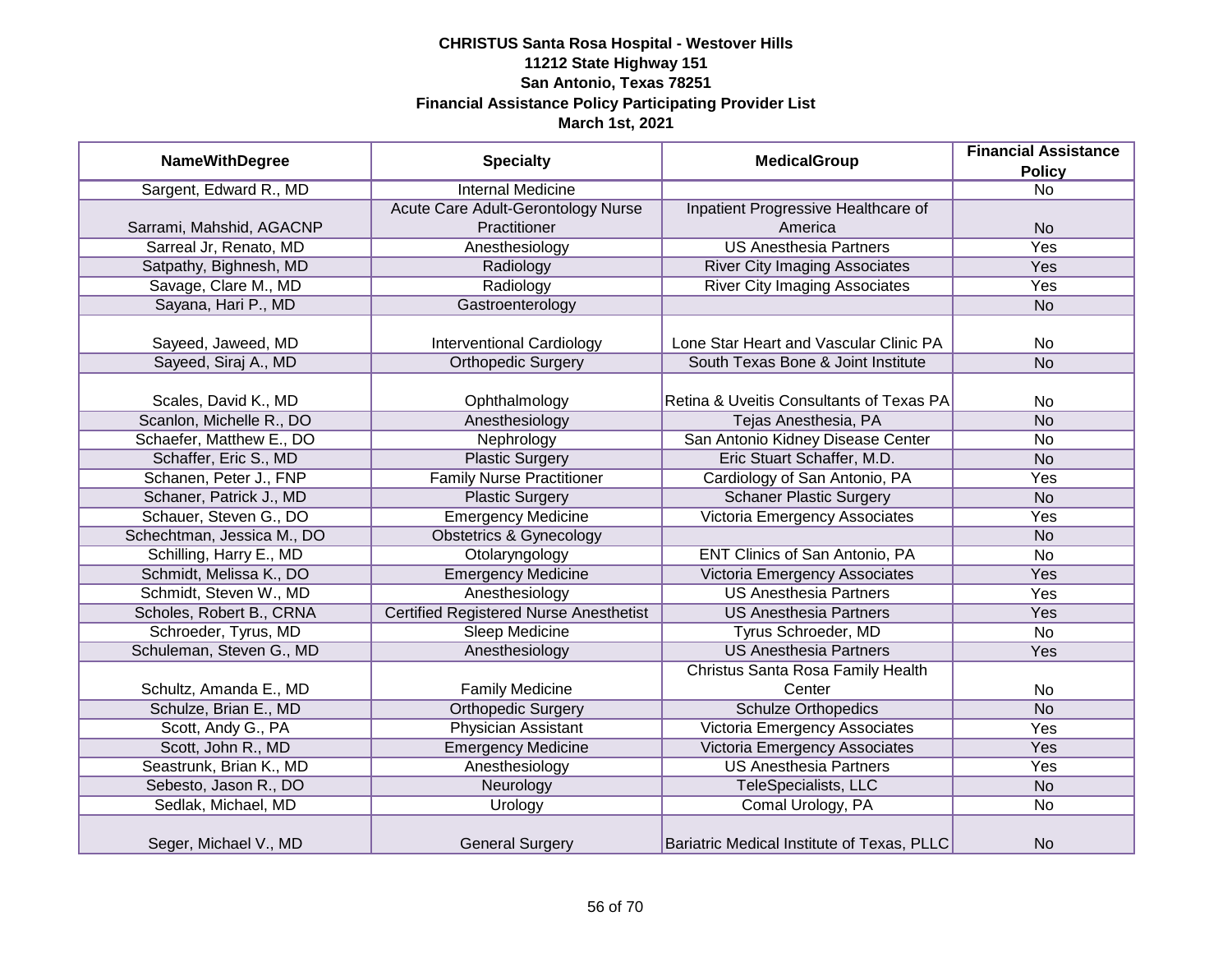**CHRISTUS Santa Rosa Hospital - Westover Hills**
**11212 State Highway 151**
**San Antonio, Texas 78251**
**Financial Assistance Policy Participating Provider List**
**March 1st, 2021**

| NameWithDegree | Specialty | MedicalGroup | Financial Assistance Policy |
|---|---|---|---|
| Sargent, Edward R., MD | Internal Medicine | | No |
| Sarrami, Mahshid, AGACNP | Acute Care Adult-Gerontology Nurse Practitioner | Inpatient Progressive Healthcare of America | No |
| Sarreal Jr, Renato, MD | Anesthesiology | US Anesthesia Partners | Yes |
| Satpathy, Bighnesh, MD | Radiology | River City Imaging Associates | Yes |
| Savage, Clare M., MD | Radiology | River City Imaging Associates | Yes |
| Sayana, Hari P., MD | Gastroenterology | | No |
| Sayeed, Jaweed, MD | Interventional Cardiology | Lone Star Heart and Vascular Clinic PA | No |
| Sayeed, Siraj A., MD | Orthopedic Surgery | South Texas Bone & Joint Institute | No |
| Scales, David K., MD | Ophthalmology | Retina & Uveitis Consultants of Texas PA | No |
| Scanlon, Michelle R., DO | Anesthesiology | Tejas Anesthesia, PA | No |
| Schaefer, Matthew E., DO | Nephrology | San Antonio Kidney Disease Center | No |
| Schaffer, Eric S., MD | Plastic Surgery | Eric Stuart Schaffer, M.D. | No |
| Schanen, Peter J., FNP | Family Nurse Practitioner | Cardiology of San Antonio, PA | Yes |
| Schaner, Patrick J., MD | Plastic Surgery | Schaner Plastic Surgery | No |
| Schauer, Steven G., DO | Emergency Medicine | Victoria Emergency Associates | Yes |
| Schechtman, Jessica M., DO | Obstetrics & Gynecology | | No |
| Schilling, Harry E., MD | Otolaryngology | ENT Clinics of San Antonio, PA | No |
| Schmidt, Melissa K., DO | Emergency Medicine | Victoria Emergency Associates | Yes |
| Schmidt, Steven W., MD | Anesthesiology | US Anesthesia Partners | Yes |
| Scholes, Robert B., CRNA | Certified Registered Nurse Anesthetist | US Anesthesia Partners | Yes |
| Schroeder, Tyrus, MD | Sleep Medicine | Tyrus Schroeder, MD | No |
| Schuleman, Steven G., MD | Anesthesiology | US Anesthesia Partners | Yes |
| Schultz, Amanda E., MD | Family Medicine | Christus Santa Rosa Family Health Center | No |
| Schulze, Brian E., MD | Orthopedic Surgery | Schulze Orthopedics | No |
| Scott, Andy G., PA | Physician Assistant | Victoria Emergency Associates | Yes |
| Scott, John R., MD | Emergency Medicine | Victoria Emergency Associates | Yes |
| Seastrunk, Brian K., MD | Anesthesiology | US Anesthesia Partners | Yes |
| Sebesto, Jason R., DO | Neurology | TeleSpecialists, LLC | No |
| Sedlak, Michael, MD | Urology | Comal Urology, PA | No |
| Seger, Michael V., MD | General Surgery | Bariatric Medical Institute of Texas, PLLC | No |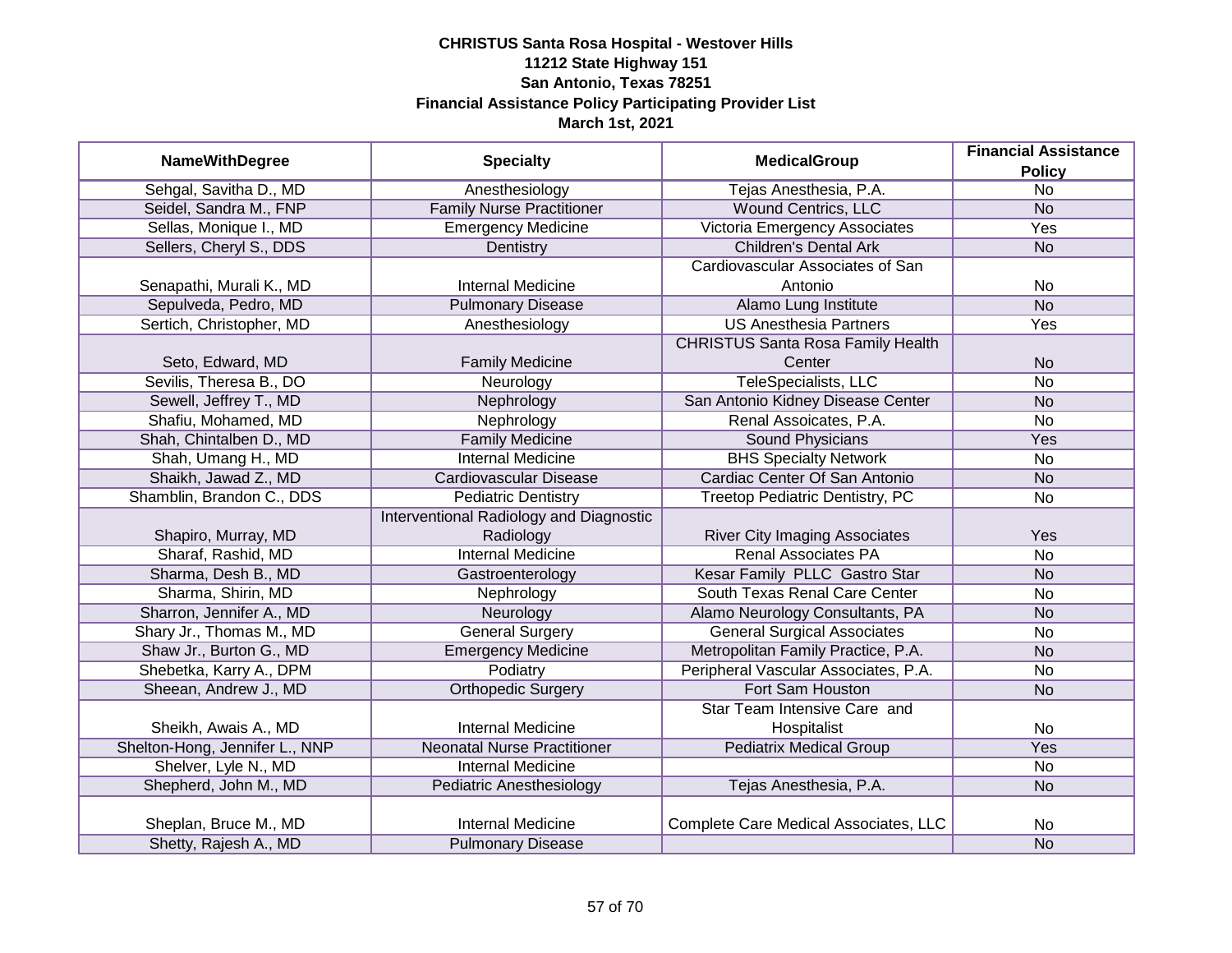**CHRISTUS Santa Rosa Hospital - Westover Hills**
**11212 State Highway 151**
**San Antonio, Texas 78251**
**Financial Assistance Policy Participating Provider List**
**March 1st, 2021**

| NameWithDegree | Specialty | MedicalGroup | Financial Assistance Policy |
|---|---|---|---|
| Sehgal, Savitha D., MD | Anesthesiology | Tejas Anesthesia, P.A. | No |
| Seidel, Sandra M., FNP | Family Nurse Practitioner | Wound Centrics, LLC | No |
| Sellas, Monique I., MD | Emergency Medicine | Victoria Emergency Associates | Yes |
| Sellers, Cheryl S., DDS | Dentistry | Children's Dental Ark | No |
| Senapathi, Murali K., MD | Internal Medicine | Cardiovascular Associates of San Antonio | No |
| Sepulveda, Pedro, MD | Pulmonary Disease | Alamo Lung Institute | No |
| Sertich, Christopher, MD | Anesthesiology | US Anesthesia Partners | Yes |
| Seto, Edward, MD | Family Medicine | CHRISTUS Santa Rosa Family Health Center | No |
| Sevilis, Theresa B., DO | Neurology | TeleSpecialists, LLC | No |
| Sewell, Jeffrey T., MD | Nephrology | San Antonio Kidney Disease Center | No |
| Shafiu, Mohamed, MD | Nephrology | Renal Assoicates, P.A. | No |
| Shah, Chintalben D., MD | Family Medicine | Sound Physicians | Yes |
| Shah, Umang H., MD | Internal Medicine | BHS Specialty Network | No |
| Shaikh, Jawad Z., MD | Cardiovascular Disease | Cardiac Center Of San Antonio | No |
| Shamblin, Brandon C., DDS | Pediatric Dentistry | Treetop Pediatric Dentistry, PC | No |
| Shapiro, Murray, MD | Interventional Radiology and Diagnostic Radiology | River City Imaging Associates | Yes |
| Sharaf, Rashid, MD | Internal Medicine | Renal Associates PA | No |
| Sharma, Desh B., MD | Gastroenterology | Kesar Family PLLC Gastro Star | No |
| Sharma, Shirin, MD | Nephrology | South Texas Renal Care Center | No |
| Sharron, Jennifer A., MD | Neurology | Alamo Neurology Consultants, PA | No |
| Shary Jr., Thomas M., MD | General Surgery | General Surgical Associates | No |
| Shaw Jr., Burton G., MD | Emergency Medicine | Metropolitan Family Practice, P.A. | No |
| Shebetka, Karry A., DPM | Podiatry | Peripheral Vascular Associates, P.A. | No |
| Sheean, Andrew J., MD | Orthopedic Surgery | Fort Sam Houston | No |
| Sheikh, Awais A., MD | Internal Medicine | Star Team Intensive Care and Hospitalist | No |
| Shelton-Hong, Jennifer L., NNP | Neonatal Nurse Practitioner | Pediatrix Medical Group | Yes |
| Shelver, Lyle N., MD | Internal Medicine | | No |
| Shepherd, John M., MD | Pediatric Anesthesiology | Tejas Anesthesia, P.A. | No |
| Sheplan, Bruce M., MD | Internal Medicine | Complete Care Medical Associates, LLC | No |
| Shetty, Rajesh A., MD | Pulmonary Disease | | No |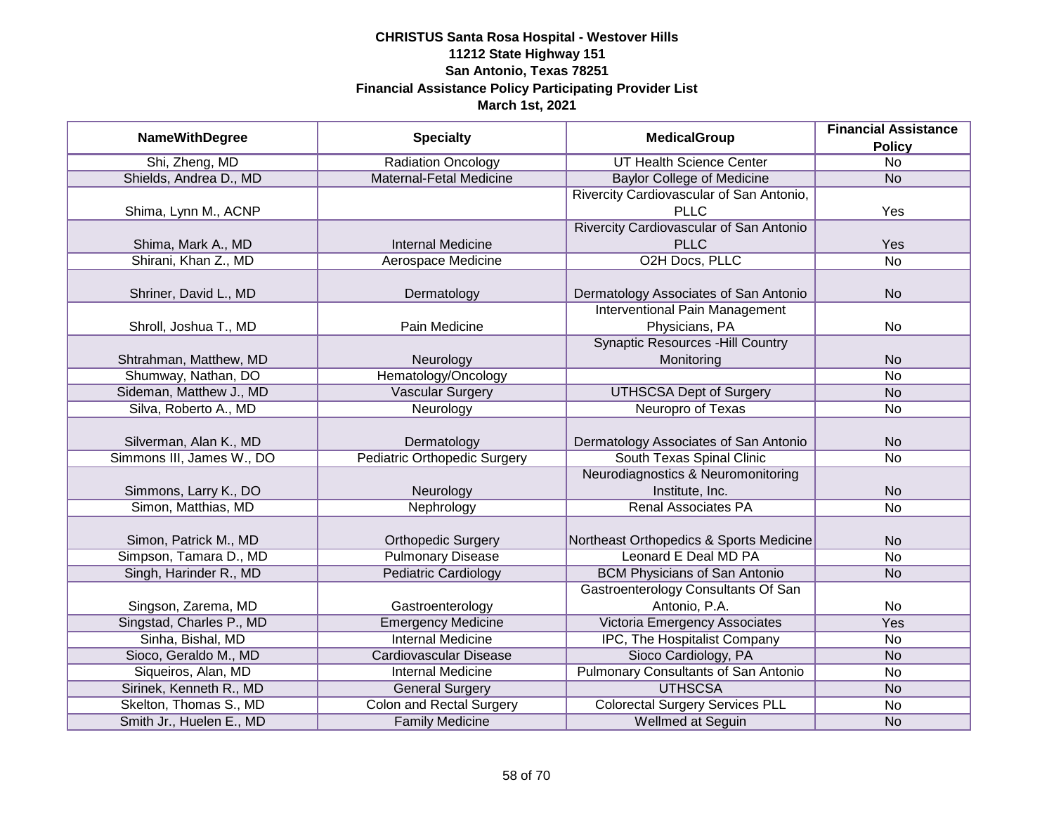**CHRISTUS Santa Rosa Hospital - Westover Hills**
**11212 State Highway 151**
**San Antonio, Texas 78251**
**Financial Assistance Policy Participating Provider List**
**March 1st, 2021**

| NameWithDegree | Specialty | MedicalGroup | Financial Assistance Policy |
|---|---|---|---|
| Shi, Zheng, MD | Radiation Oncology | UT Health Science Center | No |
| Shields, Andrea D., MD | Maternal-Fetal Medicine | Baylor College of Medicine | No |
| Shima, Lynn M., ACNP | | Rivercity Cardiovascular of San Antonio, PLLC | Yes |
| Shima, Mark A., MD | Internal Medicine | Rivercity Cardiovascular of San Antonio PLLC | Yes |
| Shirani, Khan Z., MD | Aerospace Medicine | O2H Docs, PLLC | No |
| Shriner, David L., MD | Dermatology | Dermatology Associates of San Antonio | No |
| Shroll, Joshua T., MD | Pain Medicine | Interventional Pain Management Physicians, PA | No |
| Shtrahman, Matthew, MD | Neurology | Synaptic Resources -Hill Country Monitoring | No |
| Shumway, Nathan, DO | Hematology/Oncology | | No |
| Sideman, Matthew J., MD | Vascular Surgery | UTHSCSA Dept of Surgery | No |
| Silva, Roberto A., MD | Neurology | Neuropro of Texas | No |
| Silverman, Alan K., MD | Dermatology | Dermatology Associates of San Antonio | No |
| Simmons III, James W., DO | Pediatric Orthopedic Surgery | South Texas Spinal Clinic | No |
| Simmons, Larry K., DO | Neurology | Neurodiagnostics & Neuromonitoring Institute, Inc. | No |
| Simon, Matthias, MD | Nephrology | Renal Associates PA | No |
| Simon, Patrick M., MD | Orthopedic Surgery | Northeast Orthopedics & Sports Medicine | No |
| Simpson, Tamara D., MD | Pulmonary Disease | Leonard E Deal MD PA | No |
| Singh, Harinder R., MD | Pediatric Cardiology | BCM Physicians of San Antonio | No |
| Singson, Zarema, MD | Gastroenterology | Gastroenterology Consultants Of San Antonio, P.A. | No |
| Singstad, Charles P., MD | Emergency Medicine | Victoria Emergency Associates | Yes |
| Sinha, Bishal, MD | Internal Medicine | IPC, The Hospitalist Company | No |
| Sioco, Geraldo M., MD | Cardiovascular Disease | Sioco Cardiology, PA | No |
| Siqueiros, Alan, MD | Internal Medicine | Pulmonary Consultants of San Antonio | No |
| Sirinek, Kenneth R., MD | General Surgery | UTHSCSA | No |
| Skelton, Thomas S., MD | Colon and Rectal Surgery | Colorectal Surgery Services PLL | No |
| Smith Jr., Huelen E., MD | Family Medicine | Wellmed at Seguin | No |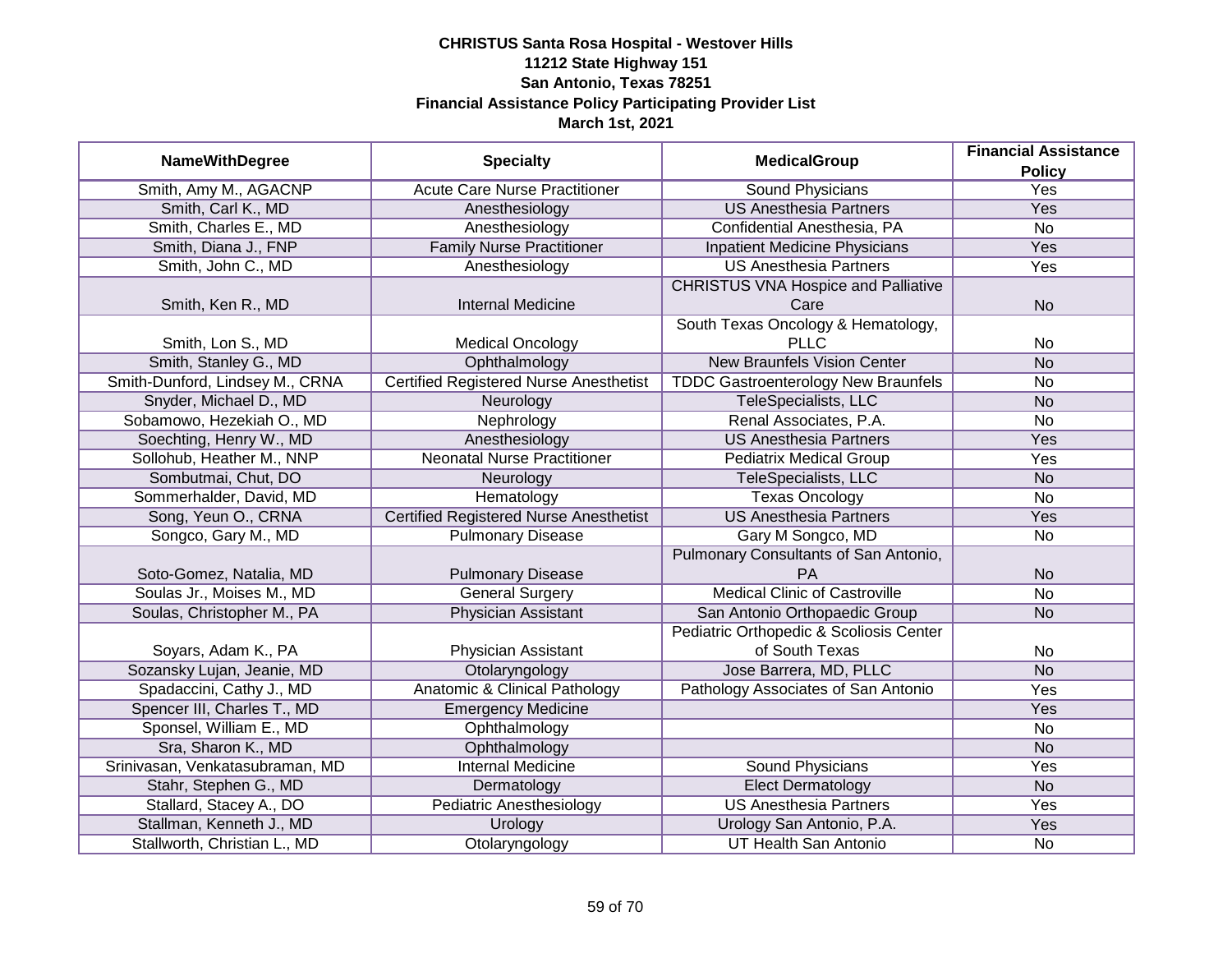**CHRISTUS Santa Rosa Hospital - Westover Hills**
**11212 State Highway 151**
**San Antonio, Texas 78251**
**Financial Assistance Policy Participating Provider List**
**March 1st, 2021**

| NameWithDegree | Specialty | MedicalGroup | Financial Assistance Policy |
|---|---|---|---|
| Smith, Amy M., AGACNP | Acute Care Nurse Practitioner | Sound Physicians | Yes |
| Smith, Carl K., MD | Anesthesiology | US Anesthesia Partners | Yes |
| Smith, Charles E., MD | Anesthesiology | Confidential Anesthesia, PA | No |
| Smith, Diana J., FNP | Family Nurse Practitioner | Inpatient Medicine Physicians | Yes |
| Smith, John C., MD | Anesthesiology | US Anesthesia Partners | Yes |
| Smith, Ken R., MD | Internal Medicine | CHRISTUS VNA Hospice and Palliative Care | No |
| Smith, Lon S., MD | Medical Oncology | South Texas Oncology & Hematology, PLLC | No |
| Smith, Stanley G., MD | Ophthalmology | New Braunfels Vision Center | No |
| Smith-Dunford, Lindsey M., CRNA | Certified Registered Nurse Anesthetist | TDDC Gastroenterology New Braunfels | No |
| Snyder, Michael D., MD | Neurology | TeleSpecialists, LLC | No |
| Sobamowo, Hezekiah O., MD | Nephrology | Renal Associates, P.A. | No |
| Soechting, Henry W., MD | Anesthesiology | US Anesthesia Partners | Yes |
| Sollohub, Heather M., NNP | Neonatal Nurse Practitioner | Pediatrix Medical Group | Yes |
| Sombutmai, Chut, DO | Neurology | TeleSpecialists, LLC | No |
| Sommerhalder, David, MD | Hematology | Texas Oncology | No |
| Song, Yeun O., CRNA | Certified Registered Nurse Anesthetist | US Anesthesia Partners | Yes |
| Songco, Gary M., MD | Pulmonary Disease | Gary M Songco, MD | No |
| Soto-Gomez, Natalia, MD | Pulmonary Disease | Pulmonary Consultants of San Antonio, PA | No |
| Soulas Jr., Moises M., MD | General Surgery | Medical Clinic of Castroville | No |
| Soulas, Christopher M., PA | Physician Assistant | San Antonio Orthopaedic Group | No |
| Soyars, Adam K., PA | Physician Assistant | Pediatric Orthopedic & Scoliosis Center of South Texas | No |
| Sozansky Lujan, Jeanie, MD | Otolaryngology | Jose Barrera, MD, PLLC | No |
| Spadaccini, Cathy J., MD | Anatomic & Clinical Pathology | Pathology Associates of San Antonio | Yes |
| Spencer III, Charles T., MD | Emergency Medicine | | Yes |
| Sponsel, William E., MD | Ophthalmology | | No |
| Sra, Sharon K., MD | Ophthalmology | | No |
| Srinivasan, Venkatasubraman, MD | Internal Medicine | Sound Physicians | Yes |
| Stahr, Stephen G., MD | Dermatology | Elect Dermatology | No |
| Stallard, Stacey A., DO | Pediatric Anesthesiology | US Anesthesia Partners | Yes |
| Stallman, Kenneth J., MD | Urology | Urology San Antonio, P.A. | Yes |
| Stallworth, Christian L., MD | Otolaryngology | UT Health San Antonio | No |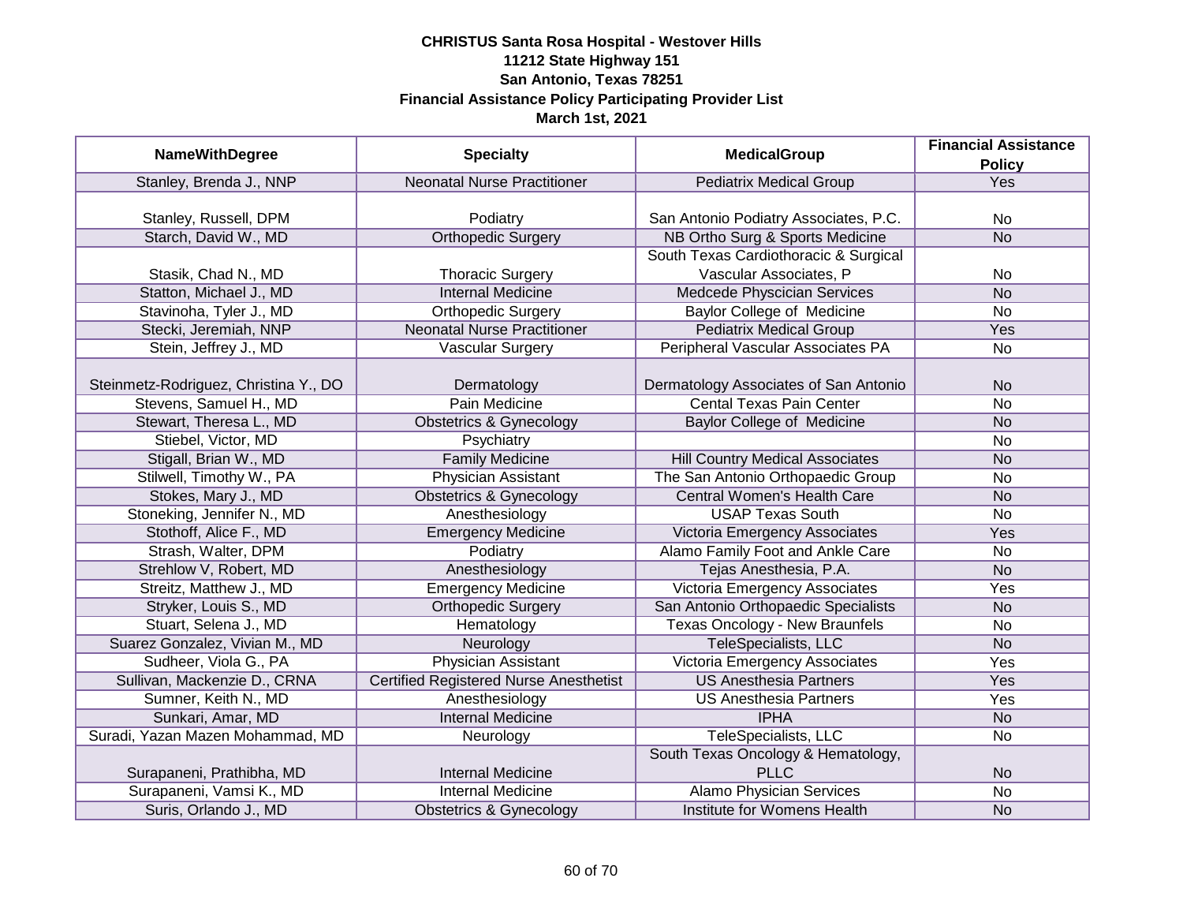**CHRISTUS Santa Rosa Hospital - Westover Hills**
**11212 State Highway 151**
**San Antonio, Texas 78251**
**Financial Assistance Policy Participating Provider List**
**March 1st, 2021**

| NameWithDegree | Specialty | MedicalGroup | Financial Assistance Policy |
|---|---|---|---|
| Stanley, Brenda J., NNP | Neonatal Nurse Practitioner | Pediatrix Medical Group | Yes |
| Stanley, Russell, DPM | Podiatry | San Antonio Podiatry Associates, P.C. | No |
| Starch, David W., MD | Orthopedic Surgery | NB Ortho Surg & Sports Medicine | No |
| Stasik, Chad N., MD | Thoracic Surgery | South Texas Cardiothoracic & Surgical Vascular Associates, P | No |
| Statton, Michael J., MD | Internal Medicine | Medcede Physician Services | No |
| Stavinoha, Tyler J., MD | Orthopedic Surgery | Baylor College of Medicine | No |
| Stecki, Jeremiah, NNP | Neonatal Nurse Practitioner | Pediatrix Medical Group | Yes |
| Stein, Jeffrey J., MD | Vascular Surgery | Peripheral Vascular Associates PA | No |
| Steinmetz-Rodriguez, Christina Y., DO | Dermatology | Dermatology Associates of San Antonio | No |
| Stevens, Samuel H., MD | Pain Medicine | Cental Texas Pain Center | No |
| Stewart, Theresa L., MD | Obstetrics & Gynecology | Baylor College of Medicine | No |
| Stiebel, Victor, MD | Psychiatry | | No |
| Stigall, Brian W., MD | Family Medicine | Hill Country Medical Associates | No |
| Stilwell, Timothy W., PA | Physician Assistant | The San Antonio Orthopaedic Group | No |
| Stokes, Mary J., MD | Obstetrics & Gynecology | Central Women's Health Care | No |
| Stoneking, Jennifer N., MD | Anesthesiology | USAP Texas South | No |
| Stothoff, Alice F., MD | Emergency Medicine | Victoria Emergency Associates | Yes |
| Strash, Walter, DPM | Podiatry | Alamo Family Foot and Ankle Care | No |
| Strehlow V, Robert, MD | Anesthesiology | Tejas Anesthesia, P.A. | No |
| Streitz, Matthew J., MD | Emergency Medicine | Victoria Emergency Associates | Yes |
| Stryker, Louis S., MD | Orthopedic Surgery | San Antonio Orthopaedic Specialists | No |
| Stuart, Selena J., MD | Hematology | Texas Oncology - New Braunfels | No |
| Suarez Gonzalez, Vivian M., MD | Neurology | TeleSpecialists, LLC | No |
| Sudheer, Viola G., PA | Physician Assistant | Victoria Emergency Associates | Yes |
| Sullivan, Mackenzie D., CRNA | Certified Registered Nurse Anesthetist | US Anesthesia Partners | Yes |
| Sumner, Keith N., MD | Anesthesiology | US Anesthesia Partners | Yes |
| Sunkari, Amar, MD | Internal Medicine | IPHA | No |
| Suradi, Yazan Mazen Mohammad, MD | Neurology | TeleSpecialists, LLC | No |
| Surapaneni, Prathibha, MD | Internal Medicine | South Texas Oncology & Hematology, PLLC | No |
| Surapaneni, Vamsi K., MD | Internal Medicine | Alamo Physician Services | No |
| Suris, Orlando J., MD | Obstetrics & Gynecology | Institute for Womens Health | No |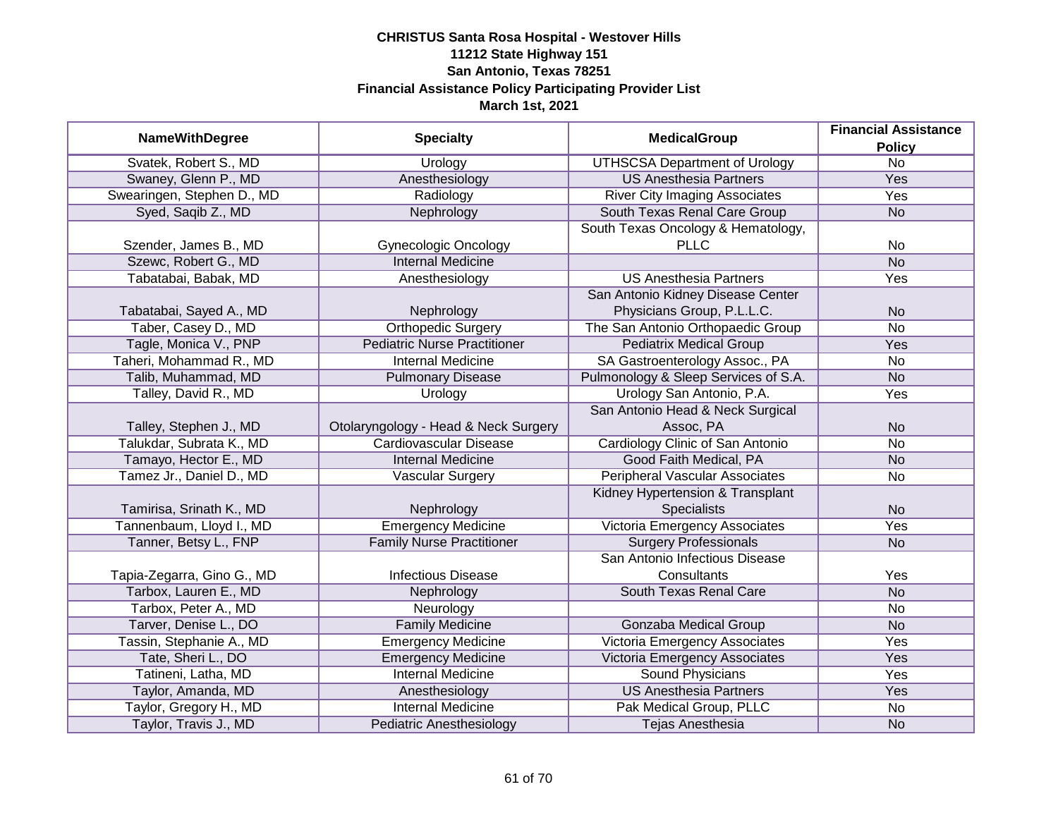**CHRISTUS Santa Rosa Hospital - Westover Hills**
**11212 State Highway 151**
**San Antonio, Texas 78251**
**Financial Assistance Policy Participating Provider List**
**March 1st, 2021**

| NameWithDegree | Specialty | MedicalGroup | Financial Assistance Policy |
|---|---|---|---|
| Svatek, Robert S., MD | Urology | UTHSCSA Department of Urology | No |
| Swaney, Glenn P., MD | Anesthesiology | US Anesthesia Partners | Yes |
| Swearingen, Stephen D., MD | Radiology | River City Imaging Associates | Yes |
| Syed, Saqib Z., MD | Nephrology | South Texas Renal Care Group | No |
| Szender, James B., MD | Gynecologic Oncology | South Texas Oncology & Hematology, PLLC | No |
| Szewc, Robert G., MD | Internal Medicine | | No |
| Tabatabai, Babak, MD | Anesthesiology | US Anesthesia Partners | Yes |
| Tabatabai, Sayed A., MD | Nephrology | San Antonio Kidney Disease Center Physicians Group, P.L.L.C. | No |
| Taber, Casey D., MD | Orthopedic Surgery | The San Antonio Orthopaedic Group | No |
| Tagle, Monica V., PNP | Pediatric Nurse Practitioner | Pediatrix Medical Group | Yes |
| Taheri, Mohammad R., MD | Internal Medicine | SA Gastroenterology Assoc., PA | No |
| Talib, Muhammad, MD | Pulmonary Disease | Pulmonology & Sleep Services of S.A. | No |
| Talley, David R., MD | Urology | Urology San Antonio, P.A. | Yes |
| Talley, Stephen J., MD | Otolaryngology - Head & Neck Surgery | San Antonio Head & Neck Surgical Assoc, PA | No |
| Talukdar, Subrata K., MD | Cardiovascular Disease | Cardiology Clinic of San Antonio | No |
| Tamayo, Hector E., MD | Internal Medicine | Good Faith Medical, PA | No |
| Tamez Jr., Daniel D., MD | Vascular Surgery | Peripheral Vascular Associates | No |
| Tamirisa, Srinath K., MD | Nephrology | Kidney Hypertension & Transplant Specialists | No |
| Tannenbaum, Lloyd I., MD | Emergency Medicine | Victoria Emergency Associates | Yes |
| Tanner, Betsy L., FNP | Family Nurse Practitioner | Surgery Professionals | No |
| Tapia-Zegarra, Gino G., MD | Infectious Disease | San Antonio Infectious Disease Consultants | Yes |
| Tarbox, Lauren E., MD | Nephrology | South Texas Renal Care | No |
| Tarbox, Peter A., MD | Neurology | | No |
| Tarver, Denise L., DO | Family Medicine | Gonzaba Medical Group | No |
| Tassin, Stephanie A., MD | Emergency Medicine | Victoria Emergency Associates | Yes |
| Tate, Sheri L., DO | Emergency Medicine | Victoria Emergency Associates | Yes |
| Tatineni, Latha, MD | Internal Medicine | Sound Physicians | Yes |
| Taylor, Amanda, MD | Anesthesiology | US Anesthesia Partners | Yes |
| Taylor, Gregory H., MD | Internal Medicine | Pak Medical Group, PLLC | No |
| Taylor, Travis J., MD | Pediatric Anesthesiology | Tejas Anesthesia | No |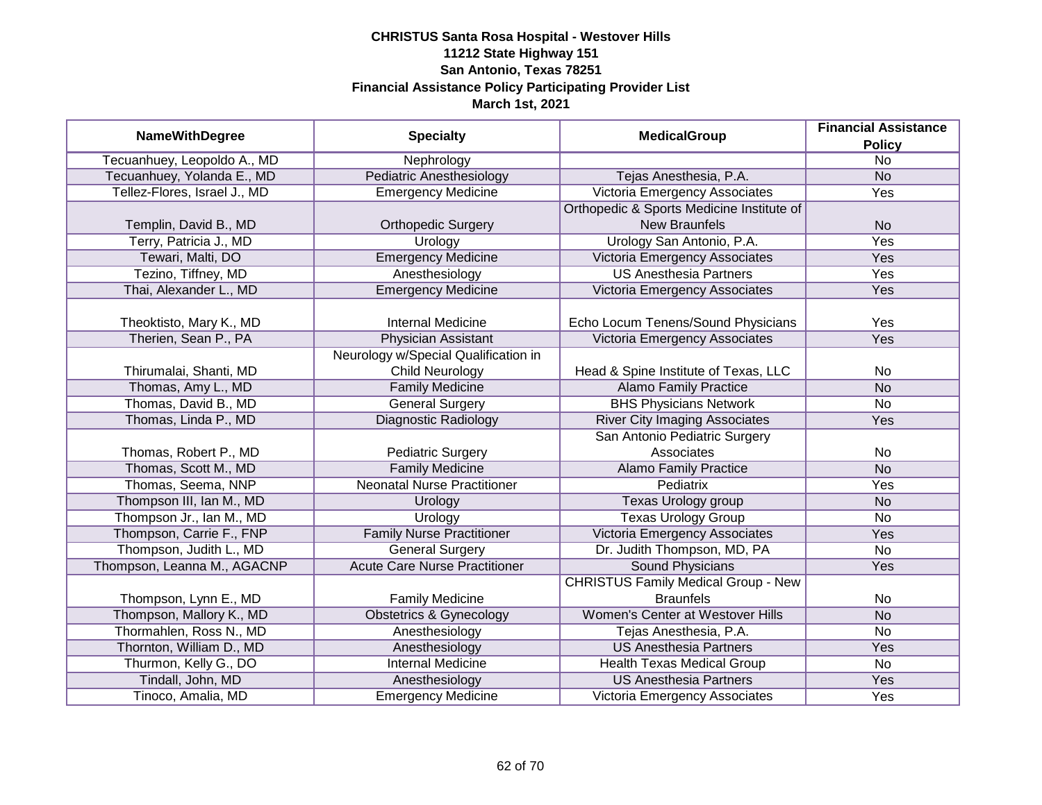**CHRISTUS Santa Rosa Hospital - Westover Hills**
**11212 State Highway 151**
**San Antonio, Texas 78251**
**Financial Assistance Policy Participating Provider List**
**March 1st, 2021**

| NameWithDegree | Specialty | MedicalGroup | Financial Assistance Policy |
|---|---|---|---|
| Tecuanhuey, Leopoldo A., MD | Nephrology | | No |
| Tecuanhuey, Yolanda E., MD | Pediatric Anesthesiology | Tejas Anesthesia, P.A. | No |
| Tellez-Flores, Israel J., MD | Emergency Medicine | Victoria Emergency Associates | Yes |
| Templin, David B., MD | Orthopedic Surgery | Orthopedic & Sports Medicine Institute of New Braunfels | No |
| Terry, Patricia J., MD | Urology | Urology San Antonio, P.A. | Yes |
| Tewari, Malti, DO | Emergency Medicine | Victoria Emergency Associates | Yes |
| Tezino, Tiffney, MD | Anesthesiology | US Anesthesia Partners | Yes |
| Thai, Alexander L., MD | Emergency Medicine | Victoria Emergency Associates | Yes |
| Theoktisto, Mary K., MD | Internal Medicine | Echo Locum Tenens/Sound Physicians | Yes |
| Therien, Sean P., PA | Physician Assistant | Victoria Emergency Associates | Yes |
| Thirumalai, Shanti, MD | Neurology w/Special Qualification in Child Neurology | Head & Spine Institute of Texas, LLC | No |
| Thomas, Amy L., MD | Family Medicine | Alamo Family Practice | No |
| Thomas, David B., MD | General Surgery | BHS Physicians Network | No |
| Thomas, Linda P., MD | Diagnostic Radiology | River City Imaging Associates | Yes |
| Thomas, Robert P., MD | Pediatric Surgery | San Antonio Pediatric Surgery Associates | No |
| Thomas, Scott M., MD | Family Medicine | Alamo Family Practice | No |
| Thomas, Seema, NNP | Neonatal Nurse Practitioner | Pediatrix | Yes |
| Thompson III, Ian M., MD | Urology | Texas Urology group | No |
| Thompson Jr., Ian M., MD | Urology | Texas Urology Group | No |
| Thompson, Carrie F., FNP | Family Nurse Practitioner | Victoria Emergency Associates | Yes |
| Thompson, Judith L., MD | General Surgery | Dr. Judith Thompson, MD, PA | No |
| Thompson, Leanna M., AGACNP | Acute Care Nurse Practitioner | Sound Physicians | Yes |
| Thompson, Lynn E., MD | Family Medicine | CHRISTUS Family Medical Group - New Braunfels | No |
| Thompson, Mallory K., MD | Obstetrics & Gynecology | Women's Center at Westover Hills | No |
| Thormahlen, Ross N., MD | Anesthesiology | Tejas Anesthesia, P.A. | No |
| Thornton, William D., MD | Anesthesiology | US Anesthesia Partners | Yes |
| Thurmon, Kelly G., DO | Internal Medicine | Health Texas Medical Group | No |
| Tindall, John, MD | Anesthesiology | US Anesthesia Partners | Yes |
| Tinoco, Amalia, MD | Emergency Medicine | Victoria Emergency Associates | Yes |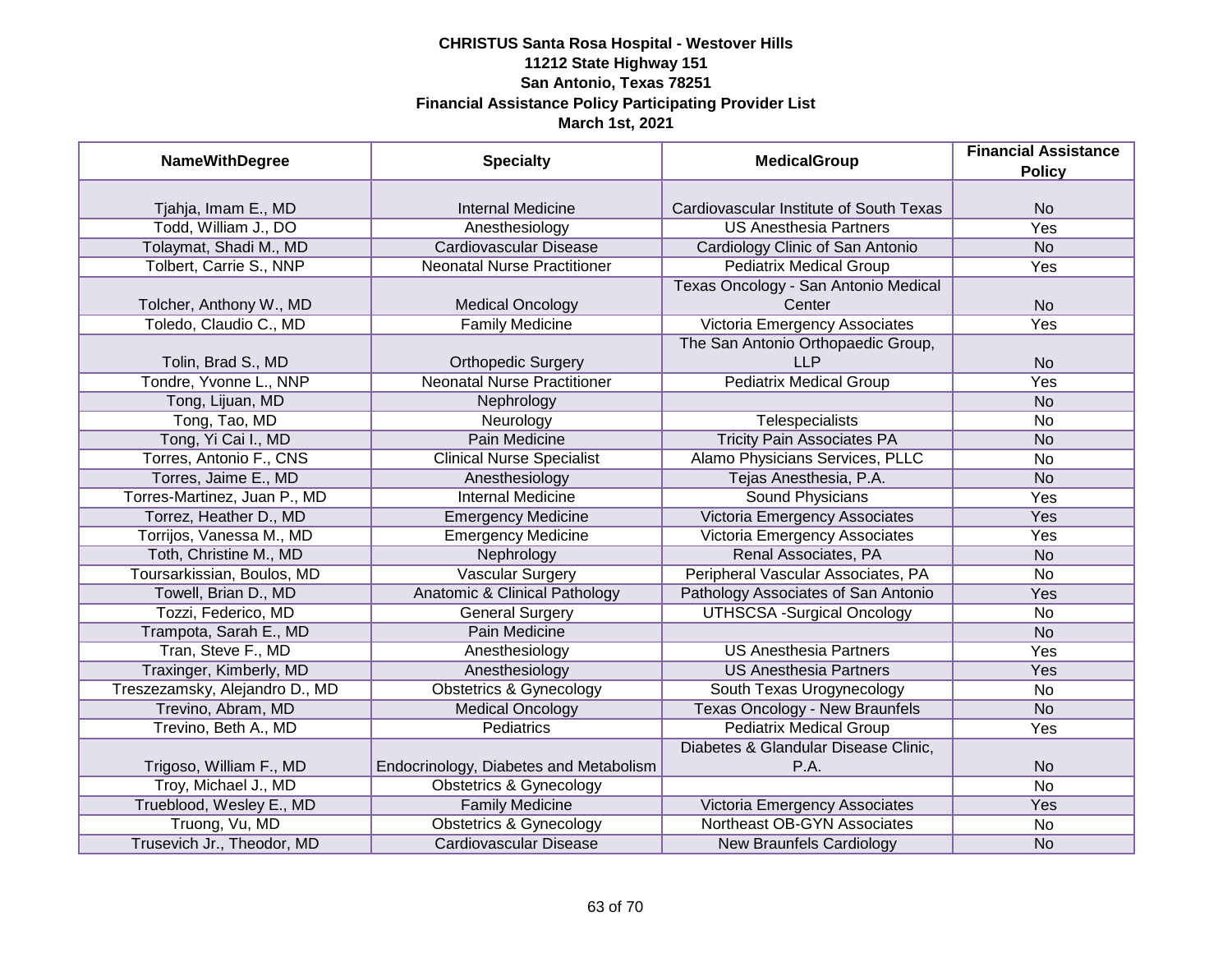**CHRISTUS Santa Rosa Hospital - Westover Hills**
**11212 State Highway 151**
**San Antonio, Texas 78251**
**Financial Assistance Policy Participating Provider List**
**March 1st, 2021**

| NameWithDegree | Specialty | MedicalGroup | Financial Assistance Policy |
|---|---|---|---|
| Tjahja, Imam E., MD | Internal Medicine | Cardiovascular Institute of South Texas | No |
| Todd, William J., DO | Anesthesiology | US Anesthesia Partners | Yes |
| Tolaymat, Shadi M., MD | Cardiovascular Disease | Cardiology Clinic of San Antonio | No |
| Tolbert, Carrie S., NNP | Neonatal Nurse Practitioner | Pediatrix Medical Group | Yes |
| Tolcher, Anthony W., MD | Medical Oncology | Texas Oncology - San Antonio Medical Center | No |
| Toledo, Claudio C., MD | Family Medicine | Victoria Emergency Associates | Yes |
| Tolin, Brad S., MD | Orthopedic Surgery | The San Antonio Orthopaedic Group, LLP | No |
| Tondre, Yvonne L., NNP | Neonatal Nurse Practitioner | Pediatrix Medical Group | Yes |
| Tong, Lijuan, MD | Nephrology | | No |
| Tong, Tao, MD | Neurology | Telespecialists | No |
| Tong, Yi Cai I., MD | Pain Medicine | Tricity Pain Associates PA | No |
| Torres, Antonio F., CNS | Clinical Nurse Specialist | Alamo Physicians Services, PLLC | No |
| Torres, Jaime E., MD | Anesthesiology | Tejas Anesthesia, P.A. | No |
| Torres-Martinez, Juan P., MD | Internal Medicine | Sound Physicians | Yes |
| Torrez, Heather D., MD | Emergency Medicine | Victoria Emergency Associates | Yes |
| Torrijos, Vanessa M., MD | Emergency Medicine | Victoria Emergency Associates | Yes |
| Toth, Christine M., MD | Nephrology | Renal Associates, PA | No |
| Toursarkissian, Boulos, MD | Vascular Surgery | Peripheral Vascular Associates, PA | No |
| Towell, Brian D., MD | Anatomic & Clinical Pathology | Pathology Associates of San Antonio | Yes |
| Tozzi, Federico, MD | General Surgery | UTHSCSA -Surgical Oncology | No |
| Trampota, Sarah E., MD | Pain Medicine | | No |
| Tran, Steve F., MD | Anesthesiology | US Anesthesia Partners | Yes |
| Traxinger, Kimberly, MD | Anesthesiology | US Anesthesia Partners | Yes |
| Treszezamsky, Alejandro D., MD | Obstetrics & Gynecology | South Texas Urogynecology | No |
| Trevino, Abram, MD | Medical Oncology | Texas Oncology - New Braunfels | No |
| Trevino, Beth A., MD | Pediatrics | Pediatrix Medical Group | Yes |
| Trigoso, William F., MD | Endocrinology, Diabetes and Metabolism | Diabetes & Glandular Disease Clinic, P.A. | No |
| Troy, Michael J., MD | Obstetrics & Gynecology | | No |
| Trueblood, Wesley E., MD | Family Medicine | Victoria Emergency Associates | Yes |
| Truong, Vu, MD | Obstetrics & Gynecology | Northeast OB-GYN Associates | No |
| Trusevich Jr., Theodor, MD | Cardiovascular Disease | New Braunfels Cardiology | No |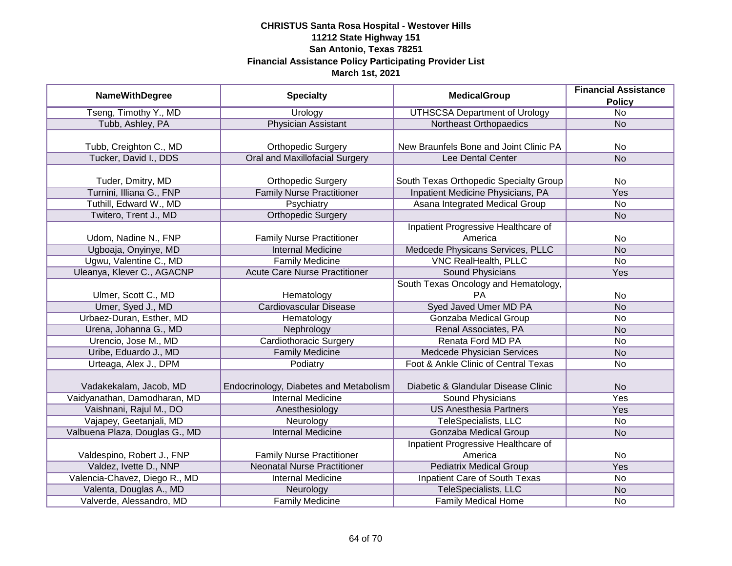**CHRISTUS Santa Rosa Hospital - Westover Hills**
**11212 State Highway 151**
**San Antonio, Texas 78251**
**Financial Assistance Policy Participating Provider List**
**March 1st, 2021**

| NameWithDegree | Specialty | MedicalGroup | Financial Assistance Policy |
|---|---|---|---|
| Tseng, Timothy Y., MD | Urology | UTHSCSA Department of Urology | No |
| Tubb, Ashley, PA | Physician Assistant | Northeast Orthopaedics | No |
| Tubb, Creighton C., MD | Orthopedic Surgery | New Braunfels Bone and Joint Clinic PA | No |
| Tucker, David I., DDS | Oral and Maxillofacial Surgery | Lee Dental Center | No |
| Tuder, Dmitry, MD | Orthopedic Surgery | South Texas Orthopedic Specialty Group | No |
| Turnini, Illiana G., FNP | Family Nurse Practitioner | Inpatient Medicine Physicians, PA | Yes |
| Tuthill, Edward W., MD | Psychiatry | Asana Integrated Medical Group | No |
| Twitero, Trent J., MD | Orthopedic Surgery | | No |
| Udom, Nadine N., FNP | Family Nurse Practitioner | Inpatient Progressive Healthcare of America | No |
| Ugboaja, Onyinye, MD | Internal Medicine | Medcede Physicans Services, PLLC | No |
| Ugwu, Valentine C., MD | Family Medicine | VNC RealHealth, PLLC | No |
| Uleanya, Klever C., AGACNP | Acute Care Nurse Practitioner | Sound Physicians | Yes |
| Ulmer, Scott C., MD | Hematology | South Texas Oncology and Hematology, PA | No |
| Umer, Syed J., MD | Cardiovascular Disease | Syed Javed Umer MD PA | No |
| Urbaez-Duran, Esther, MD | Hematology | Gonzaba Medical Group | No |
| Urena, Johanna G., MD | Nephrology | Renal Associates, PA | No |
| Urencio, Jose M., MD | Cardiothoracic Surgery | Renata Ford MD PA | No |
| Uribe, Eduardo J., MD | Family Medicine | Medcede Physician Services | No |
| Urteaga, Alex J., DPM | Podiatry | Foot & Ankle Clinic of Central Texas | No |
| Vadakekalam, Jacob, MD | Endocrinology, Diabetes and Metabolism | Diabetic & Glandular Disease Clinic | No |
| Vaidyanathan, Damodharan, MD | Internal Medicine | Sound Physicians | Yes |
| Vaishnani, Rajul M., DO | Anesthesiology | US Anesthesia Partners | Yes |
| Vajapey, Geetanjali, MD | Neurology | TeleSpecialists, LLC | No |
| Valbuena Plaza, Douglas G., MD | Internal Medicine | Gonzaba Medical Group | No |
| Valdespino, Robert J., FNP | Family Nurse Practitioner | Inpatient Progressive Healthcare of America | No |
| Valdez, Ivette D., NNP | Neonatal Nurse Practitioner | Pediatrix Medical Group | Yes |
| Valencia-Chavez, Diego R., MD | Internal Medicine | Inpatient Care of South Texas | No |
| Valenta, Douglas A., MD | Neurology | TeleSpecialists, LLC | No |
| Valverde, Alessandro, MD | Family Medicine | Family Medical Home | No |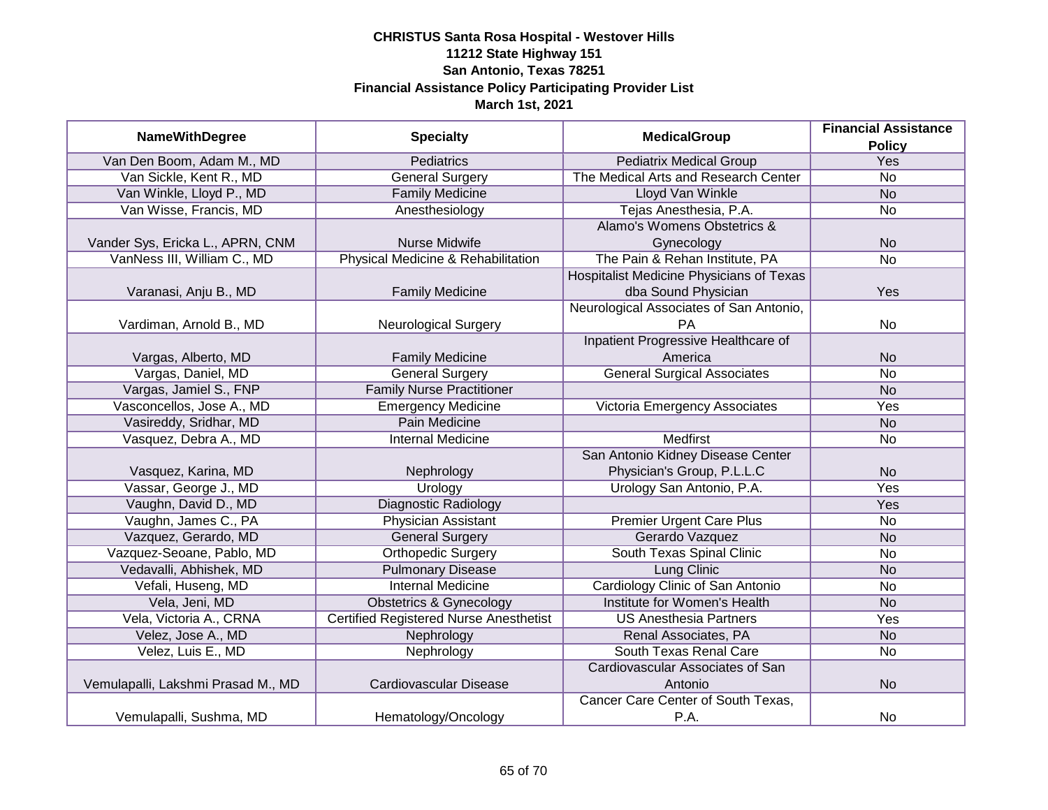**CHRISTUS Santa Rosa Hospital - Westover Hills**
**11212 State Highway 151**
**San Antonio, Texas 78251**
**Financial Assistance Policy Participating Provider List**
**March 1st, 2021**

| NameWithDegree | Specialty | MedicalGroup | Financial Assistance Policy |
|---|---|---|---|
| Van Den Boom, Adam M., MD | Pediatrics | Pediatrix Medical Group | Yes |
| Van Sickle, Kent R., MD | General Surgery | The Medical Arts and Research Center | No |
| Van Winkle, Lloyd P., MD | Family Medicine | Lloyd Van Winkle | No |
| Van Wisse, Francis, MD | Anesthesiology | Tejas Anesthesia, P.A. | No |
| Vander Sys, Ericka L., APRN, CNM | Nurse Midwife | Alamo's Womens Obstetrics & Gynecology | No |
| VanNess III, William C., MD | Physical Medicine & Rehabilitation | The Pain & Rehan Institute, PA | No |
| Varanasi, Anju B., MD | Family Medicine | Hospitalist Medicine Physicians of Texas dba Sound Physician | Yes |
| Vardiman, Arnold B., MD | Neurological Surgery | Neurological Associates of San Antonio, PA | No |
| Vargas, Alberto, MD | Family Medicine | Inpatient Progressive Healthcare of America | No |
| Vargas, Daniel, MD | General Surgery | General Surgical Associates | No |
| Vargas, Jamiel S., FNP | Family Nurse Practitioner | | No |
| Vasconcellos, Jose A., MD | Emergency Medicine | Victoria Emergency Associates | Yes |
| Vasireddy, Sridhar, MD | Pain Medicine | | No |
| Vasquez, Debra A., MD | Internal Medicine | Medfirst | No |
| Vasquez, Karina, MD | Nephrology | San Antonio Kidney Disease Center Physician's Group, P.L.L.C | No |
| Vassar, George J., MD | Urology | Urology San Antonio, P.A. | Yes |
| Vaughn, David D., MD | Diagnostic Radiology | | Yes |
| Vaughn, James C., PA | Physician Assistant | Premier Urgent Care Plus | No |
| Vazquez, Gerardo, MD | General Surgery | Gerardo Vazquez | No |
| Vazquez-Seoane, Pablo, MD | Orthopedic Surgery | South Texas Spinal Clinic | No |
| Vedavalli, Abhishek, MD | Pulmonary Disease | Lung Clinic | No |
| Vefali, Huseng, MD | Internal Medicine | Cardiology Clinic of San Antonio | No |
| Vela, Jeni, MD | Obstetrics & Gynecology | Institute for Women's Health | No |
| Vela, Victoria A., CRNA | Certified Registered Nurse Anesthetist | US Anesthesia Partners | Yes |
| Velez, Jose A., MD | Nephrology | Renal Associates, PA | No |
| Velez, Luis E., MD | Nephrology | South Texas Renal Care | No |
| Vemulapalli, Lakshmi Prasad M., MD | Cardiovascular Disease | Cardiovascular Associates of San Antonio | No |
| Vemulapalli, Sushma, MD | Hematology/Oncology | Cancer Care Center of South Texas, P.A. | No |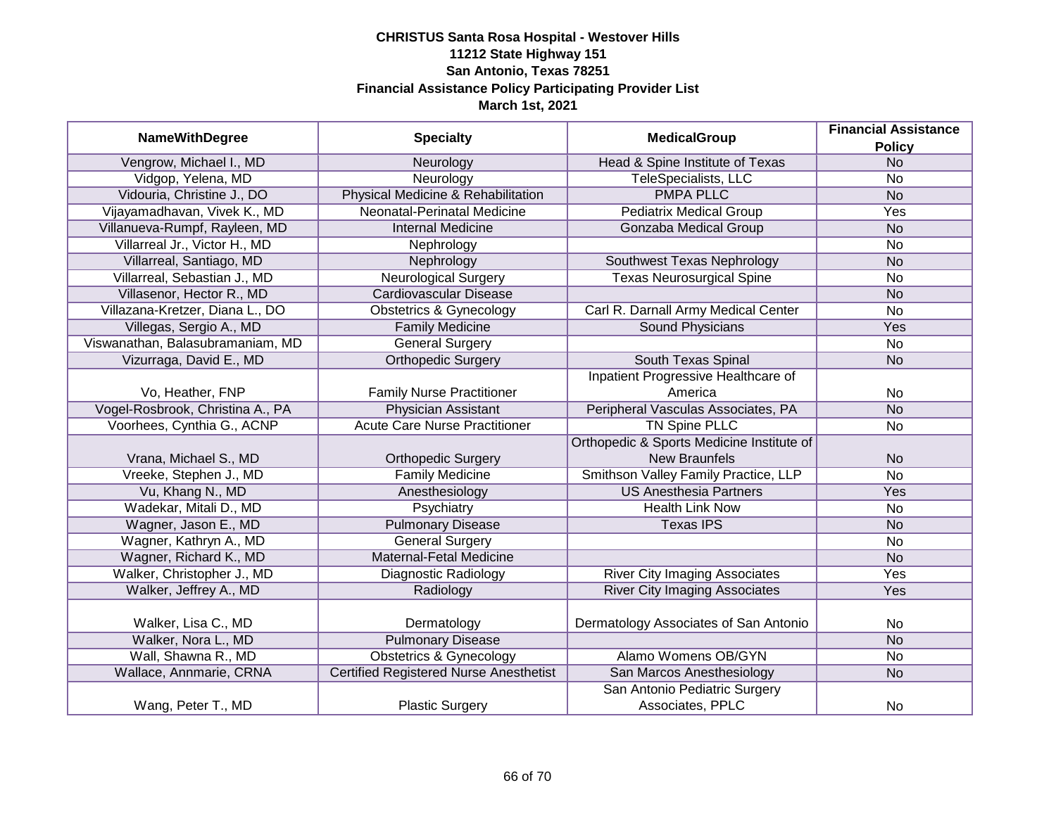**CHRISTUS Santa Rosa Hospital - Westover Hills**
**11212 State Highway 151**
**San Antonio, Texas 78251**
**Financial Assistance Policy Participating Provider List**
**March 1st, 2021**

| NameWithDegree | Specialty | MedicalGroup | Financial Assistance Policy |
|---|---|---|---|
| Vengrow, Michael I., MD | Neurology | Head & Spine Institute of Texas | No |
| Vidgop, Yelena, MD | Neurology | TeleSpecialists, LLC | No |
| Vidouria, Christine J., DO | Physical Medicine & Rehabilitation | PMPA PLLC | No |
| Vijayamadhavan, Vivek K., MD | Neonatal-Perinatal Medicine | Pediatrix Medical Group | Yes |
| Villanueva-Rumpf, Rayleen, MD | Internal Medicine | Gonzaba Medical Group | No |
| Villarreal Jr., Victor H., MD | Nephrology | | No |
| Villarreal, Santiago, MD | Nephrology | Southwest Texas Nephrology | No |
| Villarreal, Sebastian J., MD | Neurological Surgery | Texas Neurosurgical Spine | No |
| Villasenor, Hector R., MD | Cardiovascular Disease | | No |
| Villazana-Kretzer, Diana L., DO | Obstetrics & Gynecology | Carl R. Darnall Army Medical Center | No |
| Villegas, Sergio A., MD | Family Medicine | Sound Physicians | Yes |
| Viswanathan, Balasubramaniam, MD | General Surgery | | No |
| Vizurraga, David E., MD | Orthopedic Surgery | South Texas Spinal | No |
| Vo, Heather, FNP | Family Nurse Practitioner | Inpatient Progressive Healthcare of America | No |
| Vogel-Rosbrook, Christina A., PA | Physician Assistant | Peripheral Vasculas Associates, PA | No |
| Voorhees, Cynthia G., ACNP | Acute Care Nurse Practitioner | TN Spine PLLC | No |
| Vrana, Michael S., MD | Orthopedic Surgery | Orthopedic & Sports Medicine Institute of New Braunfels | No |
| Vreeke, Stephen J., MD | Family Medicine | Smithson Valley Family Practice, LLP | No |
| Vu, Khang N., MD | Anesthesiology | US Anesthesia Partners | Yes |
| Wadekar, Mitali D., MD | Psychiatry | Health Link Now | No |
| Wagner, Jason E., MD | Pulmonary Disease | Texas IPS | No |
| Wagner, Kathryn A., MD | General Surgery | | No |
| Wagner, Richard K., MD | Maternal-Fetal Medicine | | No |
| Walker, Christopher J., MD | Diagnostic Radiology | River City Imaging Associates | Yes |
| Walker, Jeffrey A., MD | Radiology | River City Imaging Associates | Yes |
| Walker, Lisa C., MD | Dermatology | Dermatology Associates of San Antonio | No |
| Walker, Nora L., MD | Pulmonary Disease | | No |
| Wall, Shawna R., MD | Obstetrics & Gynecology | Alamo Womens OB/GYN | No |
| Wallace, Annmarie, CRNA | Certified Registered Nurse Anesthetist | San Marcos Anesthesiology | No |
| Wang, Peter T., MD | Plastic Surgery | San Antonio Pediatric Surgery Associates, PPLC | No |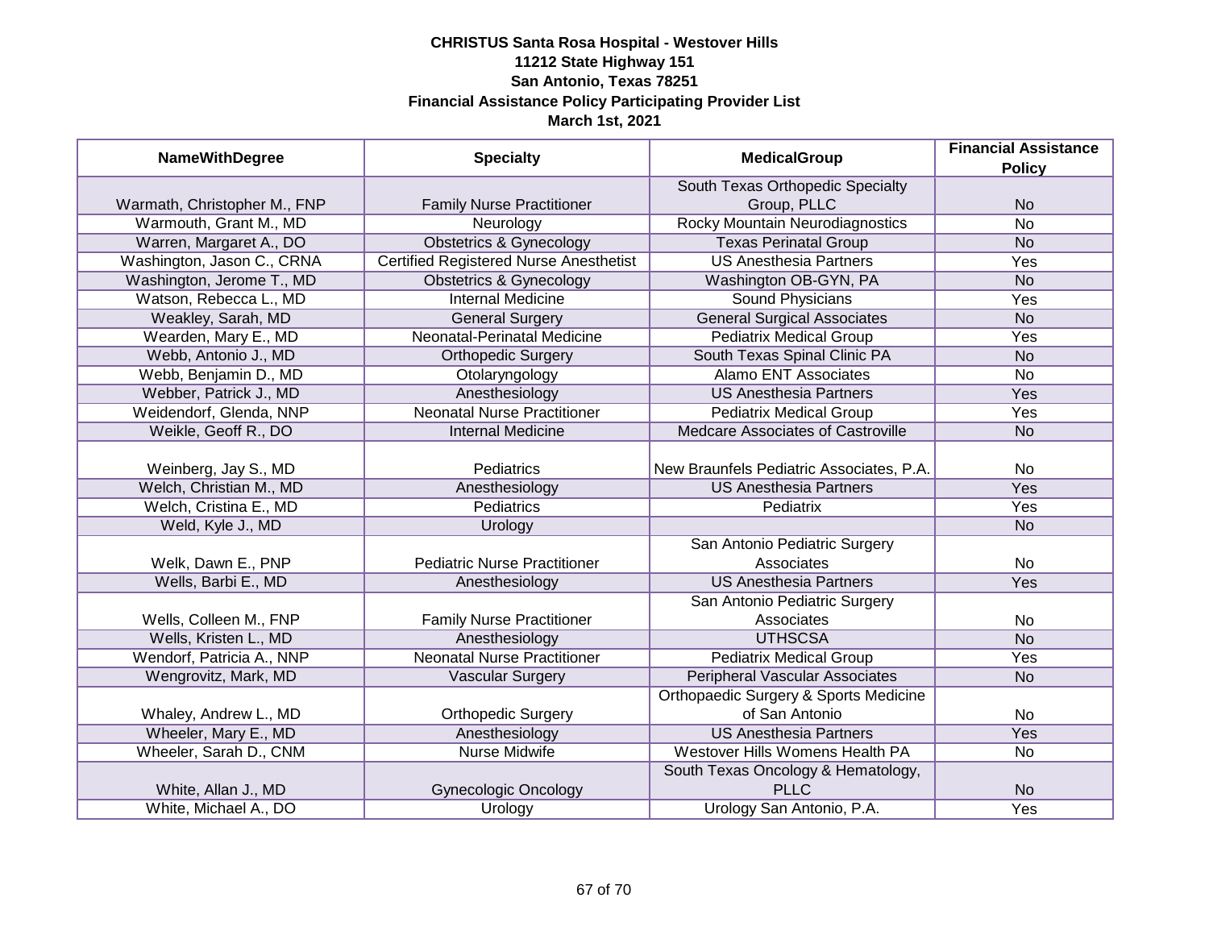# CHRISTUS Santa Rosa Hospital - Westover Hills
## 11212 State Highway 151
## San Antonio, Texas 78251
## Financial Assistance Policy Participating Provider List
## March 1st, 2021

| NameWithDegree | Specialty | MedicalGroup | Financial Assistance Policy |
|---|---|---|---|
| Warmath, Christopher M., FNP | Family Nurse Practitioner | South Texas Orthopedic Specialty Group, PLLC | No |
| Warmouth, Grant M., MD | Neurology | Rocky Mountain Neurodiagnostics | No |
| Warren, Margaret A., DO | Obstetrics & Gynecology | Texas Perinatal Group | No |
| Washington, Jason C., CRNA | Certified Registered Nurse Anesthetist | US Anesthesia Partners | Yes |
| Washington, Jerome T., MD | Obstetrics & Gynecology | Washington OB-GYN, PA | No |
| Watson, Rebecca L., MD | Internal Medicine | Sound Physicians | Yes |
| Weakley, Sarah, MD | General Surgery | General Surgical Associates | No |
| Wearden, Mary E., MD | Neonatal-Perinatal Medicine | Pediatrix Medical Group | Yes |
| Webb, Antonio J., MD | Orthopedic Surgery | South Texas Spinal Clinic PA | No |
| Webb, Benjamin D., MD | Otolaryngology | Alamo ENT Associates | No |
| Webber, Patrick J., MD | Anesthesiology | US Anesthesia Partners | Yes |
| Weidendorf, Glenda, NNP | Neonatal Nurse Practitioner | Pediatrix Medical Group | Yes |
| Weikle, Geoff R., DO | Internal Medicine | Medcare Associates of Castroville | No |
| Weinberg, Jay S., MD | Pediatrics | New Braunfels Pediatric Associates, P.A. | No |
| Welch, Christian M., MD | Anesthesiology | US Anesthesia Partners | Yes |
| Welch, Cristina E., MD | Pediatrics | Pediatrix | Yes |
| Weld, Kyle J., MD | Urology | | No |
| Welk, Dawn E., PNP | Pediatric Nurse Practitioner | San Antonio Pediatric Surgery Associates | No |
| Wells, Barbi E., MD | Anesthesiology | US Anesthesia Partners | Yes |
| Wells, Colleen M., FNP | Family Nurse Practitioner | San Antonio Pediatric Surgery Associates | No |
| Wells, Kristen L., MD | Anesthesiology | UTHSCSA | No |
| Wendorf, Patricia A., NNP | Neonatal Nurse Practitioner | Pediatrix Medical Group | Yes |
| Wengrovitz, Mark, MD | Vascular Surgery | Peripheral Vascular Associates | No |
| Whaley, Andrew L., MD | Orthopedic Surgery | Orthopaedic Surgery & Sports Medicine of San Antonio | No |
| Wheeler, Mary E., MD | Anesthesiology | US Anesthesia Partners | Yes |
| Wheeler, Sarah D., CNM | Nurse Midwife | Westover Hills Womens Health PA | No |
| White, Allan J., MD | Gynecologic Oncology | South Texas Oncology & Hematology, PLLC | No |
| White, Michael A., DO | Urology | Urology San Antonio, P.A. | Yes |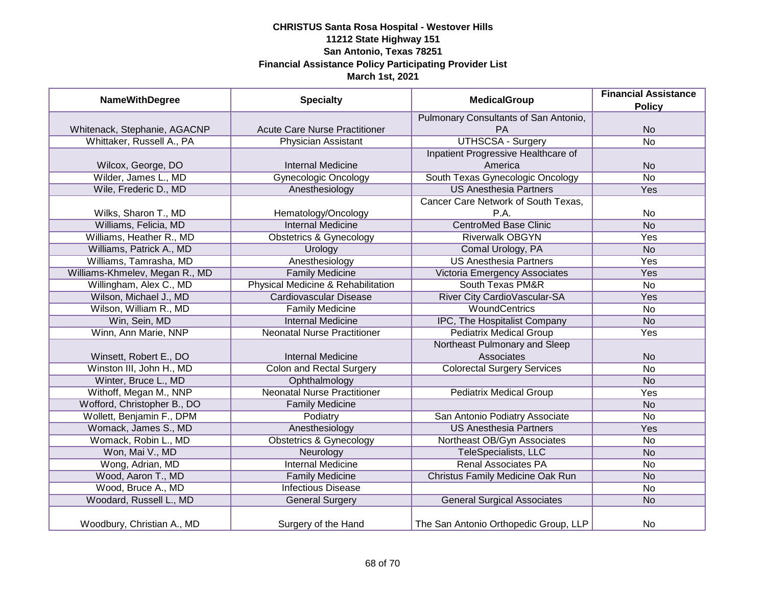**CHRISTUS Santa Rosa Hospital - Westover Hills**
**11212 State Highway 151**
**San Antonio, Texas 78251**
**Financial Assistance Policy Participating Provider List**
**March 1st, 2021**

| NameWithDegree | Specialty | MedicalGroup | Financial Assistance Policy |
|---|---|---|---|
| Whitenack, Stephanie, AGACNP | Acute Care Nurse Practitioner | Pulmonary Consultants of San Antonio, PA | No |
| Whittaker, Russell A., PA | Physician Assistant | UTHSCSA - Surgery | No |
| Wilcox, George, DO | Internal Medicine | Inpatient Progressive Healthcare of America | No |
| Wilder, James L., MD | Gynecologic Oncology | South Texas Gynecologic Oncology | No |
| Wile, Frederic D., MD | Anesthesiology | US Anesthesia Partners | Yes |
| Wilks, Sharon T., MD | Hematology/Oncology | Cancer Care Network of South Texas, P.A. | No |
| Williams, Felicia, MD | Internal Medicine | CentroMed Base Clinic | No |
| Williams, Heather R., MD | Obstetrics & Gynecology | Riverwalk OBGYN | Yes |
| Williams, Patrick A., MD | Urology | Comal Urology, PA | No |
| Williams, Tamrasha, MD | Anesthesiology | US Anesthesia Partners | Yes |
| Williams-Khmelev, Megan R., MD | Family Medicine | Victoria Emergency Associates | Yes |
| Willingham, Alex C., MD | Physical Medicine & Rehabilitation | South Texas PM&R | No |
| Wilson, Michael J., MD | Cardiovascular Disease | River City CardioVascular-SA | Yes |
| Wilson, William R., MD | Family Medicine | WoundCentrics | No |
| Win, Sein, MD | Internal Medicine | IPC, The Hospitalist Company | No |
| Winn, Ann Marie, NNP | Neonatal Nurse Practitioner | Pediatrix Medical Group | Yes |
| Winsett, Robert E., DO | Internal Medicine | Northeast Pulmonary and Sleep Associates | No |
| Winston III, John H., MD | Colon and Rectal Surgery | Colorectal Surgery Services | No |
| Winter, Bruce L., MD | Ophthalmology | | No |
| Withoff, Megan M., NNP | Neonatal Nurse Practitioner | Pediatrix Medical Group | Yes |
| Wofford, Christopher B., DO | Family Medicine | | No |
| Wollett, Benjamin F., DPM | Podiatry | San Antonio Podiatry Associate | No |
| Womack, James S., MD | Anesthesiology | US Anesthesia Partners | Yes |
| Womack, Robin L., MD | Obstetrics & Gynecology | Northeast OB/Gyn Associates | No |
| Won, Mai V., MD | Neurology | TeleSpecialists, LLC | No |
| Wong, Adrian, MD | Internal Medicine | Renal Associates PA | No |
| Wood, Aaron T., MD | Family Medicine | Christus Family Medicine Oak Run | No |
| Wood, Bruce A., MD | Infectious Disease | | No |
| Woodard, Russell L., MD | General Surgery | General Surgical Associates | No |
| Woodbury, Christian A., MD | Surgery of the Hand | The San Antonio Orthopedic Group, LLP | No |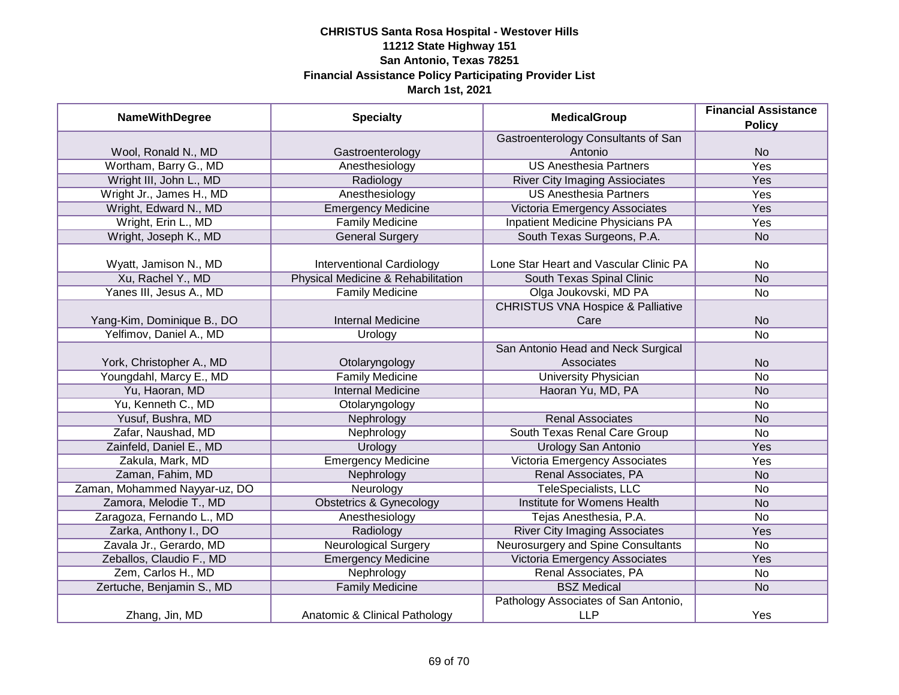**CHRISTUS Santa Rosa Hospital - Westover Hills**
**11212 State Highway 151**
**San Antonio, Texas 78251**
**Financial Assistance Policy Participating Provider List**
**March 1st, 2021**

| NameWithDegree | Specialty | MedicalGroup | Financial Assistance Policy |
|---|---|---|---|
| Wool, Ronald N., MD | Gastroenterology | Gastroenterology Consultants of San Antonio | No |
| Wortham, Barry G., MD | Anesthesiology | US Anesthesia Partners | Yes |
| Wright III, John L., MD | Radiology | River City Imaging Asiociates | Yes |
| Wright Jr., James H., MD | Anesthesiology | US Anesthesia Partners | Yes |
| Wright, Edward N., MD | Emergency Medicine | Victoria Emergency Associates | Yes |
| Wright, Erin L., MD | Family Medicine | Inpatient Medicine Physicians PA | Yes |
| Wright, Joseph K., MD | General Surgery | South Texas Surgeons, P.A. | No |
| Wyatt, Jamison N., MD | Interventional Cardiology | Lone Star Heart and Vascular Clinic PA | No |
| Xu, Rachel Y., MD | Physical Medicine & Rehabilitation | South Texas Spinal Clinic | No |
| Yanes III, Jesus A., MD | Family Medicine | Olga Joukovski, MD PA | No |
| Yang-Kim, Dominique B., DO | Internal Medicine | CHRISTUS VNA Hospice & Palliative Care | No |
| Yelfimov, Daniel A., MD | Urology | | No |
| York, Christopher A., MD | Otolaryngology | San Antonio Head and Neck Surgical Associates | No |
| Youngdahl, Marcy E., MD | Family Medicine | University Physician | No |
| Yu, Haoran, MD | Internal Medicine | Haoran Yu, MD, PA | No |
| Yu, Kenneth C., MD | Otolaryngology | | No |
| Yusuf, Bushra, MD | Nephrology | Renal Associates | No |
| Zafar, Naushad, MD | Nephrology | South Texas Renal Care Group | No |
| Zainfeld, Daniel E., MD | Urology | Urology San Antonio | Yes |
| Zakula, Mark, MD | Emergency Medicine | Victoria Emergency Associates | Yes |
| Zaman, Fahim, MD | Nephrology | Renal Associates, PA | No |
| Zaman, Mohammed Nayyar-uz, DO | Neurology | TeleSpecialists, LLC | No |
| Zamora, Melodie T., MD | Obstetrics & Gynecology | Institute for Womens Health | No |
| Zaragoza, Fernando L., MD | Anesthesiology | Tejas Anesthesia, P.A. | No |
| Zarka, Anthony I., DO | Radiology | River City Imaging Associates | Yes |
| Zavala Jr., Gerardo, MD | Neurological Surgery | Neurosurgery and Spine Consultants | No |
| Zeballos, Claudio F., MD | Emergency Medicine | Victoria Emergency Associates | Yes |
| Zem, Carlos H., MD | Nephrology | Renal Associates, PA | No |
| Zertuche, Benjamin S., MD | Family Medicine | BSZ Medical | No |
| Zhang, Jin, MD | Anatomic & Clinical Pathology | Pathology Associates of San Antonio, LLP | Yes |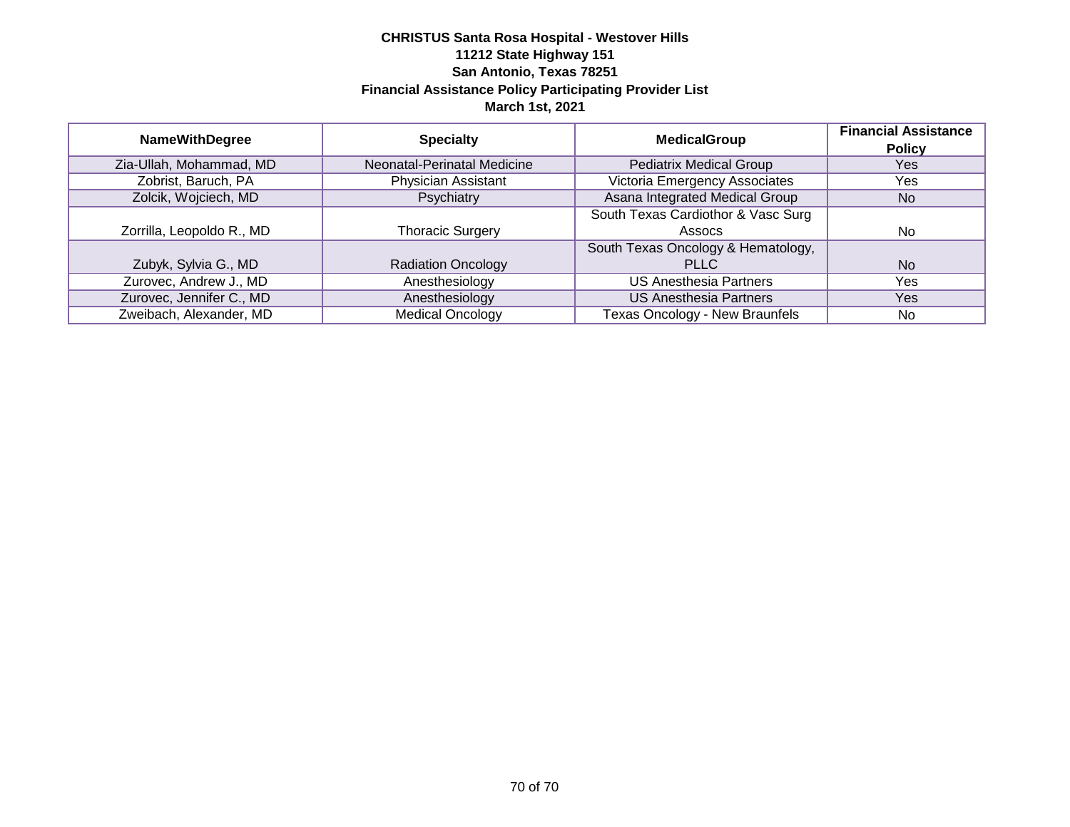**CHRISTUS Santa Rosa Hospital - Westover Hills**
**11212 State Highway 151**
**San Antonio, Texas 78251**
**Financial Assistance Policy Participating Provider List**
**March 1st, 2021**

| NameWithDegree | Specialty | MedicalGroup | Financial Assistance Policy |
|---|---|---|---|
| Zia-Ullah, Mohammad, MD | Neonatal-Perinatal Medicine | Pediatrix Medical Group | Yes |
| Zobrist, Baruch, PA | Physician Assistant | Victoria Emergency Associates | Yes |
| Zolcik, Wojciech, MD | Psychiatry | Asana Integrated Medical Group | No |
| Zorrilla, Leopoldo R., MD | Thoracic Surgery | South Texas Cardiothor & Vasc Surg Assocs | No |
| Zubyk, Sylvia G., MD | Radiation Oncology | South Texas Oncology & Hematology, PLLC | No |
| Zurovec, Andrew J., MD | Anesthesiology | US Anesthesia Partners | Yes |
| Zurovec, Jennifer C., MD | Anesthesiology | US Anesthesia Partners | Yes |
| Zweibach, Alexander, MD | Medical Oncology | Texas Oncology - New Braunfels | No |